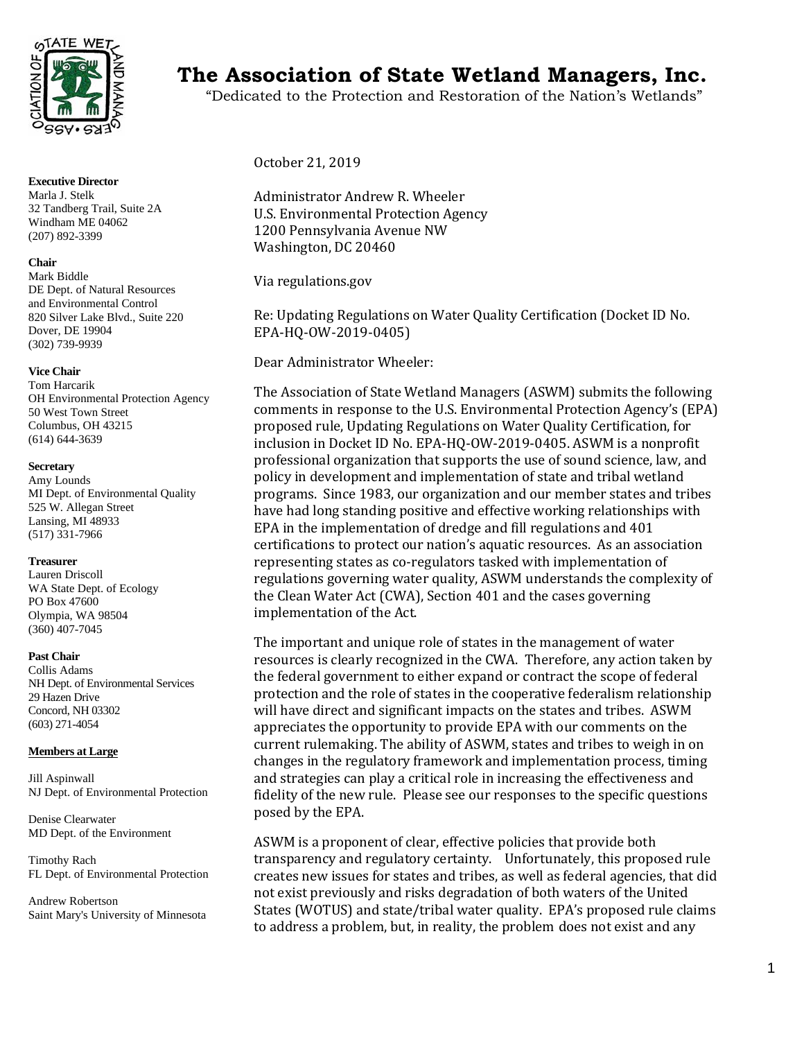# The Association of State Wetland Managers, Inc.

"Dedicated to the Protection and Restoration of the Nation's Wetlands"

**Executive Director**
Marla J. Stelk
32 Tandberg Trail, Suite 2A
Windham ME 04062
(207) 892-3399

**Chair**
Mark Biddle
DE Dept. of Natural Resources and Environmental Control
820 Silver Lake Blvd., Suite 220
Dover, DE 19904
(302) 739-9939

**Vice Chair**
Tom Harcarik
OH Environmental Protection Agency
50 West Town Street
Columbus, OH 43215
(614) 644-3639

**Secretary**
Amy Lounds
MI Dept. of Environmental Quality
525 W. Allegan Street
Lansing, MI 48933
(517) 331-7966

**Treasurer**
Lauren Driscoll
WA State Dept. of Ecology
PO Box 47600
Olympia, WA 98504
(360) 407-7045

**Past Chair**
Collis Adams
NH Dept. of Environmental Services
29 Hazen Drive
Concord, NH 03302
(603) 271-4054

**Members at Large**

Jill Aspinwall
NJ Dept. of Environmental Protection

Denise Clearwater
MD Dept. of the Environment

Timothy Rach
FL Dept. of Environmental Protection

Andrew Robertson
Saint Mary's University of Minnesota

October 21, 2019

Administrator Andrew R. Wheeler
U.S. Environmental Protection Agency
1200 Pennsylvania Avenue NW
Washington, DC 20460

Via regulations.gov

Re: Updating Regulations on Water Quality Certification (Docket ID No. EPA-HQ-OW-2019-0405)

Dear Administrator Wheeler:

The Association of State Wetland Managers (ASWM) submits the following comments in response to the U.S. Environmental Protection Agency's (EPA) proposed rule, Updating Regulations on Water Quality Certification, for inclusion in Docket ID No. EPA-HQ-OW-2019-0405. ASWM is a nonprofit professional organization that supports the use of sound science, law, and policy in development and implementation of state and tribal wetland programs. Since 1983, our organization and our member states and tribes have had long standing positive and effective working relationships with EPA in the implementation of dredge and fill regulations and 401 certifications to protect our nation's aquatic resources. As an association representing states as co-regulators tasked with implementation of regulations governing water quality, ASWM understands the complexity of the Clean Water Act (CWA), Section 401 and the cases governing implementation of the Act.

The important and unique role of states in the management of water resources is clearly recognized in the CWA. Therefore, any action taken by the federal government to either expand or contract the scope of federal protection and the role of states in the cooperative federalism relationship will have direct and significant impacts on the states and tribes. ASWM appreciates the opportunity to provide EPA with our comments on the current rulemaking. The ability of ASWM, states and tribes to weigh in on changes in the regulatory framework and implementation process, timing and strategies can play a critical role in increasing the effectiveness and fidelity of the new rule. Please see our responses to the specific questions posed by the EPA.

ASWM is a proponent of clear, effective policies that provide both transparency and regulatory certainty. Unfortunately, this proposed rule creates new issues for states and tribes, as well as federal agencies, that did not exist previously and risks degradation of both waters of the United States (WOTUS) and state/tribal water quality. EPA's proposed rule claims to address a problem, but, in reality, the problem does not exist and any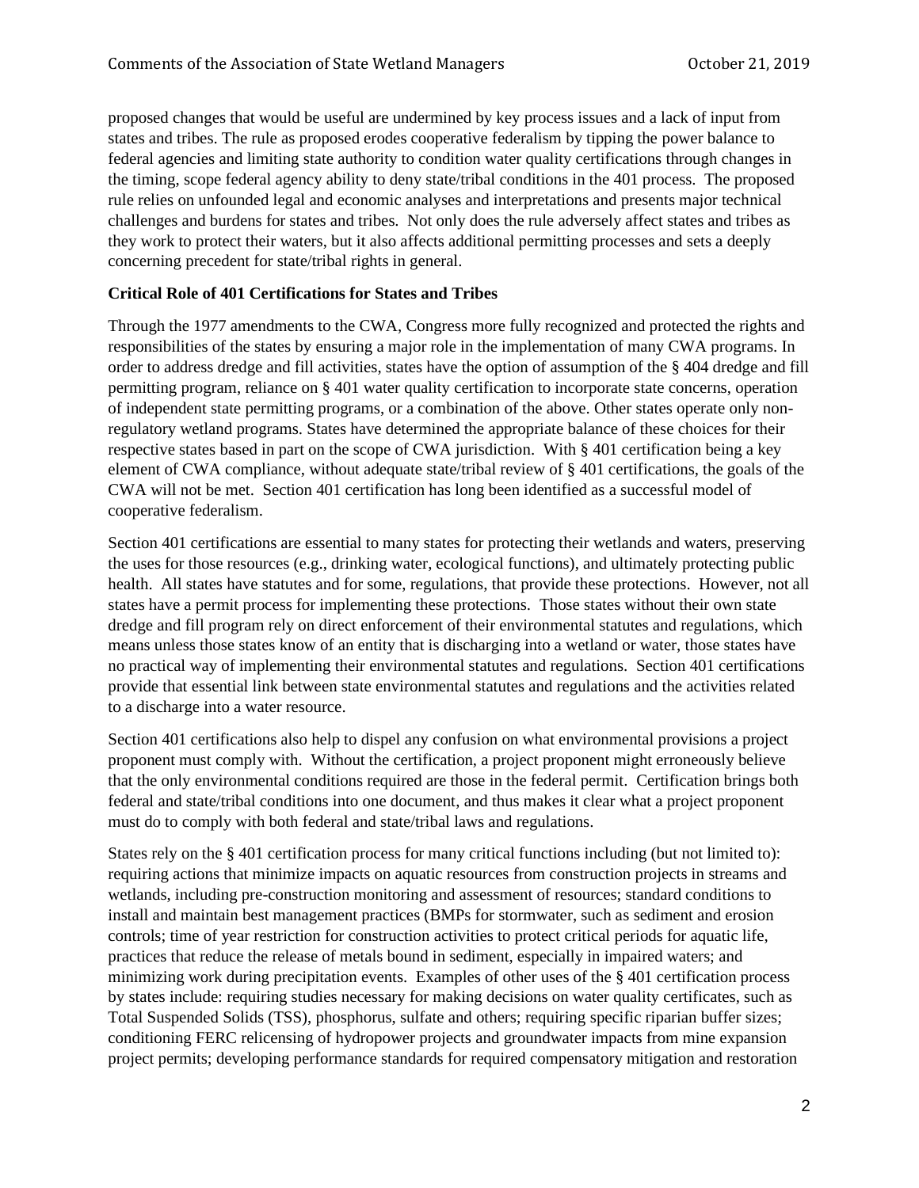proposed changes that would be useful are undermined by key process issues and a lack of input from states and tribes. The rule as proposed erodes cooperative federalism by tipping the power balance to federal agencies and limiting state authority to condition water quality certifications through changes in the timing, scope federal agency ability to deny state/tribal conditions in the 401 process. The proposed rule relies on unfounded legal and economic analyses and interpretations and presents major technical challenges and burdens for states and tribes. Not only does the rule adversely affect states and tribes as they work to protect their waters, but it also affects additional permitting processes and sets a deeply concerning precedent for state/tribal rights in general.

**Critical Role of 401 Certifications for States and Tribes**

Through the 1977 amendments to the CWA, Congress more fully recognized and protected the rights and responsibilities of the states by ensuring a major role in the implementation of many CWA programs. In order to address dredge and fill activities, states have the option of assumption of the § 404 dredge and fill permitting program, reliance on § 401 water quality certification to incorporate state concerns, operation of independent state permitting programs, or a combination of the above. Other states operate only non-regulatory wetland programs. States have determined the appropriate balance of these choices for their respective states based in part on the scope of CWA jurisdiction. With § 401 certification being a key element of CWA compliance, without adequate state/tribal review of § 401 certifications, the goals of the CWA will not be met. Section 401 certification has long been identified as a successful model of cooperative federalism.

Section 401 certifications are essential to many states for protecting their wetlands and waters, preserving the uses for those resources (e.g., drinking water, ecological functions), and ultimately protecting public health. All states have statutes and for some, regulations, that provide these protections. However, not all states have a permit process for implementing these protections. Those states without their own state dredge and fill program rely on direct enforcement of their environmental statutes and regulations, which means unless those states know of an entity that is discharging into a wetland or water, those states have no practical way of implementing their environmental statutes and regulations. Section 401 certifications provide that essential link between state environmental statutes and regulations and the activities related to a discharge into a water resource.

Section 401 certifications also help to dispel any confusion on what environmental provisions a project proponent must comply with. Without the certification, a project proponent might erroneously believe that the only environmental conditions required are those in the federal permit. Certification brings both federal and state/tribal conditions into one document, and thus makes it clear what a project proponent must do to comply with both federal and state/tribal laws and regulations.

States rely on the § 401 certification process for many critical functions including (but not limited to): requiring actions that minimize impacts on aquatic resources from construction projects in streams and wetlands, including pre-construction monitoring and assessment of resources; standard conditions to install and maintain best management practices (BMPs for stormwater, such as sediment and erosion controls; time of year restriction for construction activities to protect critical periods for aquatic life, practices that reduce the release of metals bound in sediment, especially in impaired waters; and minimizing work during precipitation events. Examples of other uses of the § 401 certification process by states include: requiring studies necessary for making decisions on water quality certificates, such as Total Suspended Solids (TSS), phosphorus, sulfate and others; requiring specific riparian buffer sizes; conditioning FERC relicensing of hydropower projects and groundwater impacts from mine expansion project permits; developing performance standards for required compensatory mitigation and restoration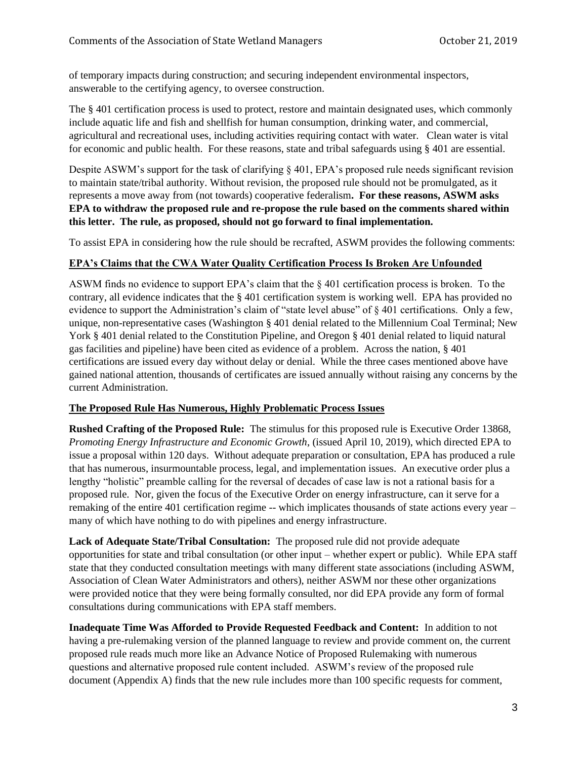of temporary impacts during construction; and securing independent environmental inspectors, answerable to the certifying agency, to oversee construction.

The § 401 certification process is used to protect, restore and maintain designated uses, which commonly include aquatic life and fish and shellfish for human consumption, drinking water, and commercial, agricultural and recreational uses, including activities requiring contact with water. Clean water is vital for economic and public health. For these reasons, state and tribal safeguards using § 401 are essential.

Despite ASWM's support for the task of clarifying § 401, EPA's proposed rule needs significant revision to maintain state/tribal authority. Without revision, the proposed rule should not be promulgated, as it represents a move away from (not towards) cooperative federalism**. For these reasons, ASWM asks EPA to withdraw the proposed rule and re-propose the rule based on the comments shared within this letter. The rule, as proposed, should not go forward to final implementation.**

To assist EPA in considering how the rule should be recrafted, ASWM provides the following comments:

**EPA's Claims that the CWA Water Quality Certification Process Is Broken Are Unfounded**

ASWM finds no evidence to support EPA's claim that the § 401 certification process is broken. To the contrary, all evidence indicates that the § 401 certification system is working well. EPA has provided no evidence to support the Administration's claim of "state level abuse" of § 401 certifications. Only a few, unique, non-representative cases (Washington § 401 denial related to the Millennium Coal Terminal; New York § 401 denial related to the Constitution Pipeline, and Oregon § 401 denial related to liquid natural gas facilities and pipeline) have been cited as evidence of a problem. Across the nation, § 401 certifications are issued every day without delay or denial. While the three cases mentioned above have gained national attention, thousands of certificates are issued annually without raising any concerns by the current Administration.

**The Proposed Rule Has Numerous, Highly Problematic Process Issues**

**Rushed Crafting of the Proposed Rule:** The stimulus for this proposed rule is Executive Order 13868, *Promoting Energy Infrastructure and Economic Growth*, (issued April 10, 2019), which directed EPA to issue a proposal within 120 days. Without adequate preparation or consultation, EPA has produced a rule that has numerous, insurmountable process, legal, and implementation issues. An executive order plus a lengthy "holistic" preamble calling for the reversal of decades of case law is not a rational basis for a proposed rule. Nor, given the focus of the Executive Order on energy infrastructure, can it serve for a remaking of the entire 401 certification regime -- which implicates thousands of state actions every year – many of which have nothing to do with pipelines and energy infrastructure.

**Lack of Adequate State/Tribal Consultation:** The proposed rule did not provide adequate opportunities for state and tribal consultation (or other input – whether expert or public). While EPA staff state that they conducted consultation meetings with many different state associations (including ASWM, Association of Clean Water Administrators and others), neither ASWM nor these other organizations were provided notice that they were being formally consulted, nor did EPA provide any form of formal consultations during communications with EPA staff members.

**Inadequate Time Was Afforded to Provide Requested Feedback and Content:** In addition to not having a pre-rulemaking version of the planned language to review and provide comment on, the current proposed rule reads much more like an Advance Notice of Proposed Rulemaking with numerous questions and alternative proposed rule content included. ASWM's review of the proposed rule document (Appendix A) finds that the new rule includes more than 100 specific requests for comment,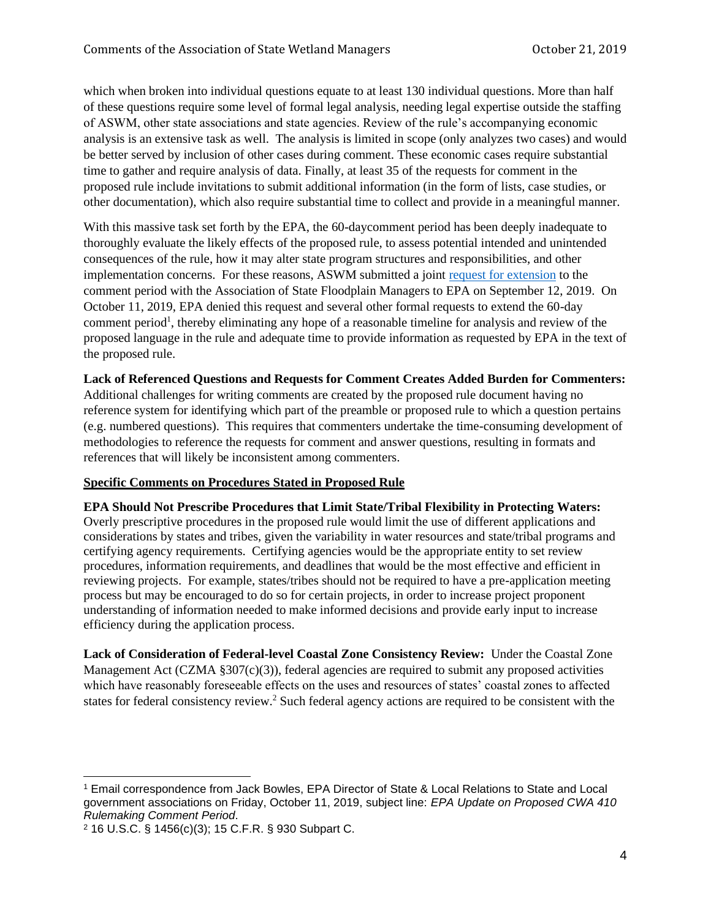which when broken into individual questions equate to at least 130 individual questions. More than half of these questions require some level of formal legal analysis, needing legal expertise outside the staffing of ASWM, other state associations and state agencies. Review of the rule's accompanying economic analysis is an extensive task as well. The analysis is limited in scope (only analyzes two cases) and would be better served by inclusion of other cases during comment. These economic cases require substantial time to gather and require analysis of data. Finally, at least 35 of the requests for comment in the proposed rule include invitations to submit additional information (in the form of lists, case studies, or other documentation), which also require substantial time to collect and provide in a meaningful manner.

With this massive task set forth by the EPA, the 60-daycomment period has been deeply inadequate to thoroughly evaluate the likely effects of the proposed rule, to assess potential intended and unintended consequences of the rule, how it may alter state program structures and responsibilities, and other implementation concerns. For these reasons, ASWM submitted a joint request for extension to the comment period with the Association of State Floodplain Managers to EPA on September 12, 2019. On October 11, 2019, EPA denied this request and several other formal requests to extend the 60-day comment period[1], thereby eliminating any hope of a reasonable timeline for analysis and review of the proposed language in the rule and adequate time to provide information as requested by EPA in the text of the proposed rule.

**Lack of Referenced Questions and Requests for Comment Creates Added Burden for Commenters:** Additional challenges for writing comments are created by the proposed rule document having no reference system for identifying which part of the preamble or proposed rule to which a question pertains (e.g. numbered questions). This requires that commenters undertake the time-consuming development of methodologies to reference the requests for comment and answer questions, resulting in formats and references that will likely be inconsistent among commenters.

**Specific Comments on Procedures Stated in Proposed Rule**

**EPA Should Not Prescribe Procedures that Limit State/Tribal Flexibility in Protecting Waters:** Overly prescriptive procedures in the proposed rule would limit the use of different applications and considerations by states and tribes, given the variability in water resources and state/tribal programs and certifying agency requirements. Certifying agencies would be the appropriate entity to set review procedures, information requirements, and deadlines that would be the most effective and efficient in reviewing projects. For example, states/tribes should not be required to have a pre-application meeting process but may be encouraged to do so for certain projects, in order to increase project proponent understanding of information needed to make informed decisions and provide early input to increase efficiency during the application process.

**Lack of Consideration of Federal-level Coastal Zone Consistency Review:** Under the Coastal Zone Management Act (CZMA §307(c)(3)), federal agencies are required to submit any proposed activities which have reasonably foreseeable effects on the uses and resources of states' coastal zones to affected states for federal consistency review.[2] Such federal agency actions are required to be consistent with the

---

[1] Email correspondence from Jack Bowles, EPA Director of State & Local Relations to State and Local government associations on Friday, October 11, 2019, subject line: *EPA Update on Proposed CWA 410 Rulemaking Comment Period*.

[2] 16 U.S.C. § 1456(c)(3); 15 C.F.R. § 930 Subpart C.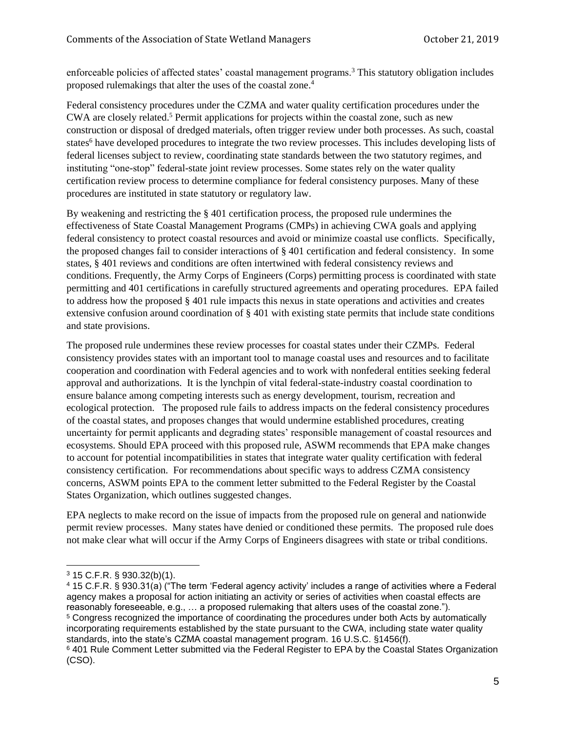enforceable policies of affected states' coastal management programs.[3] This statutory obligation includes proposed rulemakings that alter the uses of the coastal zone.[4]

Federal consistency procedures under the CZMA and water quality certification procedures under the CWA are closely related.[5] Permit applications for projects within the coastal zone, such as new construction or disposal of dredged materials, often trigger review under both processes. As such, coastal states[6] have developed procedures to integrate the two review processes. This includes developing lists of federal licenses subject to review, coordinating state standards between the two statutory regimes, and instituting "one-stop" federal-state joint review processes. Some states rely on the water quality certification review process to determine compliance for federal consistency purposes. Many of these procedures are instituted in state statutory or regulatory law.

By weakening and restricting the § 401 certification process, the proposed rule undermines the effectiveness of State Coastal Management Programs (CMPs) in achieving CWA goals and applying federal consistency to protect coastal resources and avoid or minimize coastal use conflicts. Specifically, the proposed changes fail to consider interactions of § 401 certification and federal consistency. In some states, § 401 reviews and conditions are often intertwined with federal consistency reviews and conditions. Frequently, the Army Corps of Engineers (Corps) permitting process is coordinated with state permitting and 401 certifications in carefully structured agreements and operating procedures. EPA failed to address how the proposed § 401 rule impacts this nexus in state operations and activities and creates extensive confusion around coordination of § 401 with existing state permits that include state conditions and state provisions.

The proposed rule undermines these review processes for coastal states under their CZMPs. Federal consistency provides states with an important tool to manage coastal uses and resources and to facilitate cooperation and coordination with Federal agencies and to work with nonfederal entities seeking federal approval and authorizations. It is the lynchpin of vital federal-state-industry coastal coordination to ensure balance among competing interests such as energy development, tourism, recreation and ecological protection. The proposed rule fails to address impacts on the federal consistency procedures of the coastal states, and proposes changes that would undermine established procedures, creating uncertainty for permit applicants and degrading states' responsible management of coastal resources and ecosystems. Should EPA proceed with this proposed rule, ASWM recommends that EPA make changes to account for potential incompatibilities in states that integrate water quality certification with federal consistency certification. For recommendations about specific ways to address CZMA consistency concerns, ASWM points EPA to the comment letter submitted to the Federal Register by the Coastal States Organization, which outlines suggested changes.

EPA neglects to make record on the issue of impacts from the proposed rule on general and nationwide permit review processes. Many states have denied or conditioned these permits. The proposed rule does not make clear what will occur if the Army Corps of Engineers disagrees with state or tribal conditions.

---

[3] 15 C.F.R. § 930.32(b)(1).

[4] 15 C.F.R. § 930.31(a) ("The term 'Federal agency activity' includes a range of activities where a Federal agency makes a proposal for action initiating an activity or series of activities when coastal effects are reasonably foreseeable, e.g., … a proposed rulemaking that alters uses of the coastal zone.").

[5] Congress recognized the importance of coordinating the procedures under both Acts by automatically incorporating requirements established by the state pursuant to the CWA, including state water quality standards, into the state's CZMA coastal management program. 16 U.S.C. §1456(f).

[6] 401 Rule Comment Letter submitted via the Federal Register to EPA by the Coastal States Organization (CSO).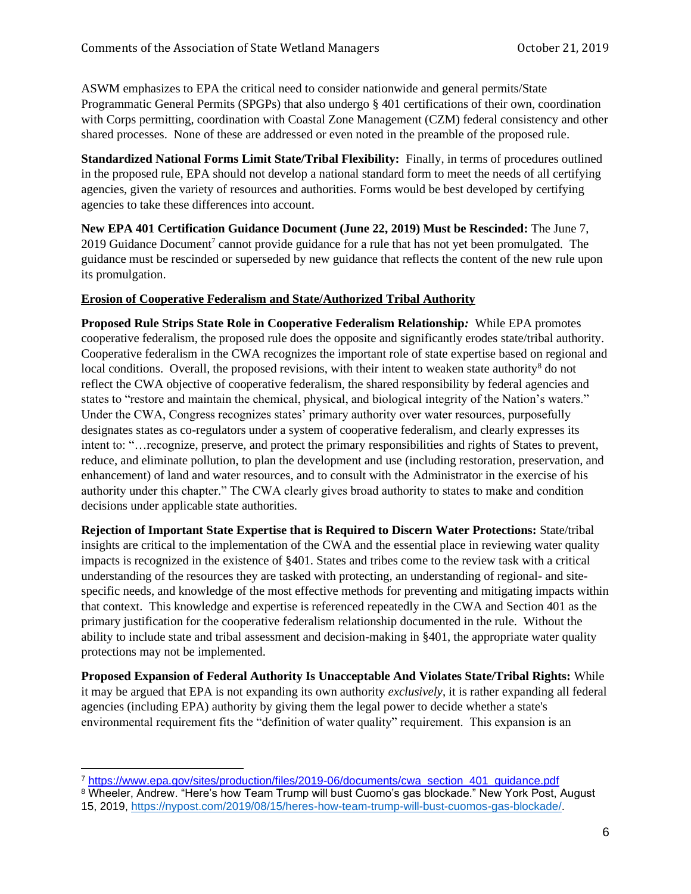ASWM emphasizes to EPA the critical need to consider nationwide and general permits/State Programmatic General Permits (SPGPs) that also undergo § 401 certifications of their own, coordination with Corps permitting, coordination with Coastal Zone Management (CZM) federal consistency and other shared processes. None of these are addressed or even noted in the preamble of the proposed rule.

**Standardized National Forms Limit State/Tribal Flexibility:** Finally, in terms of procedures outlined in the proposed rule, EPA should not develop a national standard form to meet the needs of all certifying agencies, given the variety of resources and authorities. Forms would be best developed by certifying agencies to take these differences into account.

**New EPA 401 Certification Guidance Document (June 22, 2019) Must be Rescinded:** The June 7, 2019 Guidance Document[7] cannot provide guidance for a rule that has not yet been promulgated. The guidance must be rescinded or superseded by new guidance that reflects the content of the new rule upon its promulgation.

**Erosion of Cooperative Federalism and State/Authorized Tribal Authority**

**Proposed Rule Strips State Role in Cooperative Federalism Relationship*:*** While EPA promotes cooperative federalism, the proposed rule does the opposite and significantly erodes state/tribal authority. Cooperative federalism in the CWA recognizes the important role of state expertise based on regional and local conditions. Overall, the proposed revisions, with their intent to weaken state authority[8] do not reflect the CWA objective of cooperative federalism, the shared responsibility by federal agencies and states to "restore and maintain the chemical, physical, and biological integrity of the Nation's waters." Under the CWA, Congress recognizes states' primary authority over water resources, purposefully designates states as co-regulators under a system of cooperative federalism, and clearly expresses its intent to: "…recognize, preserve, and protect the primary responsibilities and rights of States to prevent, reduce, and eliminate pollution, to plan the development and use (including restoration, preservation, and enhancement) of land and water resources, and to consult with the Administrator in the exercise of his authority under this chapter." The CWA clearly gives broad authority to states to make and condition decisions under applicable state authorities.

**Rejection of Important State Expertise that is Required to Discern Water Protections:** State/tribal insights are critical to the implementation of the CWA and the essential place in reviewing water quality impacts is recognized in the existence of §401. States and tribes come to the review task with a critical understanding of the resources they are tasked with protecting, an understanding of regional- and site-specific needs, and knowledge of the most effective methods for preventing and mitigating impacts within that context. This knowledge and expertise is referenced repeatedly in the CWA and Section 401 as the primary justification for the cooperative federalism relationship documented in the rule. Without the ability to include state and tribal assessment and decision-making in §401, the appropriate water quality protections may not be implemented.

**Proposed Expansion of Federal Authority Is Unacceptable And Violates State/Tribal Rights:** While it may be argued that EPA is not expanding its own authority *exclusively*, it is rather expanding all federal agencies (including EPA) authority by giving them the legal power to decide whether a state's environmental requirement fits the "definition of water quality" requirement. This expansion is an

---

[7] https://www.epa.gov/sites/production/files/2019-06/documents/cwa_section_401_guidance.pdf

[8] Wheeler, Andrew. "Here's how Team Trump will bust Cuomo's gas blockade." New York Post, August 15, 2019, https://nypost.com/2019/08/15/heres-how-team-trump-will-bust-cuomos-gas-blockade/.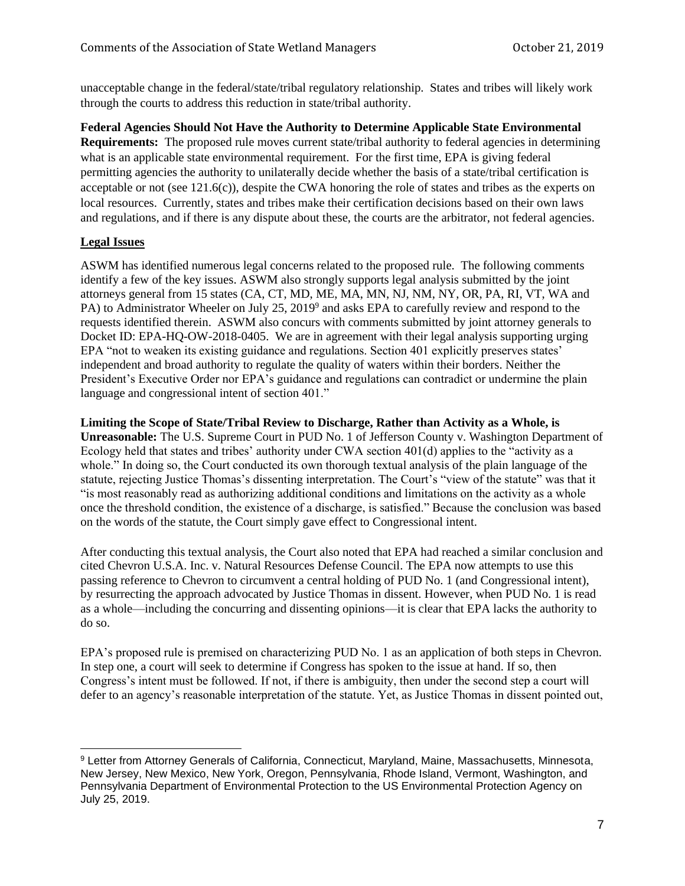unacceptable change in the federal/state/tribal regulatory relationship. States and tribes will likely work through the courts to address this reduction in state/tribal authority.

**Federal Agencies Should Not Have the Authority to Determine Applicable State Environmental Requirements:** The proposed rule moves current state/tribal authority to federal agencies in determining what is an applicable state environmental requirement. For the first time, EPA is giving federal permitting agencies the authority to unilaterally decide whether the basis of a state/tribal certification is acceptable or not (see 121.6(c)), despite the CWA honoring the role of states and tribes as the experts on local resources. Currently, states and tribes make their certification decisions based on their own laws and regulations, and if there is any dispute about these, the courts are the arbitrator, not federal agencies.

## Legal Issues

ASWM has identified numerous legal concerns related to the proposed rule. The following comments identify a few of the key issues. ASWM also strongly supports legal analysis submitted by the joint attorneys general from 15 states (CA, CT, MD, ME, MA, MN, NJ, NM, NY, OR, PA, RI, VT, WA and PA) to Administrator Wheeler on July 25, 2019[9] and asks EPA to carefully review and respond to the requests identified therein. ASWM also concurs with comments submitted by joint attorney generals to Docket ID: EPA-HQ-OW-2018-0405. We are in agreement with their legal analysis supporting urging EPA "not to weaken its existing guidance and regulations. Section 401 explicitly preserves states' independent and broad authority to regulate the quality of waters within their borders. Neither the President's Executive Order nor EPA's guidance and regulations can contradict or undermine the plain language and congressional intent of section 401."

**Limiting the Scope of State/Tribal Review to Discharge, Rather than Activity as a Whole, is Unreasonable:** The U.S. Supreme Court in PUD No. 1 of Jefferson County v. Washington Department of Ecology held that states and tribes' authority under CWA section 401(d) applies to the "activity as a whole." In doing so, the Court conducted its own thorough textual analysis of the plain language of the statute, rejecting Justice Thomas's dissenting interpretation. The Court's "view of the statute" was that it "is most reasonably read as authorizing additional conditions and limitations on the activity as a whole once the threshold condition, the existence of a discharge, is satisfied." Because the conclusion was based on the words of the statute, the Court simply gave effect to Congressional intent.

After conducting this textual analysis, the Court also noted that EPA had reached a similar conclusion and cited Chevron U.S.A. Inc. v. Natural Resources Defense Council. The EPA now attempts to use this passing reference to Chevron to circumvent a central holding of PUD No. 1 (and Congressional intent), by resurrecting the approach advocated by Justice Thomas in dissent. However, when PUD No. 1 is read as a whole—including the concurring and dissenting opinions—it is clear that EPA lacks the authority to do so.

EPA's proposed rule is premised on characterizing PUD No. 1 as an application of both steps in Chevron. In step one, a court will seek to determine if Congress has spoken to the issue at hand. If so, then Congress's intent must be followed. If not, if there is ambiguity, then under the second step a court will defer to an agency's reasonable interpretation of the statute. Yet, as Justice Thomas in dissent pointed out,

[9] Letter from Attorney Generals of California, Connecticut, Maryland, Maine, Massachusetts, Minnesota, New Jersey, New Mexico, New York, Oregon, Pennsylvania, Rhode Island, Vermont, Washington, and Pennsylvania Department of Environmental Protection to the US Environmental Protection Agency on July 25, 2019.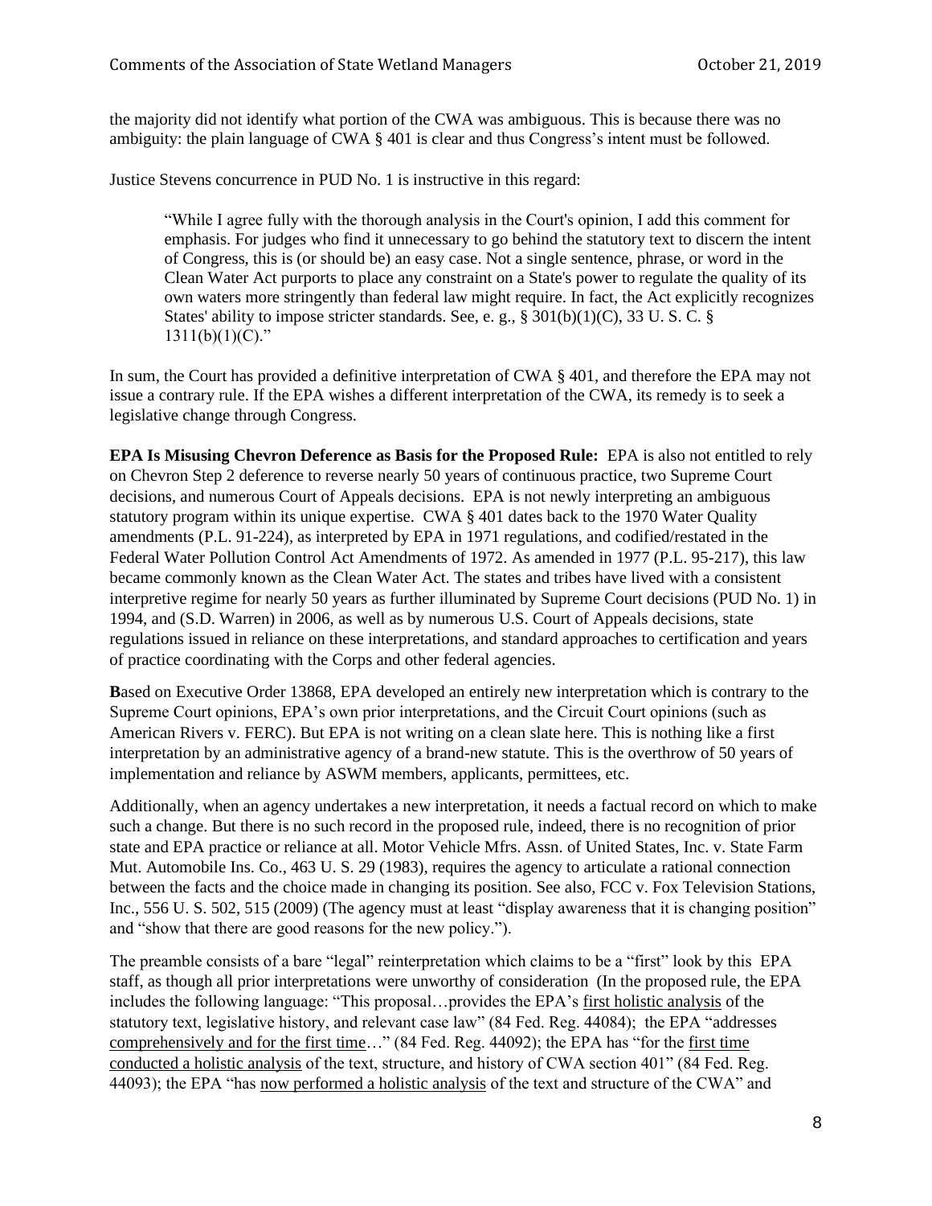the majority did not identify what portion of the CWA was ambiguous. This is because there was no ambiguity: the plain language of CWA § 401 is clear and thus Congress's intent must be followed.

Justice Stevens concurrence in PUD No. 1 is instructive in this regard:

> "While I agree fully with the thorough analysis in the Court's opinion, I add this comment for emphasis. For judges who find it unnecessary to go behind the statutory text to discern the intent of Congress, this is (or should be) an easy case. Not a single sentence, phrase, or word in the Clean Water Act purports to place any constraint on a State's power to regulate the quality of its own waters more stringently than federal law might require. In fact, the Act explicitly recognizes States' ability to impose stricter standards. See, e. g., § 301(b)(1)(C), 33 U. S. C. § 1311(b)(1)(C)."

In sum, the Court has provided a definitive interpretation of CWA § 401, and therefore the EPA may not issue a contrary rule. If the EPA wishes a different interpretation of the CWA, its remedy is to seek a legislative change through Congress.

**EPA Is Misusing Chevron Deference as Basis for the Proposed Rule:** EPA is also not entitled to rely on Chevron Step 2 deference to reverse nearly 50 years of continuous practice, two Supreme Court decisions, and numerous Court of Appeals decisions. EPA is not newly interpreting an ambiguous statutory program within its unique expertise. CWA § 401 dates back to the 1970 Water Quality amendments (P.L. 91-224), as interpreted by EPA in 1971 regulations, and codified/restated in the Federal Water Pollution Control Act Amendments of 1972. As amended in 1977 (P.L. 95-217), this law became commonly known as the Clean Water Act. The states and tribes have lived with a consistent interpretive regime for nearly 50 years as further illuminated by Supreme Court decisions (PUD No. 1) in 1994, and (S.D. Warren) in 2006, as well as by numerous U.S. Court of Appeals decisions, state regulations issued in reliance on these interpretations, and standard approaches to certification and years of practice coordinating with the Corps and other federal agencies.

**B**ased on Executive Order 13868, EPA developed an entirely new interpretation which is contrary to the Supreme Court opinions, EPA's own prior interpretations, and the Circuit Court opinions (such as American Rivers v. FERC). But EPA is not writing on a clean slate here. This is nothing like a first interpretation by an administrative agency of a brand-new statute. This is the overthrow of 50 years of implementation and reliance by ASWM members, applicants, permittees, etc.

Additionally, when an agency undertakes a new interpretation, it needs a factual record on which to make such a change. But there is no such record in the proposed rule, indeed, there is no recognition of prior state and EPA practice or reliance at all. Motor Vehicle Mfrs. Assn. of United States, Inc. v. State Farm Mut. Automobile Ins. Co., 463 U. S. 29 (1983), requires the agency to articulate a rational connection between the facts and the choice made in changing its position. See also, FCC v. Fox Television Stations, Inc., 556 U. S. 502, 515 (2009) (The agency must at least "display awareness that it is changing position" and "show that there are good reasons for the new policy.").

The preamble consists of a bare "legal" reinterpretation which claims to be a "first" look by this EPA staff, as though all prior interpretations were unworthy of consideration (In the proposed rule, the EPA includes the following language: "This proposal…provides the EPA's <u>first holistic analysis</u> of the statutory text, legislative history, and relevant case law" (84 Fed. Reg. 44084); the EPA "addresses <u>comprehensively and for the first time</u>…" (84 Fed. Reg. 44092); the EPA has "for the <u>first time conducted a holistic analysis</u> of the text, structure, and history of CWA section 401" (84 Fed. Reg. 44093); the EPA "has <u>now performed a holistic analysis</u> of the text and structure of the CWA" and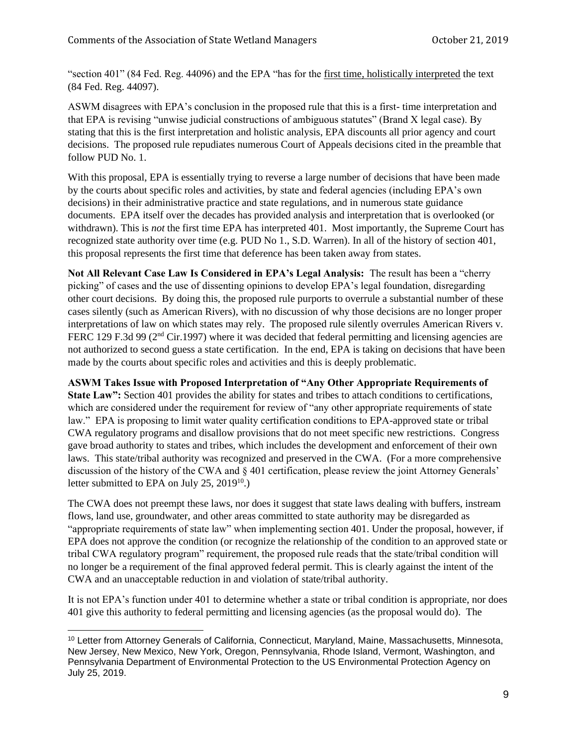"section 401" (84 Fed. Reg. 44096) and the EPA "has for the first time, holistically interpreted the text (84 Fed. Reg. 44097).

ASWM disagrees with EPA's conclusion in the proposed rule that this is a first- time interpretation and that EPA is revising "unwise judicial constructions of ambiguous statutes" (Brand X legal case). By stating that this is the first interpretation and holistic analysis, EPA discounts all prior agency and court decisions. The proposed rule repudiates numerous Court of Appeals decisions cited in the preamble that follow PUD No. 1.

With this proposal, EPA is essentially trying to reverse a large number of decisions that have been made by the courts about specific roles and activities, by state and federal agencies (including EPA's own decisions) in their administrative practice and state regulations, and in numerous state guidance documents. EPA itself over the decades has provided analysis and interpretation that is overlooked (or withdrawn). This is *not* the first time EPA has interpreted 401. Most importantly, the Supreme Court has recognized state authority over time (e.g. PUD No 1., S.D. Warren). In all of the history of section 401, this proposal represents the first time that deference has been taken away from states.

**Not All Relevant Case Law Is Considered in EPA's Legal Analysis:** The result has been a "cherry picking" of cases and the use of dissenting opinions to develop EPA's legal foundation, disregarding other court decisions. By doing this, the proposed rule purports to overrule a substantial number of these cases silently (such as American Rivers), with no discussion of why those decisions are no longer proper interpretations of law on which states may rely. The proposed rule silently overrules American Rivers v. FERC 129 F.3d 99 (2nd Cir.1997) where it was decided that federal permitting and licensing agencies are not authorized to second guess a state certification. In the end, EPA is taking on decisions that have been made by the courts about specific roles and activities and this is deeply problematic.

**ASWM Takes Issue with Proposed Interpretation of "Any Other Appropriate Requirements of State Law":** Section 401 provides the ability for states and tribes to attach conditions to certifications, which are considered under the requirement for review of "any other appropriate requirements of state law." EPA is proposing to limit water quality certification conditions to EPA-approved state or tribal CWA regulatory programs and disallow provisions that do not meet specific new restrictions. Congress gave broad authority to states and tribes, which includes the development and enforcement of their own laws. This state/tribal authority was recognized and preserved in the CWA. (For a more comprehensive discussion of the history of the CWA and § 401 certification, please review the joint Attorney Generals' letter submitted to EPA on July 25, 2019[10].)

The CWA does not preempt these laws, nor does it suggest that state laws dealing with buffers, instream flows, land use, groundwater, and other areas committed to state authority may be disregarded as "appropriate requirements of state law" when implementing section 401. Under the proposal, however, if EPA does not approve the condition (or recognize the relationship of the condition to an approved state or tribal CWA regulatory program" requirement, the proposed rule reads that the state/tribal condition will no longer be a requirement of the final approved federal permit. This is clearly against the intent of the CWA and an unacceptable reduction in and violation of state/tribal authority.

It is not EPA's function under 401 to determine whether a state or tribal condition is appropriate, nor does 401 give this authority to federal permitting and licensing agencies (as the proposal would do). The

[10] Letter from Attorney Generals of California, Connecticut, Maryland, Maine, Massachusetts, Minnesota, New Jersey, New Mexico, New York, Oregon, Pennsylvania, Rhode Island, Vermont, Washington, and Pennsylvania Department of Environmental Protection to the US Environmental Protection Agency on July 25, 2019.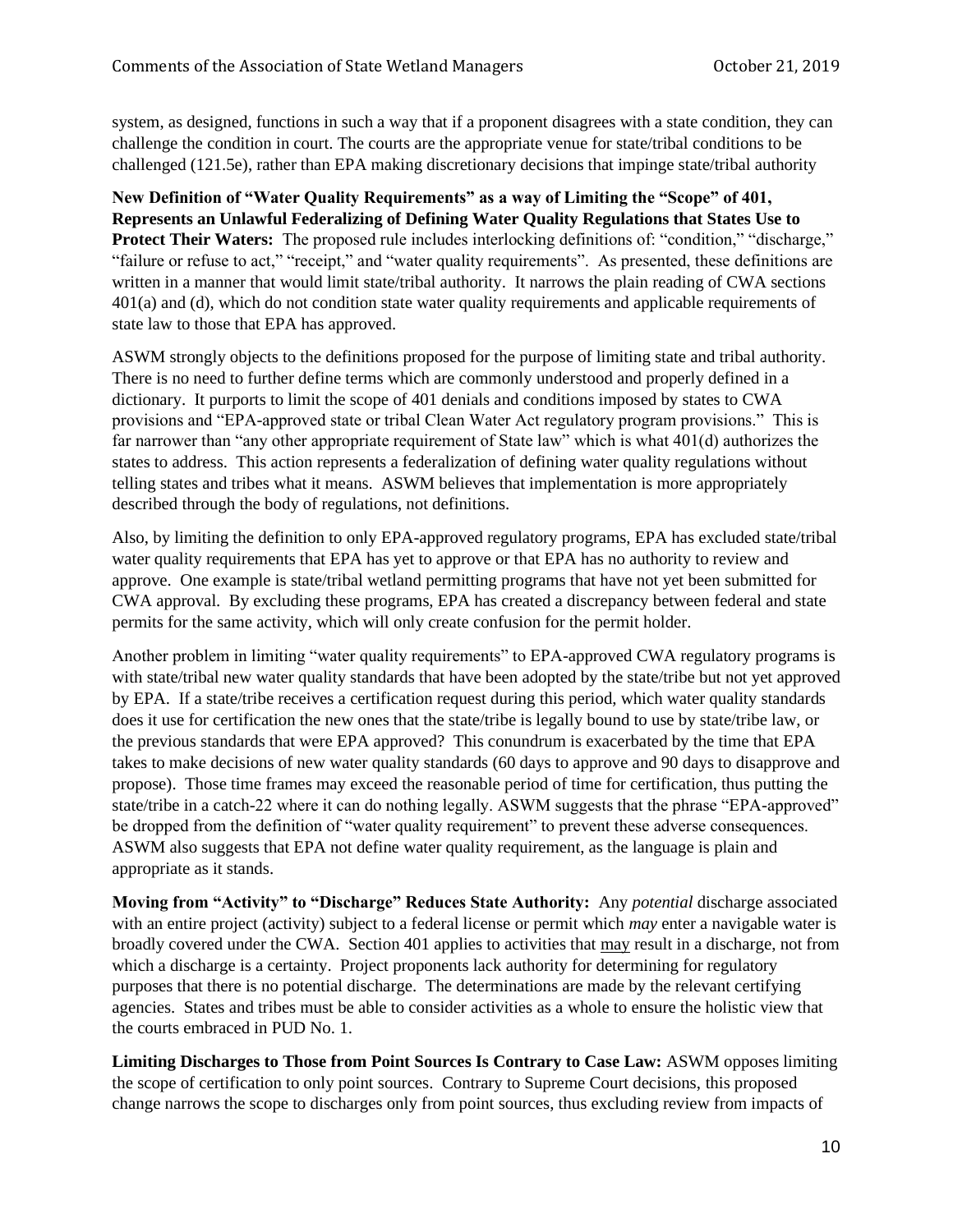system, as designed, functions in such a way that if a proponent disagrees with a state condition, they can challenge the condition in court. The courts are the appropriate venue for state/tribal conditions to be challenged (121.5e), rather than EPA making discretionary decisions that impinge state/tribal authority

**New Definition of "Water Quality Requirements" as a way of Limiting the "Scope" of 401, Represents an Unlawful Federalizing of Defining Water Quality Regulations that States Use to Protect Their Waters:** The proposed rule includes interlocking definitions of: "condition," "discharge," "failure or refuse to act," "receipt," and "water quality requirements". As presented, these definitions are written in a manner that would limit state/tribal authority. It narrows the plain reading of CWA sections 401(a) and (d), which do not condition state water quality requirements and applicable requirements of state law to those that EPA has approved.

ASWM strongly objects to the definitions proposed for the purpose of limiting state and tribal authority. There is no need to further define terms which are commonly understood and properly defined in a dictionary. It purports to limit the scope of 401 denials and conditions imposed by states to CWA provisions and "EPA-approved state or tribal Clean Water Act regulatory program provisions." This is far narrower than "any other appropriate requirement of State law" which is what 401(d) authorizes the states to address. This action represents a federalization of defining water quality regulations without telling states and tribes what it means. ASWM believes that implementation is more appropriately described through the body of regulations, not definitions.

Also, by limiting the definition to only EPA-approved regulatory programs, EPA has excluded state/tribal water quality requirements that EPA has yet to approve or that EPA has no authority to review and approve. One example is state/tribal wetland permitting programs that have not yet been submitted for CWA approval. By excluding these programs, EPA has created a discrepancy between federal and state permits for the same activity, which will only create confusion for the permit holder.

Another problem in limiting "water quality requirements" to EPA-approved CWA regulatory programs is with state/tribal new water quality standards that have been adopted by the state/tribe but not yet approved by EPA. If a state/tribe receives a certification request during this period, which water quality standards does it use for certification the new ones that the state/tribe is legally bound to use by state/tribe law, or the previous standards that were EPA approved? This conundrum is exacerbated by the time that EPA takes to make decisions of new water quality standards (60 days to approve and 90 days to disapprove and propose). Those time frames may exceed the reasonable period of time for certification, thus putting the state/tribe in a catch-22 where it can do nothing legally. ASWM suggests that the phrase "EPA-approved" be dropped from the definition of "water quality requirement" to prevent these adverse consequences. ASWM also suggests that EPA not define water quality requirement, as the language is plain and appropriate as it stands.

**Moving from "Activity" to "Discharge" Reduces State Authority:** Any *potential* discharge associated with an entire project (activity) subject to a federal license or permit which *may* enter a navigable water is broadly covered under the CWA. Section 401 applies to activities that may result in a discharge, not from which a discharge is a certainty. Project proponents lack authority for determining for regulatory purposes that there is no potential discharge. The determinations are made by the relevant certifying agencies. States and tribes must be able to consider activities as a whole to ensure the holistic view that the courts embraced in PUD No. 1.

**Limiting Discharges to Those from Point Sources Is Contrary to Case Law:** ASWM opposes limiting the scope of certification to only point sources. Contrary to Supreme Court decisions, this proposed change narrows the scope to discharges only from point sources, thus excluding review from impacts of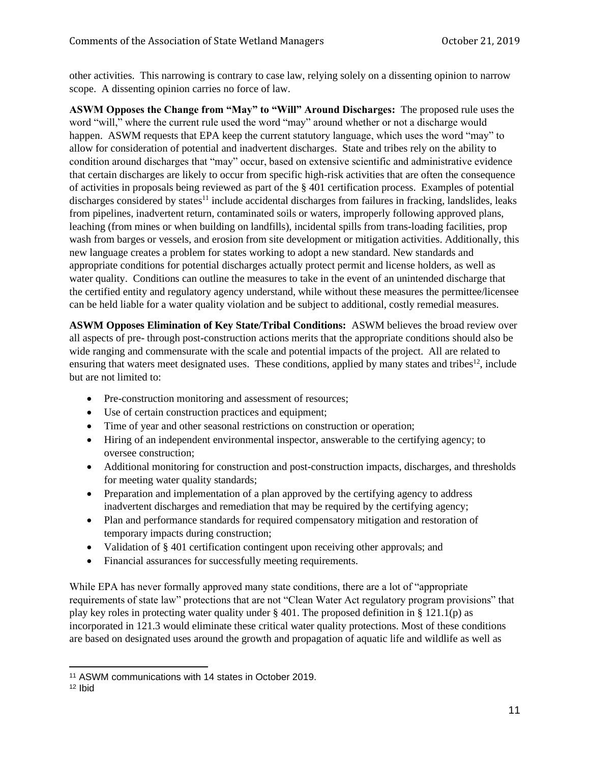other activities. This narrowing is contrary to case law, relying solely on a dissenting opinion to narrow scope. A dissenting opinion carries no force of law.

**ASWM Opposes the Change from "May" to "Will" Around Discharges:** The proposed rule uses the word "will," where the current rule used the word "may" around whether or not a discharge would happen. ASWM requests that EPA keep the current statutory language, which uses the word "may" to allow for consideration of potential and inadvertent discharges. State and tribes rely on the ability to condition around discharges that "may" occur, based on extensive scientific and administrative evidence that certain discharges are likely to occur from specific high-risk activities that are often the consequence of activities in proposals being reviewed as part of the § 401 certification process. Examples of potential discharges considered by states[11] include accidental discharges from failures in fracking, landslides, leaks from pipelines, inadvertent return, contaminated soils or waters, improperly following approved plans, leaching (from mines or when building on landfills), incidental spills from trans-loading facilities, prop wash from barges or vessels, and erosion from site development or mitigation activities. Additionally, this new language creates a problem for states working to adopt a new standard. New standards and appropriate conditions for potential discharges actually protect permit and license holders, as well as water quality. Conditions can outline the measures to take in the event of an unintended discharge that the certified entity and regulatory agency understand, while without these measures the permittee/licensee can be held liable for a water quality violation and be subject to additional, costly remedial measures.

**ASWM Opposes Elimination of Key State/Tribal Conditions:** ASWM believes the broad review over all aspects of pre- through post-construction actions merits that the appropriate conditions should also be wide ranging and commensurate with the scale and potential impacts of the project. All are related to ensuring that waters meet designated uses. These conditions, applied by many states and tribes[12], include but are not limited to:

- Pre-construction monitoring and assessment of resources;
- Use of certain construction practices and equipment;
- Time of year and other seasonal restrictions on construction or operation;
- Hiring of an independent environmental inspector, answerable to the certifying agency; to oversee construction;
- Additional monitoring for construction and post-construction impacts, discharges, and thresholds for meeting water quality standards;
- Preparation and implementation of a plan approved by the certifying agency to address inadvertent discharges and remediation that may be required by the certifying agency;
- Plan and performance standards for required compensatory mitigation and restoration of temporary impacts during construction;
- Validation of § 401 certification contingent upon receiving other approvals; and
- Financial assurances for successfully meeting requirements.

While EPA has never formally approved many state conditions, there are a lot of "appropriate requirements of state law" protections that are not "Clean Water Act regulatory program provisions" that play key roles in protecting water quality under § 401. The proposed definition in § 121.1(p) as incorporated in 121.3 would eliminate these critical water quality protections. Most of these conditions are based on designated uses around the growth and propagation of aquatic life and wildlife as well as

[11] ASWM communications with 14 states in October 2019.

[12] Ibid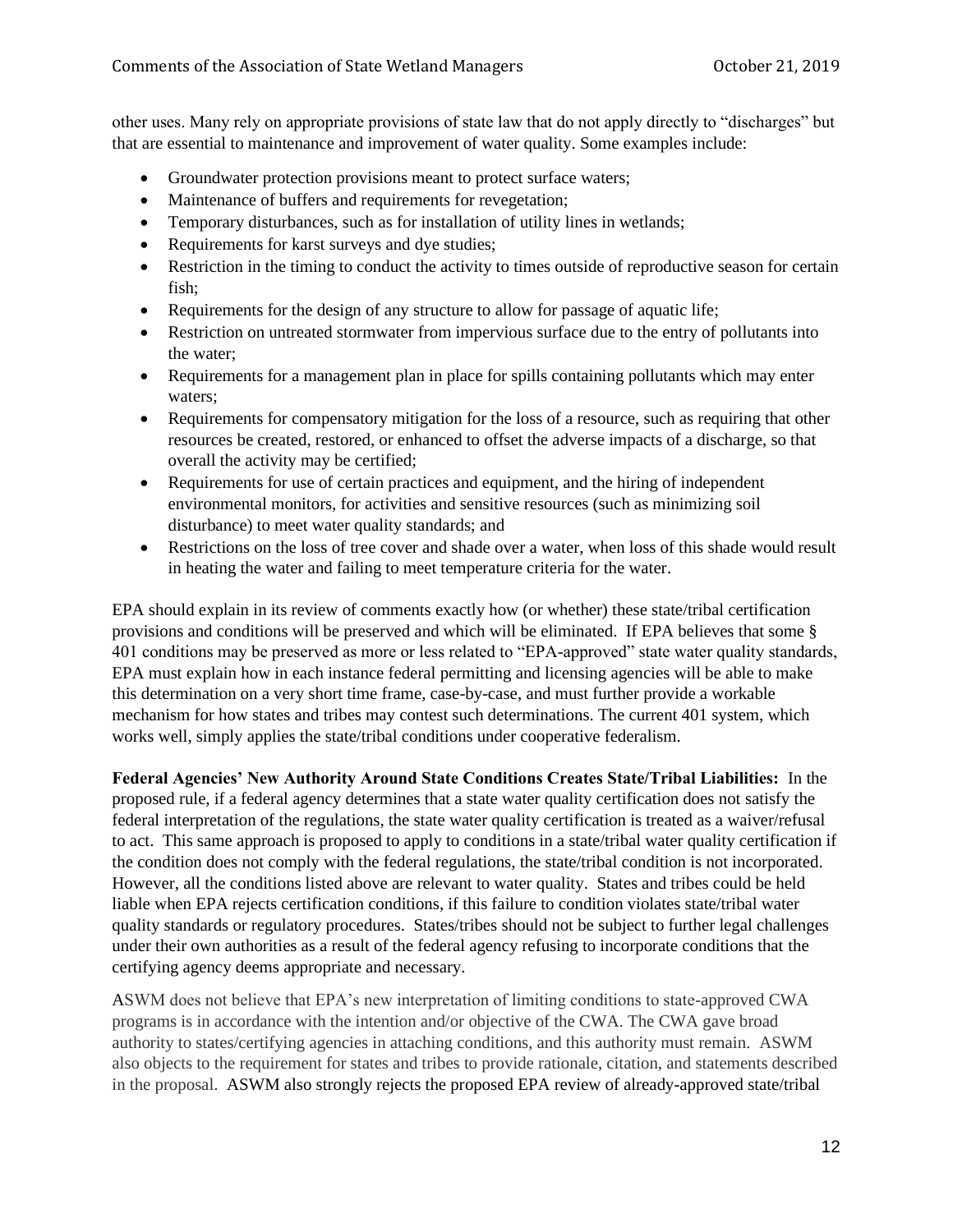other uses. Many rely on appropriate provisions of state law that do not apply directly to "discharges" but that are essential to maintenance and improvement of water quality. Some examples include:

- Groundwater protection provisions meant to protect surface waters;
- Maintenance of buffers and requirements for revegetation;
- Temporary disturbances, such as for installation of utility lines in wetlands;
- Requirements for karst surveys and dye studies;
- Restriction in the timing to conduct the activity to times outside of reproductive season for certain fish;
- Requirements for the design of any structure to allow for passage of aquatic life;
- Restriction on untreated stormwater from impervious surface due to the entry of pollutants into the water;
- Requirements for a management plan in place for spills containing pollutants which may enter waters;
- Requirements for compensatory mitigation for the loss of a resource, such as requiring that other resources be created, restored, or enhanced to offset the adverse impacts of a discharge, so that overall the activity may be certified;
- Requirements for use of certain practices and equipment, and the hiring of independent environmental monitors, for activities and sensitive resources (such as minimizing soil disturbance) to meet water quality standards; and
- Restrictions on the loss of tree cover and shade over a water, when loss of this shade would result in heating the water and failing to meet temperature criteria for the water.

EPA should explain in its review of comments exactly how (or whether) these state/tribal certification provisions and conditions will be preserved and which will be eliminated. If EPA believes that some § 401 conditions may be preserved as more or less related to "EPA-approved" state water quality standards, EPA must explain how in each instance federal permitting and licensing agencies will be able to make this determination on a very short time frame, case-by-case, and must further provide a workable mechanism for how states and tribes may contest such determinations. The current 401 system, which works well, simply applies the state/tribal conditions under cooperative federalism.

**Federal Agencies' New Authority Around State Conditions Creates State/Tribal Liabilities:** In the proposed rule, if a federal agency determines that a state water quality certification does not satisfy the federal interpretation of the regulations, the state water quality certification is treated as a waiver/refusal to act. This same approach is proposed to apply to conditions in a state/tribal water quality certification if the condition does not comply with the federal regulations, the state/tribal condition is not incorporated. However, all the conditions listed above are relevant to water quality. States and tribes could be held liable when EPA rejects certification conditions, if this failure to condition violates state/tribal water quality standards or regulatory procedures. States/tribes should not be subject to further legal challenges under their own authorities as a result of the federal agency refusing to incorporate conditions that the certifying agency deems appropriate and necessary.

ASWM does not believe that EPA's new interpretation of limiting conditions to state-approved CWA programs is in accordance with the intention and/or objective of the CWA. The CWA gave broad authority to states/certifying agencies in attaching conditions, and this authority must remain. ASWM also objects to the requirement for states and tribes to provide rationale, citation, and statements described in the proposal. ASWM also strongly rejects the proposed EPA review of already-approved state/tribal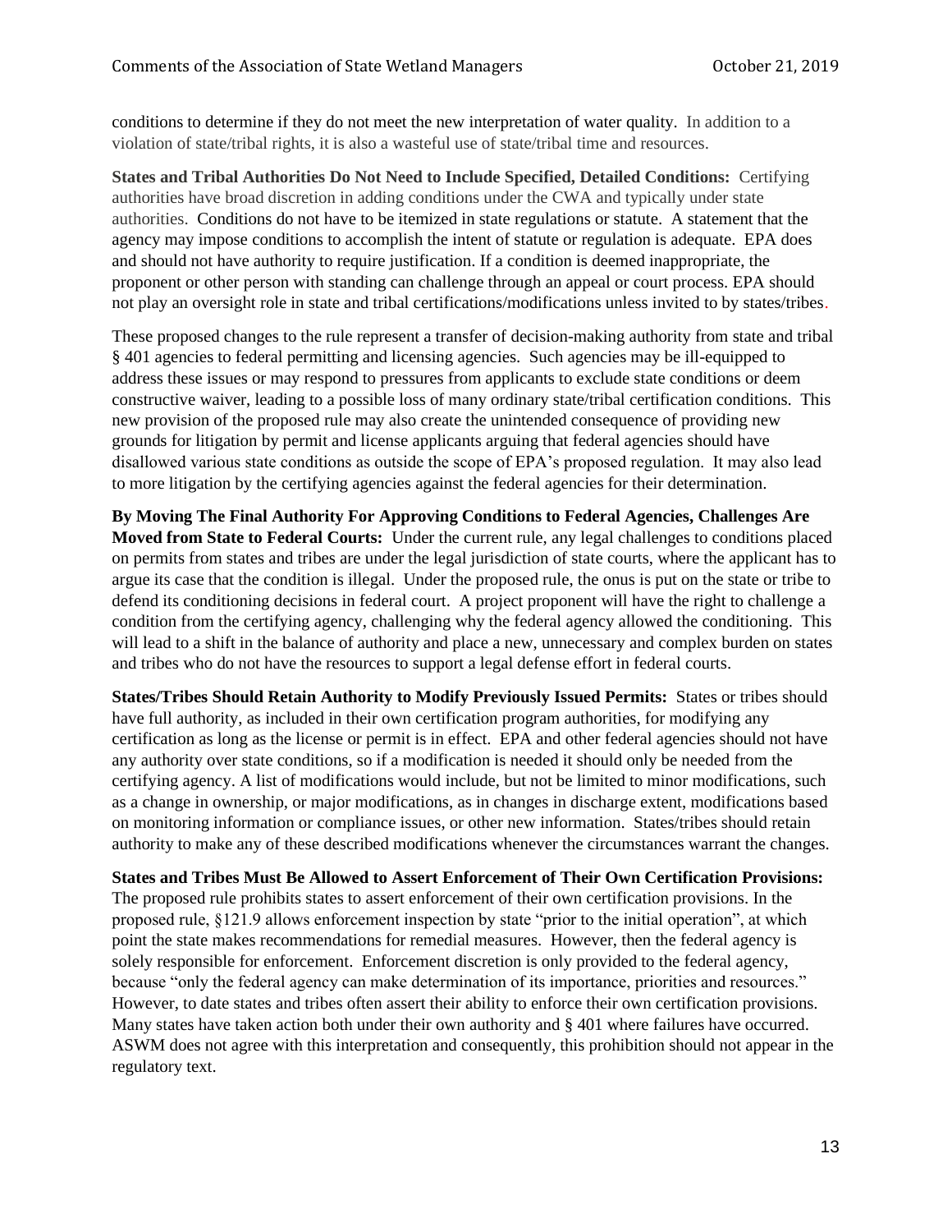conditions to determine if they do not meet the new interpretation of water quality. In addition to a violation of state/tribal rights, it is also a wasteful use of state/tribal time and resources.

**States and Tribal Authorities Do Not Need to Include Specified, Detailed Conditions:** Certifying authorities have broad discretion in adding conditions under the CWA and typically under state authorities. Conditions do not have to be itemized in state regulations or statute. A statement that the agency may impose conditions to accomplish the intent of statute or regulation is adequate. EPA does and should not have authority to require justification. If a condition is deemed inappropriate, the proponent or other person with standing can challenge through an appeal or court process. EPA should not play an oversight role in state and tribal certifications/modifications unless invited to by states/tribes.

These proposed changes to the rule represent a transfer of decision-making authority from state and tribal § 401 agencies to federal permitting and licensing agencies. Such agencies may be ill-equipped to address these issues or may respond to pressures from applicants to exclude state conditions or deem constructive waiver, leading to a possible loss of many ordinary state/tribal certification conditions. This new provision of the proposed rule may also create the unintended consequence of providing new grounds for litigation by permit and license applicants arguing that federal agencies should have disallowed various state conditions as outside the scope of EPA's proposed regulation. It may also lead to more litigation by the certifying agencies against the federal agencies for their determination.

**By Moving The Final Authority For Approving Conditions to Federal Agencies, Challenges Are Moved from State to Federal Courts:** Under the current rule, any legal challenges to conditions placed on permits from states and tribes are under the legal jurisdiction of state courts, where the applicant has to argue its case that the condition is illegal. Under the proposed rule, the onus is put on the state or tribe to defend its conditioning decisions in federal court. A project proponent will have the right to challenge a condition from the certifying agency, challenging why the federal agency allowed the conditioning. This will lead to a shift in the balance of authority and place a new, unnecessary and complex burden on states and tribes who do not have the resources to support a legal defense effort in federal courts.

**States/Tribes Should Retain Authority to Modify Previously Issued Permits:** States or tribes should have full authority, as included in their own certification program authorities, for modifying any certification as long as the license or permit is in effect. EPA and other federal agencies should not have any authority over state conditions, so if a modification is needed it should only be needed from the certifying agency. A list of modifications would include, but not be limited to minor modifications, such as a change in ownership, or major modifications, as in changes in discharge extent, modifications based on monitoring information or compliance issues, or other new information. States/tribes should retain authority to make any of these described modifications whenever the circumstances warrant the changes.

**States and Tribes Must Be Allowed to Assert Enforcement of Their Own Certification Provisions:** The proposed rule prohibits states to assert enforcement of their own certification provisions. In the proposed rule, §121.9 allows enforcement inspection by state "prior to the initial operation", at which point the state makes recommendations for remedial measures. However, then the federal agency is solely responsible for enforcement. Enforcement discretion is only provided to the federal agency, because "only the federal agency can make determination of its importance, priorities and resources." However, to date states and tribes often assert their ability to enforce their own certification provisions. Many states have taken action both under their own authority and § 401 where failures have occurred. ASWM does not agree with this interpretation and consequently, this prohibition should not appear in the regulatory text.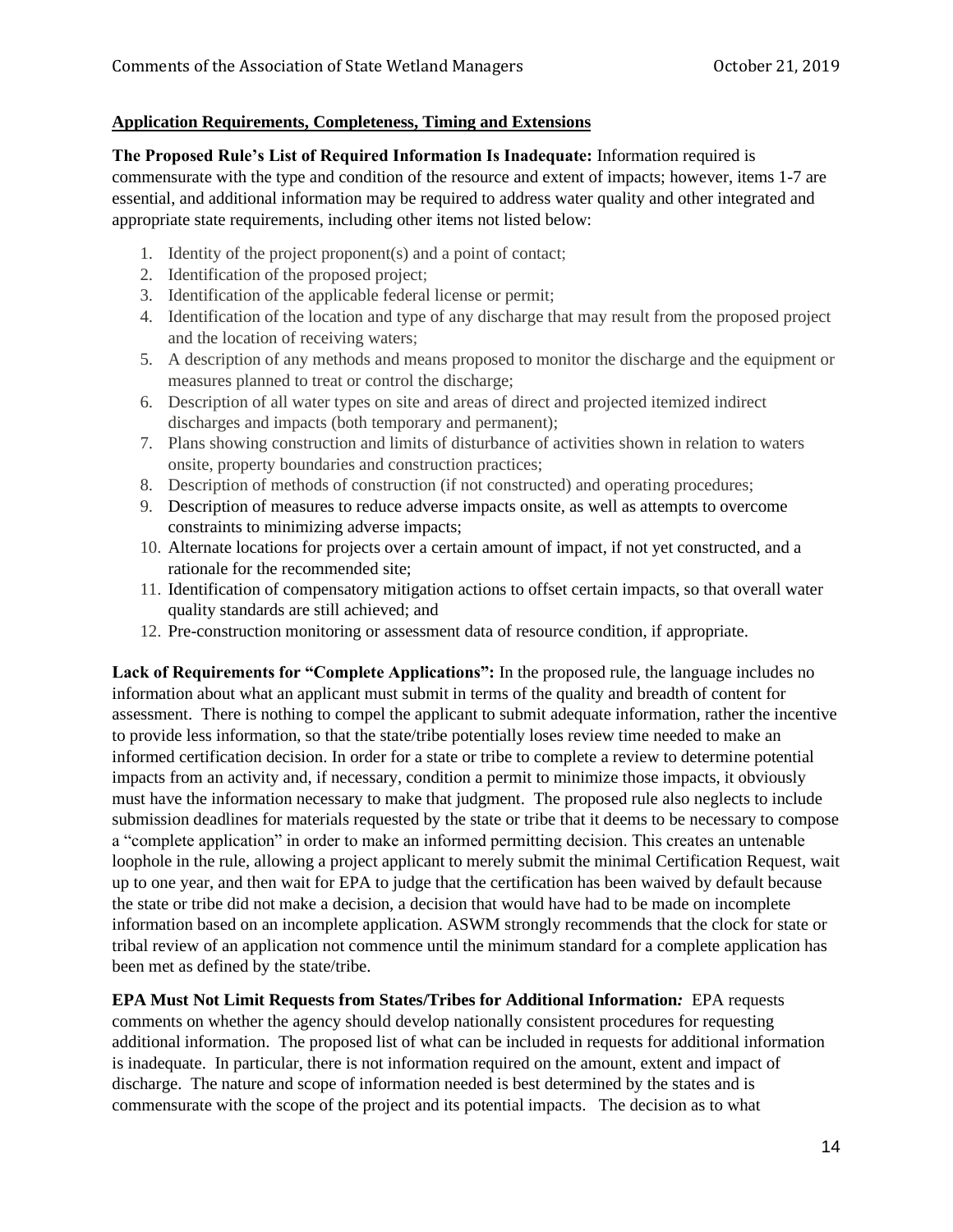**Application Requirements, Completeness, Timing and Extensions**

**The Proposed Rule's List of Required Information Is Inadequate:** Information required is commensurate with the type and condition of the resource and extent of impacts; however, items 1-7 are essential, and additional information may be required to address water quality and other integrated and appropriate state requirements, including other items not listed below:

1. Identity of the project proponent(s) and a point of contact;
2. Identification of the proposed project;
3. Identification of the applicable federal license or permit;
4. Identification of the location and type of any discharge that may result from the proposed project and the location of receiving waters;
5. A description of any methods and means proposed to monitor the discharge and the equipment or measures planned to treat or control the discharge;
6. Description of all water types on site and areas of direct and projected itemized indirect discharges and impacts (both temporary and permanent);
7. Plans showing construction and limits of disturbance of activities shown in relation to waters onsite, property boundaries and construction practices;
8. Description of methods of construction (if not constructed) and operating procedures;
9. Description of measures to reduce adverse impacts onsite, as well as attempts to overcome constraints to minimizing adverse impacts;
10. Alternate locations for projects over a certain amount of impact, if not yet constructed, and a rationale for the recommended site;
11. Identification of compensatory mitigation actions to offset certain impacts, so that overall water quality standards are still achieved; and
12. Pre-construction monitoring or assessment data of resource condition, if appropriate.

**Lack of Requirements for "Complete Applications":** In the proposed rule, the language includes no information about what an applicant must submit in terms of the quality and breadth of content for assessment. There is nothing to compel the applicant to submit adequate information, rather the incentive to provide less information, so that the state/tribe potentially loses review time needed to make an informed certification decision. In order for a state or tribe to complete a review to determine potential impacts from an activity and, if necessary, condition a permit to minimize those impacts, it obviously must have the information necessary to make that judgment. The proposed rule also neglects to include submission deadlines for materials requested by the state or tribe that it deems to be necessary to compose a "complete application" in order to make an informed permitting decision. This creates an untenable loophole in the rule, allowing a project applicant to merely submit the minimal Certification Request, wait up to one year, and then wait for EPA to judge that the certification has been waived by default because the state or tribe did not make a decision, a decision that would have had to be made on incomplete information based on an incomplete application. ASWM strongly recommends that the clock for state or tribal review of an application not commence until the minimum standard for a complete application has been met as defined by the state/tribe.

**EPA Must Not Limit Requests from States/Tribes for Additional Information*:*** EPA requests comments on whether the agency should develop nationally consistent procedures for requesting additional information. The proposed list of what can be included in requests for additional information is inadequate. In particular, there is not information required on the amount, extent and impact of discharge. The nature and scope of information needed is best determined by the states and is commensurate with the scope of the project and its potential impacts. The decision as to what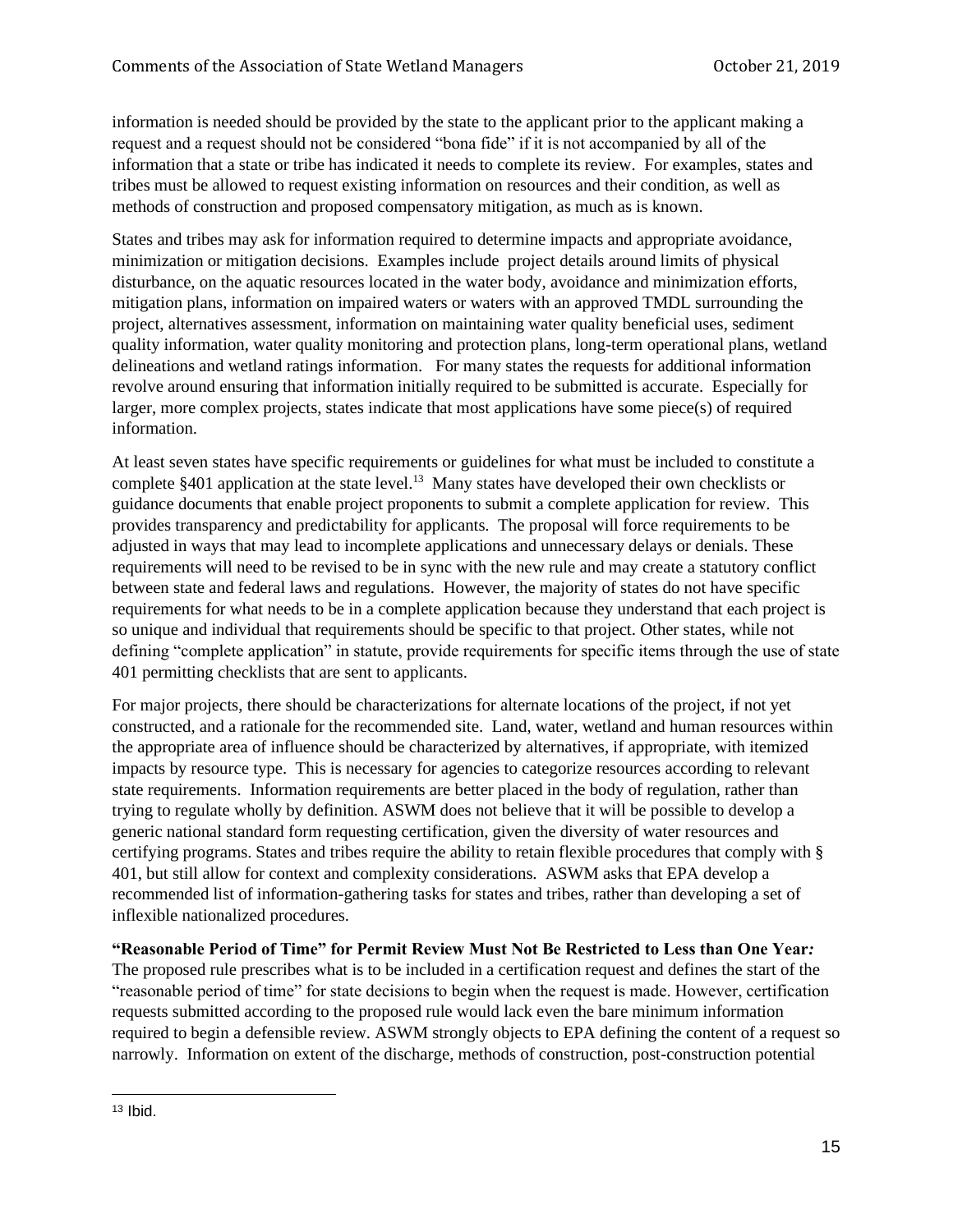information is needed should be provided by the state to the applicant prior to the applicant making a request and a request should not be considered "bona fide" if it is not accompanied by all of the information that a state or tribe has indicated it needs to complete its review. For examples, states and tribes must be allowed to request existing information on resources and their condition, as well as methods of construction and proposed compensatory mitigation, as much as is known.

States and tribes may ask for information required to determine impacts and appropriate avoidance, minimization or mitigation decisions. Examples include project details around limits of physical disturbance, on the aquatic resources located in the water body, avoidance and minimization efforts, mitigation plans, information on impaired waters or waters with an approved TMDL surrounding the project, alternatives assessment, information on maintaining water quality beneficial uses, sediment quality information, water quality monitoring and protection plans, long-term operational plans, wetland delineations and wetland ratings information. For many states the requests for additional information revolve around ensuring that information initially required to be submitted is accurate. Especially for larger, more complex projects, states indicate that most applications have some piece(s) of required information.

At least seven states have specific requirements or guidelines for what must be included to constitute a complete §401 application at the state level.[13] Many states have developed their own checklists or guidance documents that enable project proponents to submit a complete application for review. This provides transparency and predictability for applicants. The proposal will force requirements to be adjusted in ways that may lead to incomplete applications and unnecessary delays or denials. These requirements will need to be revised to be in sync with the new rule and may create a statutory conflict between state and federal laws and regulations. However, the majority of states do not have specific requirements for what needs to be in a complete application because they understand that each project is so unique and individual that requirements should be specific to that project. Other states, while not defining "complete application" in statute, provide requirements for specific items through the use of state 401 permitting checklists that are sent to applicants.

For major projects, there should be characterizations for alternate locations of the project, if not yet constructed, and a rationale for the recommended site. Land, water, wetland and human resources within the appropriate area of influence should be characterized by alternatives, if appropriate, with itemized impacts by resource type. This is necessary for agencies to categorize resources according to relevant state requirements. Information requirements are better placed in the body of regulation, rather than trying to regulate wholly by definition. ASWM does not believe that it will be possible to develop a generic national standard form requesting certification, given the diversity of water resources and certifying programs. States and tribes require the ability to retain flexible procedures that comply with § 401, but still allow for context and complexity considerations. ASWM asks that EPA develop a recommended list of information-gathering tasks for states and tribes, rather than developing a set of inflexible nationalized procedures.

**"Reasonable Period of Time" for Permit Review Must Not Be Restricted to Less than One Year*:*** The proposed rule prescribes what is to be included in a certification request and defines the start of the "reasonable period of time" for state decisions to begin when the request is made. However, certification requests submitted according to the proposed rule would lack even the bare minimum information required to begin a defensible review. ASWM strongly objects to EPA defining the content of a request so narrowly. Information on extent of the discharge, methods of construction, post-construction potential

[13] Ibid.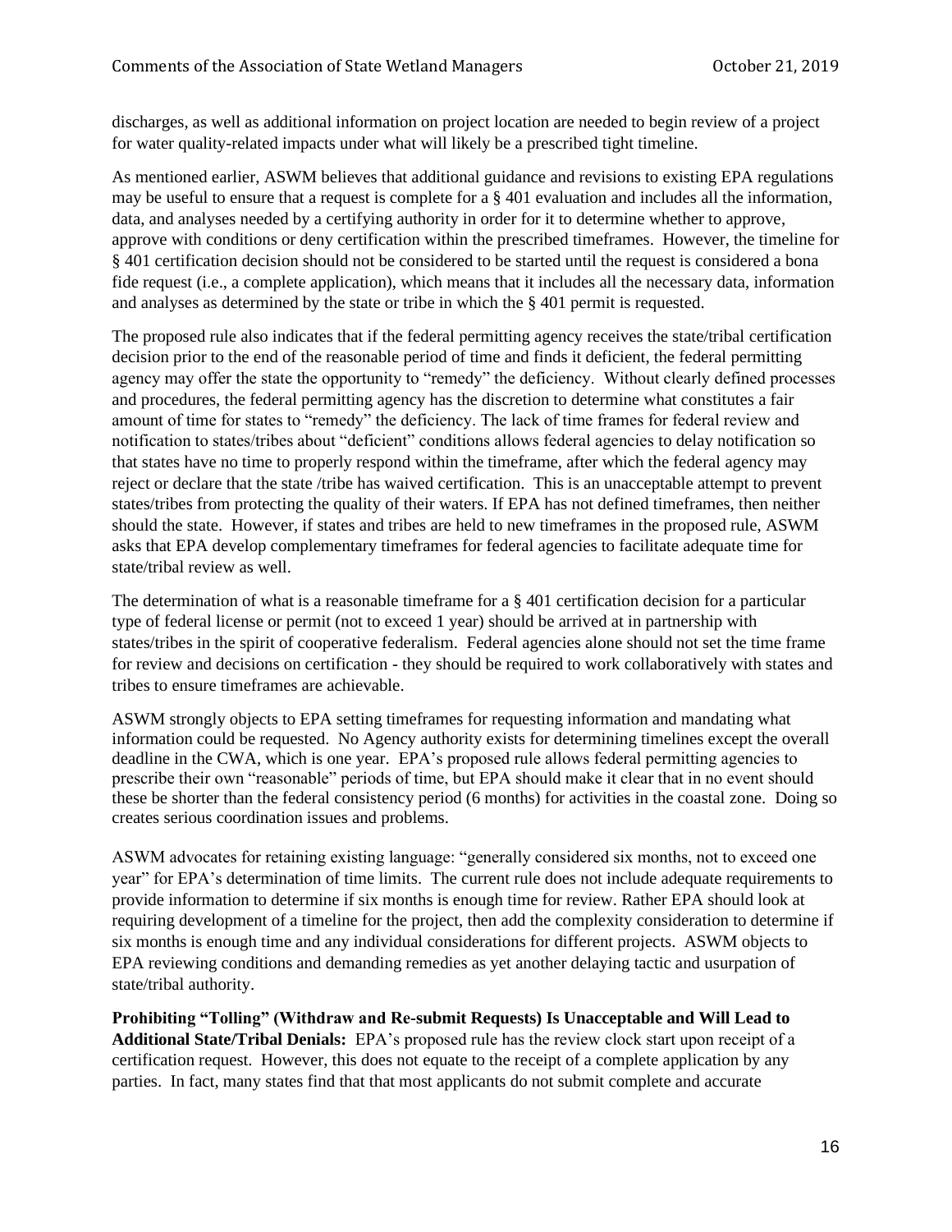discharges, as well as additional information on project location are needed to begin review of a project for water quality-related impacts under what will likely be a prescribed tight timeline.

As mentioned earlier, ASWM believes that additional guidance and revisions to existing EPA regulations may be useful to ensure that a request is complete for a § 401 evaluation and includes all the information, data, and analyses needed by a certifying authority in order for it to determine whether to approve, approve with conditions or deny certification within the prescribed timeframes. However, the timeline for § 401 certification decision should not be considered to be started until the request is considered a bona fide request (i.e., a complete application), which means that it includes all the necessary data, information and analyses as determined by the state or tribe in which the § 401 permit is requested.

The proposed rule also indicates that if the federal permitting agency receives the state/tribal certification decision prior to the end of the reasonable period of time and finds it deficient, the federal permitting agency may offer the state the opportunity to "remedy" the deficiency. Without clearly defined processes and procedures, the federal permitting agency has the discretion to determine what constitutes a fair amount of time for states to "remedy" the deficiency. The lack of time frames for federal review and notification to states/tribes about "deficient" conditions allows federal agencies to delay notification so that states have no time to properly respond within the timeframe, after which the federal agency may reject or declare that the state /tribe has waived certification. This is an unacceptable attempt to prevent states/tribes from protecting the quality of their waters. If EPA has not defined timeframes, then neither should the state. However, if states and tribes are held to new timeframes in the proposed rule, ASWM asks that EPA develop complementary timeframes for federal agencies to facilitate adequate time for state/tribal review as well.

The determination of what is a reasonable timeframe for a § 401 certification decision for a particular type of federal license or permit (not to exceed 1 year) should be arrived at in partnership with states/tribes in the spirit of cooperative federalism. Federal agencies alone should not set the time frame for review and decisions on certification - they should be required to work collaboratively with states and tribes to ensure timeframes are achievable.

ASWM strongly objects to EPA setting timeframes for requesting information and mandating what information could be requested. No Agency authority exists for determining timelines except the overall deadline in the CWA, which is one year. EPA's proposed rule allows federal permitting agencies to prescribe their own "reasonable" periods of time, but EPA should make it clear that in no event should these be shorter than the federal consistency period (6 months) for activities in the coastal zone. Doing so creates serious coordination issues and problems.

ASWM advocates for retaining existing language: "generally considered six months, not to exceed one year" for EPA's determination of time limits. The current rule does not include adequate requirements to provide information to determine if six months is enough time for review. Rather EPA should look at requiring development of a timeline for the project, then add the complexity consideration to determine if six months is enough time and any individual considerations for different projects. ASWM objects to EPA reviewing conditions and demanding remedies as yet another delaying tactic and usurpation of state/tribal authority.

**Prohibiting "Tolling" (Withdraw and Re-submit Requests) Is Unacceptable and Will Lead to Additional State/Tribal Denials:** EPA's proposed rule has the review clock start upon receipt of a certification request. However, this does not equate to the receipt of a complete application by any parties. In fact, many states find that that most applicants do not submit complete and accurate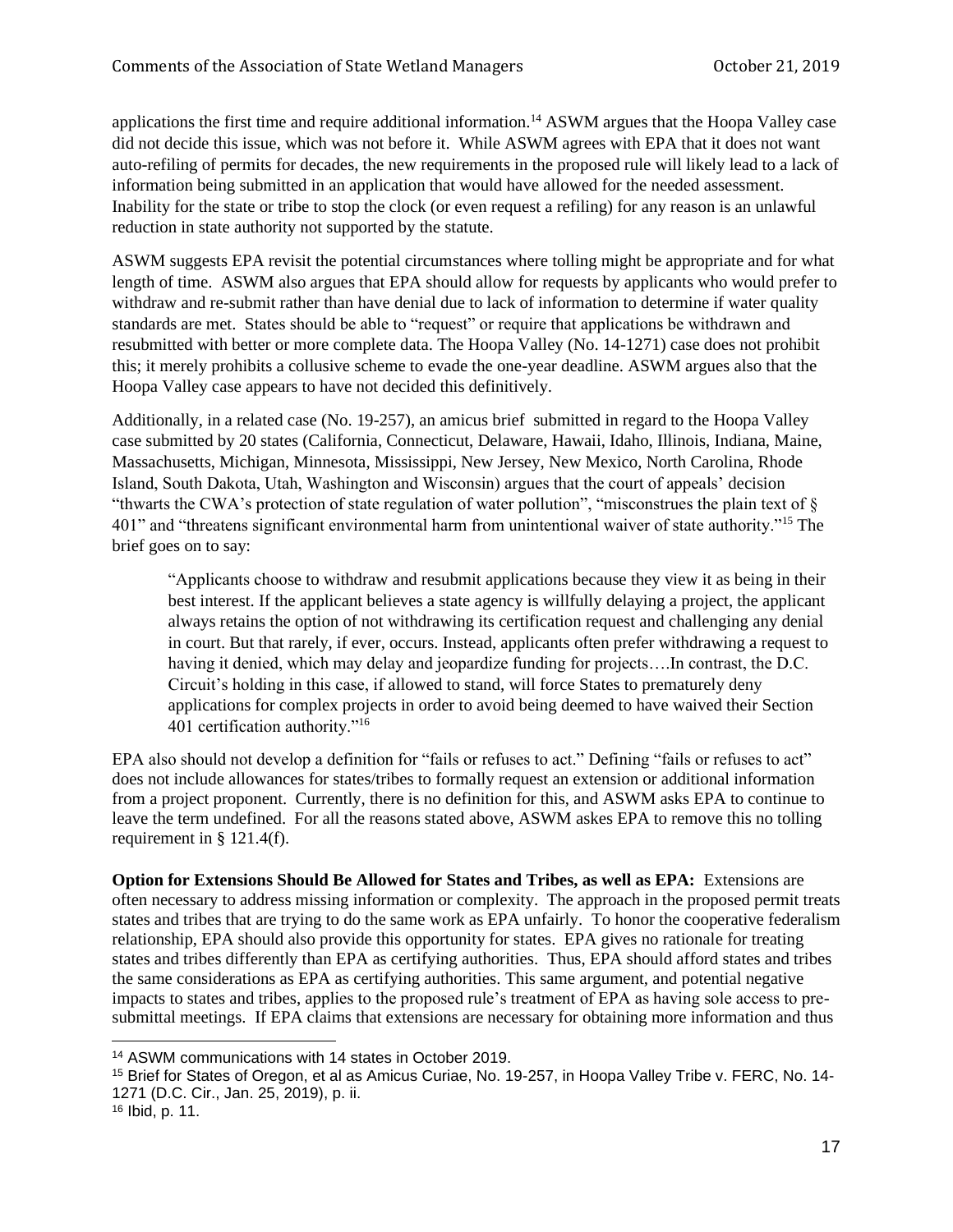applications the first time and require additional information.[14] ASWM argues that the Hoopa Valley case did not decide this issue, which was not before it. While ASWM agrees with EPA that it does not want auto-refiling of permits for decades, the new requirements in the proposed rule will likely lead to a lack of information being submitted in an application that would have allowed for the needed assessment. Inability for the state or tribe to stop the clock (or even request a refiling) for any reason is an unlawful reduction in state authority not supported by the statute.

ASWM suggests EPA revisit the potential circumstances where tolling might be appropriate and for what length of time. ASWM also argues that EPA should allow for requests by applicants who would prefer to withdraw and re-submit rather than have denial due to lack of information to determine if water quality standards are met. States should be able to "request" or require that applications be withdrawn and resubmitted with better or more complete data. The Hoopa Valley (No. 14-1271) case does not prohibit this; it merely prohibits a collusive scheme to evade the one-year deadline. ASWM argues also that the Hoopa Valley case appears to have not decided this definitively.

Additionally, in a related case (No. 19-257), an amicus brief submitted in regard to the Hoopa Valley case submitted by 20 states (California, Connecticut, Delaware, Hawaii, Idaho, Illinois, Indiana, Maine, Massachusetts, Michigan, Minnesota, Mississippi, New Jersey, New Mexico, North Carolina, Rhode Island, South Dakota, Utah, Washington and Wisconsin) argues that the court of appeals' decision "thwarts the CWA's protection of state regulation of water pollution", "misconstrues the plain text of § 401" and "threatens significant environmental harm from unintentional waiver of state authority."[15] The brief goes on to say:

> "Applicants choose to withdraw and resubmit applications because they view it as being in their best interest. If the applicant believes a state agency is willfully delaying a project, the applicant always retains the option of not withdrawing its certification request and challenging any denial in court. But that rarely, if ever, occurs. Instead, applicants often prefer withdrawing a request to having it denied, which may delay and jeopardize funding for projects….In contrast, the D.C. Circuit's holding in this case, if allowed to stand, will force States to prematurely deny applications for complex projects in order to avoid being deemed to have waived their Section 401 certification authority."[16]

EPA also should not develop a definition for "fails or refuses to act." Defining "fails or refuses to act" does not include allowances for states/tribes to formally request an extension or additional information from a project proponent. Currently, there is no definition for this, and ASWM asks EPA to continue to leave the term undefined. For all the reasons stated above, ASWM askes EPA to remove this no tolling requirement in § 121.4(f).

**Option for Extensions Should Be Allowed for States and Tribes, as well as EPA:** Extensions are often necessary to address missing information or complexity. The approach in the proposed permit treats states and tribes that are trying to do the same work as EPA unfairly. To honor the cooperative federalism relationship, EPA should also provide this opportunity for states. EPA gives no rationale for treating states and tribes differently than EPA as certifying authorities. Thus, EPA should afford states and tribes the same considerations as EPA as certifying authorities. This same argument, and potential negative impacts to states and tribes, applies to the proposed rule's treatment of EPA as having sole access to pre-submittal meetings. If EPA claims that extensions are necessary for obtaining more information and thus

[14] ASWM communications with 14 states in October 2019.

[15] Brief for States of Oregon, et al as Amicus Curiae, No. 19-257, in Hoopa Valley Tribe v. FERC, No. 14-1271 (D.C. Cir., Jan. 25, 2019), p. ii.

[16] Ibid, p. 11.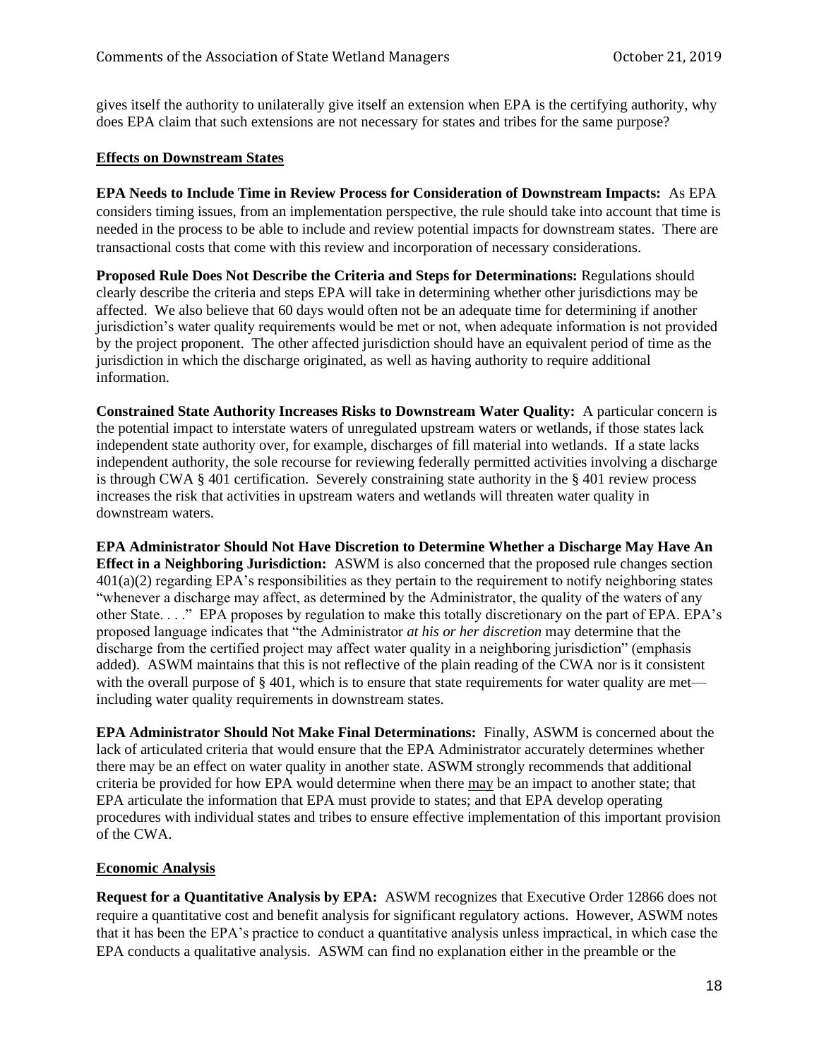gives itself the authority to unilaterally give itself an extension when EPA is the certifying authority, why does EPA claim that such extensions are not necessary for states and tribes for the same purpose?

## Effects on Downstream States

**EPA Needs to Include Time in Review Process for Consideration of Downstream Impacts:** As EPA considers timing issues, from an implementation perspective, the rule should take into account that time is needed in the process to be able to include and review potential impacts for downstream states. There are transactional costs that come with this review and incorporation of necessary considerations.

**Proposed Rule Does Not Describe the Criteria and Steps for Determinations:** Regulations should clearly describe the criteria and steps EPA will take in determining whether other jurisdictions may be affected. We also believe that 60 days would often not be an adequate time for determining if another jurisdiction's water quality requirements would be met or not, when adequate information is not provided by the project proponent. The other affected jurisdiction should have an equivalent period of time as the jurisdiction in which the discharge originated, as well as having authority to require additional information.

**Constrained State Authority Increases Risks to Downstream Water Quality:** A particular concern is the potential impact to interstate waters of unregulated upstream waters or wetlands, if those states lack independent state authority over, for example, discharges of fill material into wetlands. If a state lacks independent authority, the sole recourse for reviewing federally permitted activities involving a discharge is through CWA § 401 certification. Severely constraining state authority in the § 401 review process increases the risk that activities in upstream waters and wetlands will threaten water quality in downstream waters.

**EPA Administrator Should Not Have Discretion to Determine Whether a Discharge May Have An Effect in a Neighboring Jurisdiction:** ASWM is also concerned that the proposed rule changes section 401(a)(2) regarding EPA's responsibilities as they pertain to the requirement to notify neighboring states "whenever a discharge may affect, as determined by the Administrator, the quality of the waters of any other State. . . ." EPA proposes by regulation to make this totally discretionary on the part of EPA. EPA's proposed language indicates that "the Administrator *at his or her discretion* may determine that the discharge from the certified project may affect water quality in a neighboring jurisdiction" (emphasis added). ASWM maintains that this is not reflective of the plain reading of the CWA nor is it consistent with the overall purpose of § 401, which is to ensure that state requirements for water quality are met—including water quality requirements in downstream states.

**EPA Administrator Should Not Make Final Determinations:** Finally, ASWM is concerned about the lack of articulated criteria that would ensure that the EPA Administrator accurately determines whether there may be an effect on water quality in another state. ASWM strongly recommends that additional criteria be provided for how EPA would determine when there may be an impact to another state; that EPA articulate the information that EPA must provide to states; and that EPA develop operating procedures with individual states and tribes to ensure effective implementation of this important provision of the CWA.

## Economic Analysis

**Request for a Quantitative Analysis by EPA:** ASWM recognizes that Executive Order 12866 does not require a quantitative cost and benefit analysis for significant regulatory actions. However, ASWM notes that it has been the EPA's practice to conduct a quantitative analysis unless impractical, in which case the EPA conducts a qualitative analysis. ASWM can find no explanation either in the preamble or the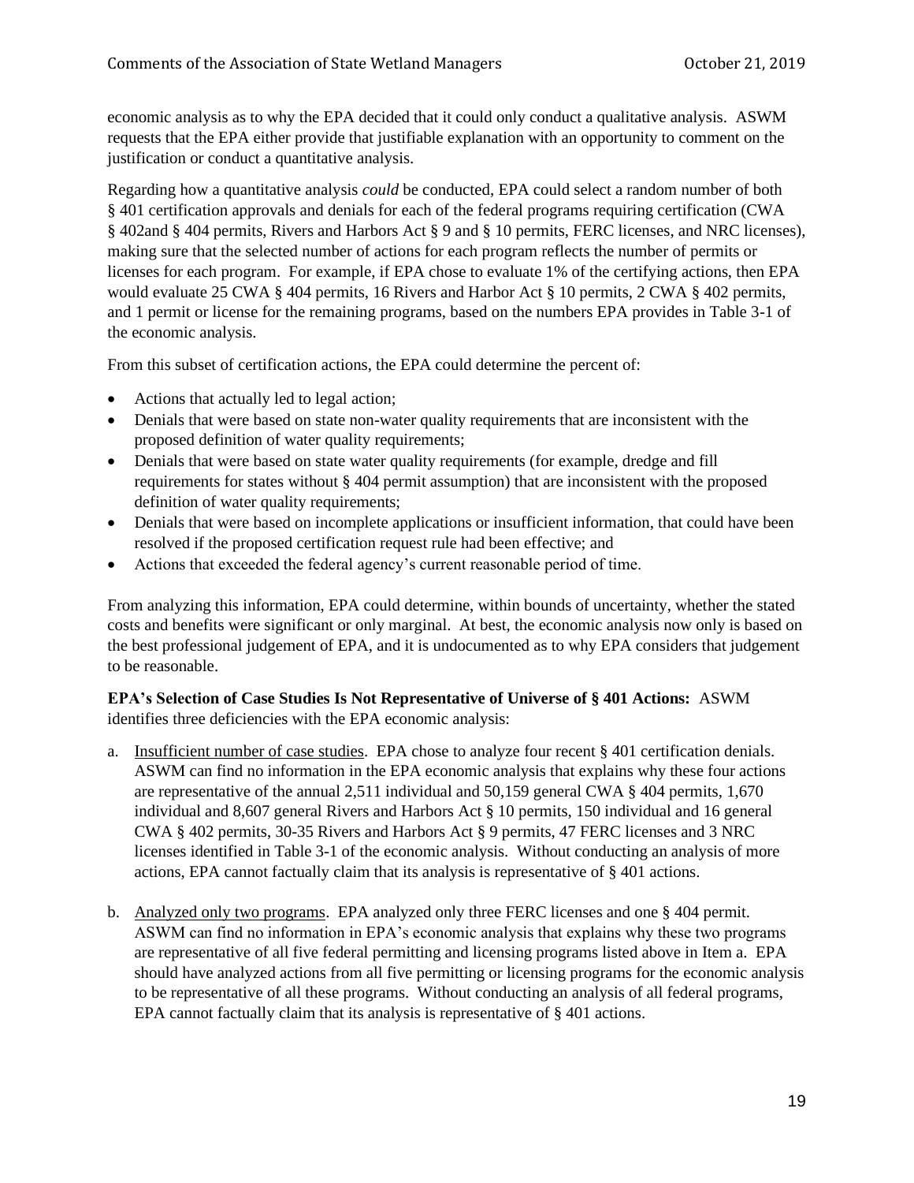economic analysis as to why the EPA decided that it could only conduct a qualitative analysis. ASWM requests that the EPA either provide that justifiable explanation with an opportunity to comment on the justification or conduct a quantitative analysis.

Regarding how a quantitative analysis *could* be conducted, EPA could select a random number of both § 401 certification approvals and denials for each of the federal programs requiring certification (CWA § 402and § 404 permits, Rivers and Harbors Act § 9 and § 10 permits, FERC licenses, and NRC licenses), making sure that the selected number of actions for each program reflects the number of permits or licenses for each program. For example, if EPA chose to evaluate 1% of the certifying actions, then EPA would evaluate 25 CWA § 404 permits, 16 Rivers and Harbor Act § 10 permits, 2 CWA § 402 permits, and 1 permit or license for the remaining programs, based on the numbers EPA provides in Table 3-1 of the economic analysis.

From this subset of certification actions, the EPA could determine the percent of:

- Actions that actually led to legal action;
- Denials that were based on state non-water quality requirements that are inconsistent with the proposed definition of water quality requirements;
- Denials that were based on state water quality requirements (for example, dredge and fill requirements for states without § 404 permit assumption) that are inconsistent with the proposed definition of water quality requirements;
- Denials that were based on incomplete applications or insufficient information, that could have been resolved if the proposed certification request rule had been effective; and
- Actions that exceeded the federal agency's current reasonable period of time.

From analyzing this information, EPA could determine, within bounds of uncertainty, whether the stated costs and benefits were significant or only marginal. At best, the economic analysis now only is based on the best professional judgement of EPA, and it is undocumented as to why EPA considers that judgement to be reasonable.

**EPA's Selection of Case Studies Is Not Representative of Universe of § 401 Actions:** ASWM identifies three deficiencies with the EPA economic analysis:

a. Insufficient number of case studies. EPA chose to analyze four recent § 401 certification denials. ASWM can find no information in the EPA economic analysis that explains why these four actions are representative of the annual 2,511 individual and 50,159 general CWA § 404 permits, 1,670 individual and 8,607 general Rivers and Harbors Act § 10 permits, 150 individual and 16 general CWA § 402 permits, 30-35 Rivers and Harbors Act § 9 permits, 47 FERC licenses and 3 NRC licenses identified in Table 3-1 of the economic analysis. Without conducting an analysis of more actions, EPA cannot factually claim that its analysis is representative of § 401 actions.

b. Analyzed only two programs. EPA analyzed only three FERC licenses and one § 404 permit. ASWM can find no information in EPA's economic analysis that explains why these two programs are representative of all five federal permitting and licensing programs listed above in Item a. EPA should have analyzed actions from all five permitting or licensing programs for the economic analysis to be representative of all these programs. Without conducting an analysis of all federal programs, EPA cannot factually claim that its analysis is representative of § 401 actions.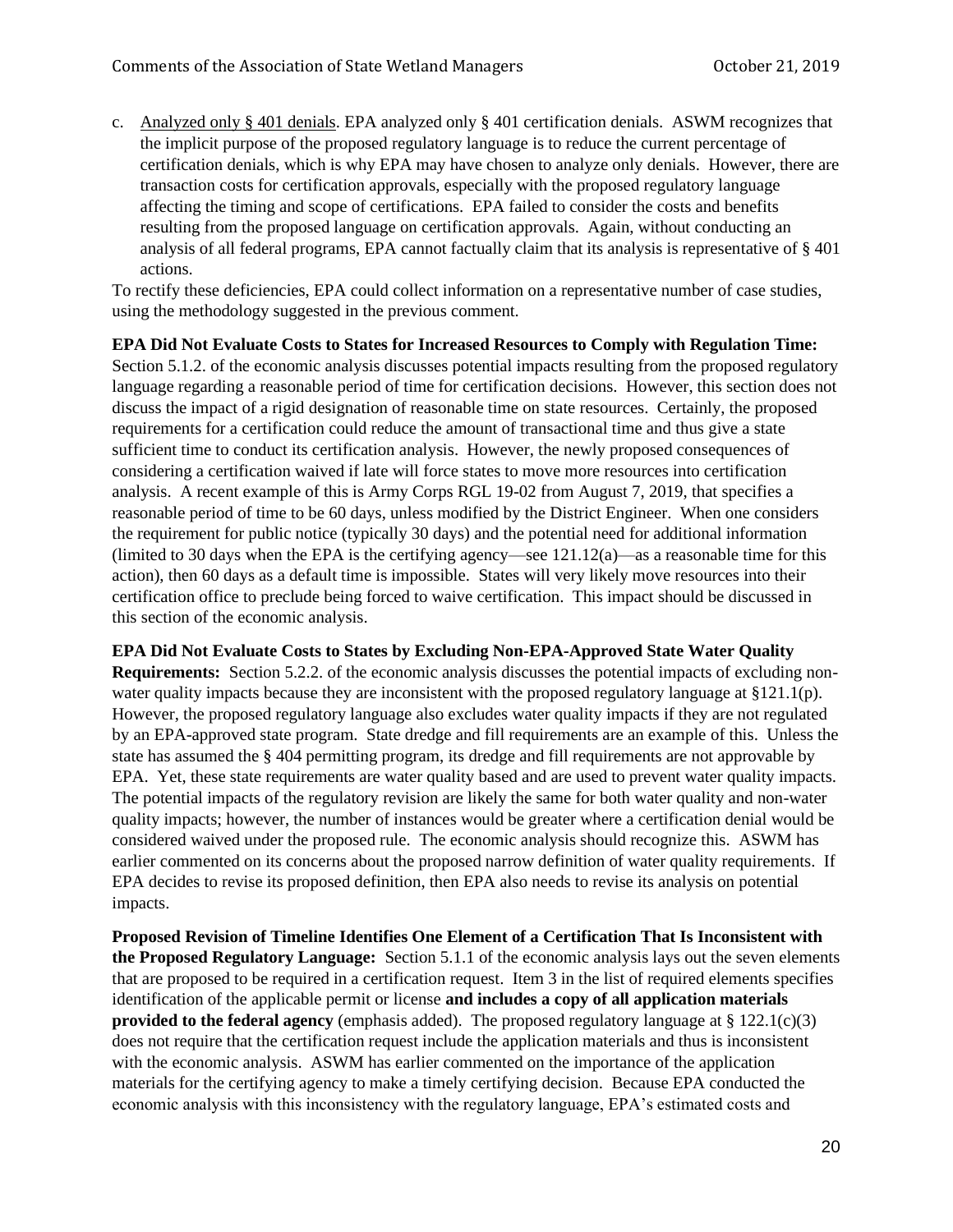c. Analyzed only § 401 denials. EPA analyzed only § 401 certification denials. ASWM recognizes that the implicit purpose of the proposed regulatory language is to reduce the current percentage of certification denials, which is why EPA may have chosen to analyze only denials. However, there are transaction costs for certification approvals, especially with the proposed regulatory language affecting the timing and scope of certifications. EPA failed to consider the costs and benefits resulting from the proposed language on certification approvals. Again, without conducting an analysis of all federal programs, EPA cannot factually claim that its analysis is representative of § 401 actions.

To rectify these deficiencies, EPA could collect information on a representative number of case studies, using the methodology suggested in the previous comment.

**EPA Did Not Evaluate Costs to States for Increased Resources to Comply with Regulation Time:** Section 5.1.2. of the economic analysis discusses potential impacts resulting from the proposed regulatory language regarding a reasonable period of time for certification decisions. However, this section does not discuss the impact of a rigid designation of reasonable time on state resources. Certainly, the proposed requirements for a certification could reduce the amount of transactional time and thus give a state sufficient time to conduct its certification analysis. However, the newly proposed consequences of considering a certification waived if late will force states to move more resources into certification analysis. A recent example of this is Army Corps RGL 19-02 from August 7, 2019, that specifies a reasonable period of time to be 60 days, unless modified by the District Engineer. When one considers the requirement for public notice (typically 30 days) and the potential need for additional information (limited to 30 days when the EPA is the certifying agency—see 121.12(a)—as a reasonable time for this action), then 60 days as a default time is impossible. States will very likely move resources into their certification office to preclude being forced to waive certification. This impact should be discussed in this section of the economic analysis.

**EPA Did Not Evaluate Costs to States by Excluding Non-EPA-Approved State Water Quality Requirements:** Section 5.2.2. of the economic analysis discusses the potential impacts of excluding non-water quality impacts because they are inconsistent with the proposed regulatory language at §121.1(p). However, the proposed regulatory language also excludes water quality impacts if they are not regulated by an EPA-approved state program. State dredge and fill requirements are an example of this. Unless the state has assumed the § 404 permitting program, its dredge and fill requirements are not approvable by EPA. Yet, these state requirements are water quality based and are used to prevent water quality impacts. The potential impacts of the regulatory revision are likely the same for both water quality and non-water quality impacts; however, the number of instances would be greater where a certification denial would be considered waived under the proposed rule. The economic analysis should recognize this. ASWM has earlier commented on its concerns about the proposed narrow definition of water quality requirements. If EPA decides to revise its proposed definition, then EPA also needs to revise its analysis on potential impacts.

**Proposed Revision of Timeline Identifies One Element of a Certification That Is Inconsistent with the Proposed Regulatory Language:** Section 5.1.1 of the economic analysis lays out the seven elements that are proposed to be required in a certification request. Item 3 in the list of required elements specifies identification of the applicable permit or license **and includes a copy of all application materials provided to the federal agency** (emphasis added). The proposed regulatory language at § 122.1(c)(3) does not require that the certification request include the application materials and thus is inconsistent with the economic analysis. ASWM has earlier commented on the importance of the application materials for the certifying agency to make a timely certifying decision. Because EPA conducted the economic analysis with this inconsistency with the regulatory language, EPA's estimated costs and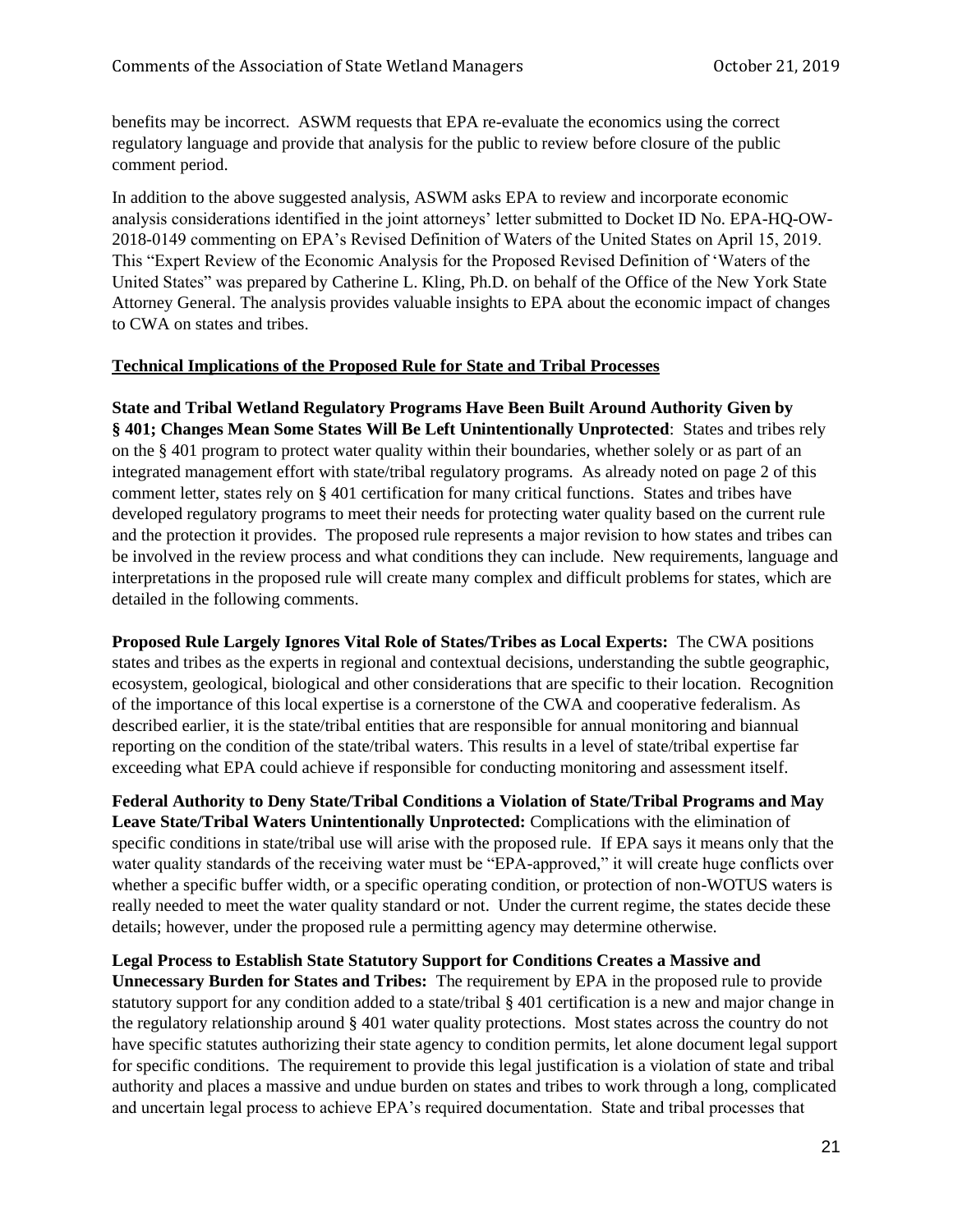benefits may be incorrect. ASWM requests that EPA re-evaluate the economics using the correct regulatory language and provide that analysis for the public to review before closure of the public comment period.

In addition to the above suggested analysis, ASWM asks EPA to review and incorporate economic analysis considerations identified in the joint attorneys' letter submitted to Docket ID No. EPA-HQ-OW-2018-0149 commenting on EPA's Revised Definition of Waters of the United States on April 15, 2019. This "Expert Review of the Economic Analysis for the Proposed Revised Definition of 'Waters of the United States" was prepared by Catherine L. Kling, Ph.D. on behalf of the Office of the New York State Attorney General. The analysis provides valuable insights to EPA about the economic impact of changes to CWA on states and tribes.

<u>**Technical Implications of the Proposed Rule for State and Tribal Processes**</u>

**State and Tribal Wetland Regulatory Programs Have Been Built Around Authority Given by § 401; Changes Mean Some States Will Be Left Unintentionally Unprotected**: States and tribes rely on the § 401 program to protect water quality within their boundaries, whether solely or as part of an integrated management effort with state/tribal regulatory programs. As already noted on page 2 of this comment letter, states rely on § 401 certification for many critical functions. States and tribes have developed regulatory programs to meet their needs for protecting water quality based on the current rule and the protection it provides. The proposed rule represents a major revision to how states and tribes can be involved in the review process and what conditions they can include. New requirements, language and interpretations in the proposed rule will create many complex and difficult problems for states, which are detailed in the following comments.

**Proposed Rule Largely Ignores Vital Role of States/Tribes as Local Experts:** The CWA positions states and tribes as the experts in regional and contextual decisions, understanding the subtle geographic, ecosystem, geological, biological and other considerations that are specific to their location. Recognition of the importance of this local expertise is a cornerstone of the CWA and cooperative federalism. As described earlier, it is the state/tribal entities that are responsible for annual monitoring and biannual reporting on the condition of the state/tribal waters. This results in a level of state/tribal expertise far exceeding what EPA could achieve if responsible for conducting monitoring and assessment itself.

**Federal Authority to Deny State/Tribal Conditions a Violation of State/Tribal Programs and May Leave State/Tribal Waters Unintentionally Unprotected:** Complications with the elimination of specific conditions in state/tribal use will arise with the proposed rule. If EPA says it means only that the water quality standards of the receiving water must be "EPA-approved," it will create huge conflicts over whether a specific buffer width, or a specific operating condition, or protection of non-WOTUS waters is really needed to meet the water quality standard or not. Under the current regime, the states decide these details; however, under the proposed rule a permitting agency may determine otherwise.

**Legal Process to Establish State Statutory Support for Conditions Creates a Massive and Unnecessary Burden for States and Tribes:** The requirement by EPA in the proposed rule to provide statutory support for any condition added to a state/tribal § 401 certification is a new and major change in the regulatory relationship around § 401 water quality protections. Most states across the country do not have specific statutes authorizing their state agency to condition permits, let alone document legal support for specific conditions. The requirement to provide this legal justification is a violation of state and tribal authority and places a massive and undue burden on states and tribes to work through a long, complicated and uncertain legal process to achieve EPA's required documentation. State and tribal processes that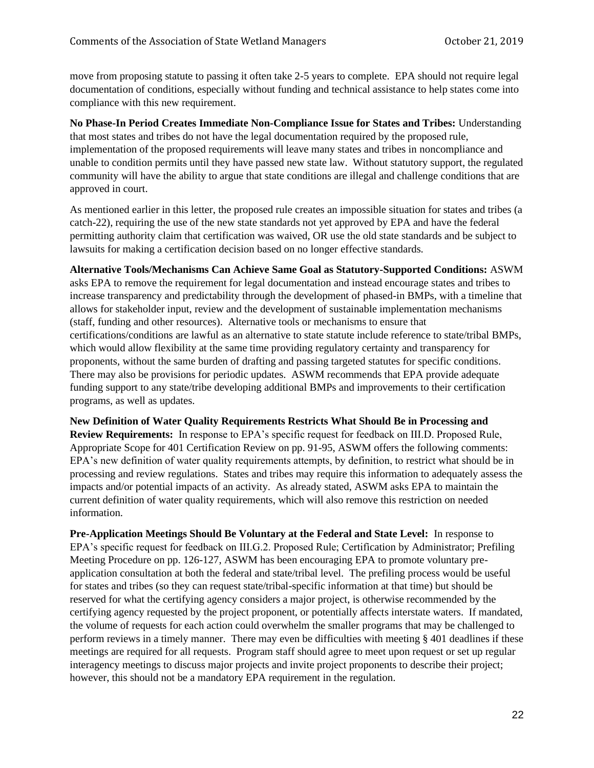move from proposing statute to passing it often take 2-5 years to complete. EPA should not require legal documentation of conditions, especially without funding and technical assistance to help states come into compliance with this new requirement.

**No Phase-In Period Creates Immediate Non-Compliance Issue for States and Tribes:** Understanding that most states and tribes do not have the legal documentation required by the proposed rule, implementation of the proposed requirements will leave many states and tribes in noncompliance and unable to condition permits until they have passed new state law. Without statutory support, the regulated community will have the ability to argue that state conditions are illegal and challenge conditions that are approved in court.

As mentioned earlier in this letter, the proposed rule creates an impossible situation for states and tribes (a catch-22), requiring the use of the new state standards not yet approved by EPA and have the federal permitting authority claim that certification was waived, OR use the old state standards and be subject to lawsuits for making a certification decision based on no longer effective standards.

**Alternative Tools/Mechanisms Can Achieve Same Goal as Statutory-Supported Conditions:** ASWM asks EPA to remove the requirement for legal documentation and instead encourage states and tribes to increase transparency and predictability through the development of phased-in BMPs, with a timeline that allows for stakeholder input, review and the development of sustainable implementation mechanisms (staff, funding and other resources). Alternative tools or mechanisms to ensure that certifications/conditions are lawful as an alternative to state statute include reference to state/tribal BMPs, which would allow flexibility at the same time providing regulatory certainty and transparency for proponents, without the same burden of drafting and passing targeted statutes for specific conditions. There may also be provisions for periodic updates. ASWM recommends that EPA provide adequate funding support to any state/tribe developing additional BMPs and improvements to their certification programs, as well as updates.

**New Definition of Water Quality Requirements Restricts What Should Be in Processing and Review Requirements:** In response to EPA's specific request for feedback on III.D. Proposed Rule, Appropriate Scope for 401 Certification Review on pp. 91-95, ASWM offers the following comments: EPA's new definition of water quality requirements attempts, by definition, to restrict what should be in processing and review regulations. States and tribes may require this information to adequately assess the impacts and/or potential impacts of an activity. As already stated, ASWM asks EPA to maintain the current definition of water quality requirements, which will also remove this restriction on needed information.

**Pre-Application Meetings Should Be Voluntary at the Federal and State Level:** In response to EPA's specific request for feedback on III.G.2. Proposed Rule; Certification by Administrator; Prefiling Meeting Procedure on pp. 126-127, ASWM has been encouraging EPA to promote voluntary pre-application consultation at both the federal and state/tribal level. The prefiling process would be useful for states and tribes (so they can request state/tribal-specific information at that time) but should be reserved for what the certifying agency considers a major project, is otherwise recommended by the certifying agency requested by the project proponent, or potentially affects interstate waters. If mandated, the volume of requests for each action could overwhelm the smaller programs that may be challenged to perform reviews in a timely manner. There may even be difficulties with meeting § 401 deadlines if these meetings are required for all requests. Program staff should agree to meet upon request or set up regular interagency meetings to discuss major projects and invite project proponents to describe their project; however, this should not be a mandatory EPA requirement in the regulation.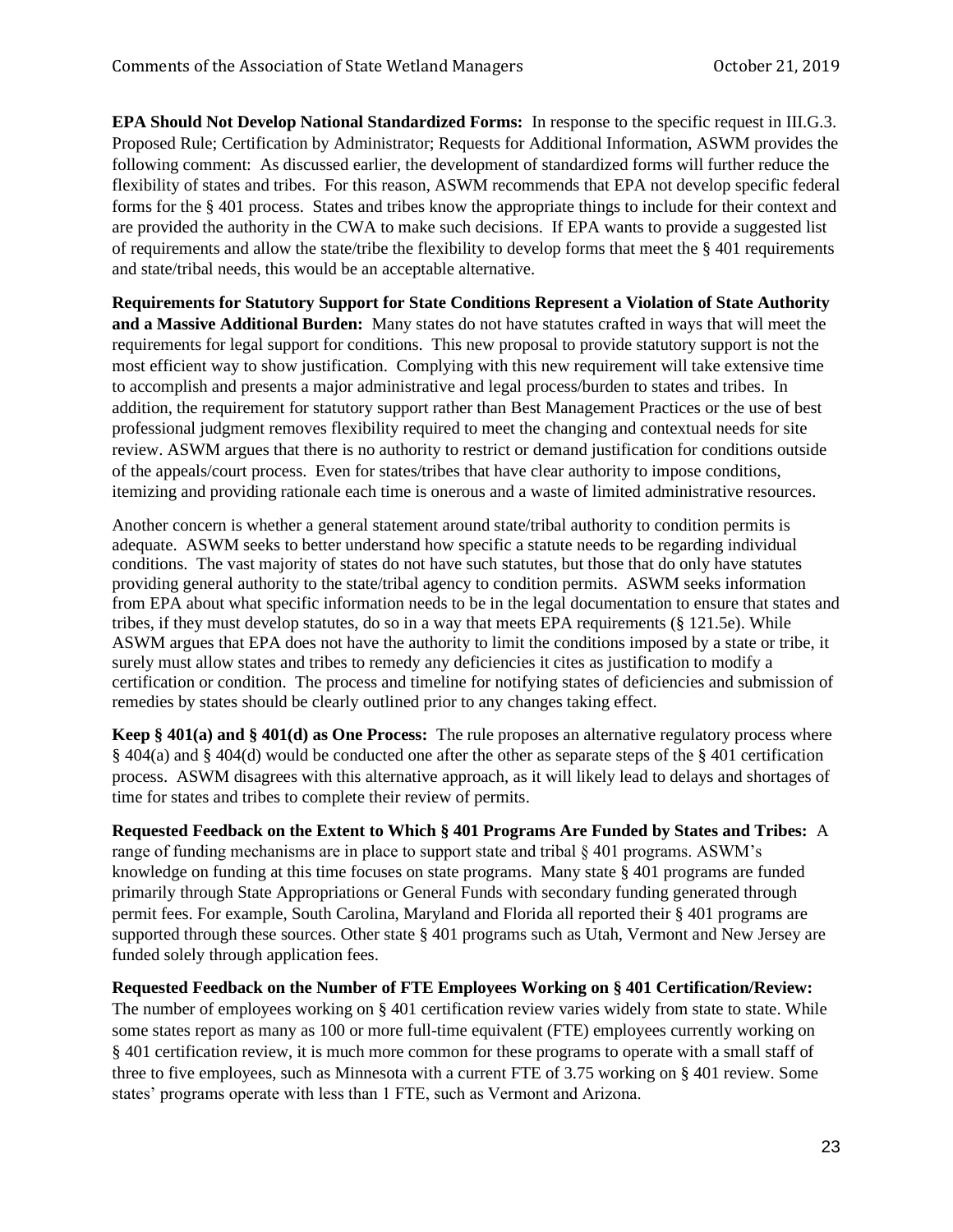**EPA Should Not Develop National Standardized Forms:** In response to the specific request in III.G.3. Proposed Rule; Certification by Administrator; Requests for Additional Information, ASWM provides the following comment: As discussed earlier, the development of standardized forms will further reduce the flexibility of states and tribes. For this reason, ASWM recommends that EPA not develop specific federal forms for the § 401 process. States and tribes know the appropriate things to include for their context and are provided the authority in the CWA to make such decisions. If EPA wants to provide a suggested list of requirements and allow the state/tribe the flexibility to develop forms that meet the § 401 requirements and state/tribal needs, this would be an acceptable alternative.

**Requirements for Statutory Support for State Conditions Represent a Violation of State Authority and a Massive Additional Burden:** Many states do not have statutes crafted in ways that will meet the requirements for legal support for conditions. This new proposal to provide statutory support is not the most efficient way to show justification. Complying with this new requirement will take extensive time to accomplish and presents a major administrative and legal process/burden to states and tribes. In addition, the requirement for statutory support rather than Best Management Practices or the use of best professional judgment removes flexibility required to meet the changing and contextual needs for site review. ASWM argues that there is no authority to restrict or demand justification for conditions outside of the appeals/court process. Even for states/tribes that have clear authority to impose conditions, itemizing and providing rationale each time is onerous and a waste of limited administrative resources.

Another concern is whether a general statement around state/tribal authority to condition permits is adequate. ASWM seeks to better understand how specific a statute needs to be regarding individual conditions. The vast majority of states do not have such statutes, but those that do only have statutes providing general authority to the state/tribal agency to condition permits. ASWM seeks information from EPA about what specific information needs to be in the legal documentation to ensure that states and tribes, if they must develop statutes, do so in a way that meets EPA requirements (§ 121.5e). While ASWM argues that EPA does not have the authority to limit the conditions imposed by a state or tribe, it surely must allow states and tribes to remedy any deficiencies it cites as justification to modify a certification or condition. The process and timeline for notifying states of deficiencies and submission of remedies by states should be clearly outlined prior to any changes taking effect.

**Keep § 401(a) and § 401(d) as One Process:** The rule proposes an alternative regulatory process where § 404(a) and § 404(d) would be conducted one after the other as separate steps of the § 401 certification process. ASWM disagrees with this alternative approach, as it will likely lead to delays and shortages of time for states and tribes to complete their review of permits.

**Requested Feedback on the Extent to Which § 401 Programs Are Funded by States and Tribes:** A range of funding mechanisms are in place to support state and tribal § 401 programs. ASWM's knowledge on funding at this time focuses on state programs. Many state § 401 programs are funded primarily through State Appropriations or General Funds with secondary funding generated through permit fees. For example, South Carolina, Maryland and Florida all reported their § 401 programs are supported through these sources. Other state § 401 programs such as Utah, Vermont and New Jersey are funded solely through application fees.

**Requested Feedback on the Number of FTE Employees Working on § 401 Certification/Review:** The number of employees working on § 401 certification review varies widely from state to state. While some states report as many as 100 or more full-time equivalent (FTE) employees currently working on § 401 certification review, it is much more common for these programs to operate with a small staff of three to five employees, such as Minnesota with a current FTE of 3.75 working on § 401 review. Some states' programs operate with less than 1 FTE, such as Vermont and Arizona.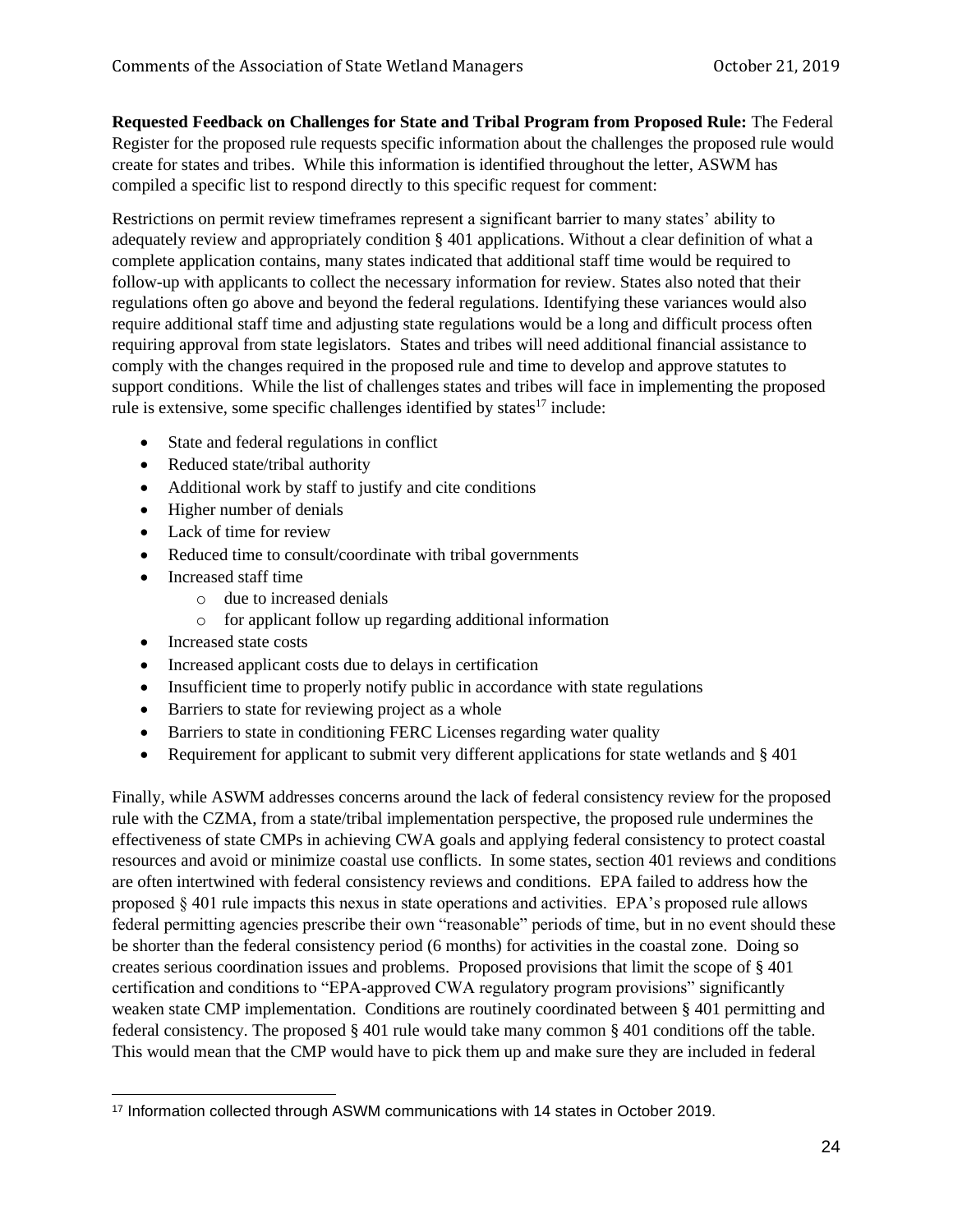**Requested Feedback on Challenges for State and Tribal Program from Proposed Rule:** The Federal Register for the proposed rule requests specific information about the challenges the proposed rule would create for states and tribes. While this information is identified throughout the letter, ASWM has compiled a specific list to respond directly to this specific request for comment:

Restrictions on permit review timeframes represent a significant barrier to many states' ability to adequately review and appropriately condition § 401 applications. Without a clear definition of what a complete application contains, many states indicated that additional staff time would be required to follow-up with applicants to collect the necessary information for review. States also noted that their regulations often go above and beyond the federal regulations. Identifying these variances would also require additional staff time and adjusting state regulations would be a long and difficult process often requiring approval from state legislators. States and tribes will need additional financial assistance to comply with the changes required in the proposed rule and time to develop and approve statutes to support conditions. While the list of challenges states and tribes will face in implementing the proposed rule is extensive, some specific challenges identified by states[17] include:

- State and federal regulations in conflict
- Reduced state/tribal authority
- Additional work by staff to justify and cite conditions
- Higher number of denials
- Lack of time for review
- Reduced time to consult/coordinate with tribal governments
- Increased staff time
  - due to increased denials
  - for applicant follow up regarding additional information
- Increased state costs
- Increased applicant costs due to delays in certification
- Insufficient time to properly notify public in accordance with state regulations
- Barriers to state for reviewing project as a whole
- Barriers to state in conditioning FERC Licenses regarding water quality
- Requirement for applicant to submit very different applications for state wetlands and § 401

Finally, while ASWM addresses concerns around the lack of federal consistency review for the proposed rule with the CZMA, from a state/tribal implementation perspective, the proposed rule undermines the effectiveness of state CMPs in achieving CWA goals and applying federal consistency to protect coastal resources and avoid or minimize coastal use conflicts. In some states, section 401 reviews and conditions are often intertwined with federal consistency reviews and conditions. EPA failed to address how the proposed § 401 rule impacts this nexus in state operations and activities. EPA's proposed rule allows federal permitting agencies prescribe their own "reasonable" periods of time, but in no event should these be shorter than the federal consistency period (6 months) for activities in the coastal zone. Doing so creates serious coordination issues and problems. Proposed provisions that limit the scope of § 401 certification and conditions to "EPA-approved CWA regulatory program provisions" significantly weaken state CMP implementation. Conditions are routinely coordinated between § 401 permitting and federal consistency. The proposed § 401 rule would take many common § 401 conditions off the table. This would mean that the CMP would have to pick them up and make sure they are included in federal

[17] Information collected through ASWM communications with 14 states in October 2019.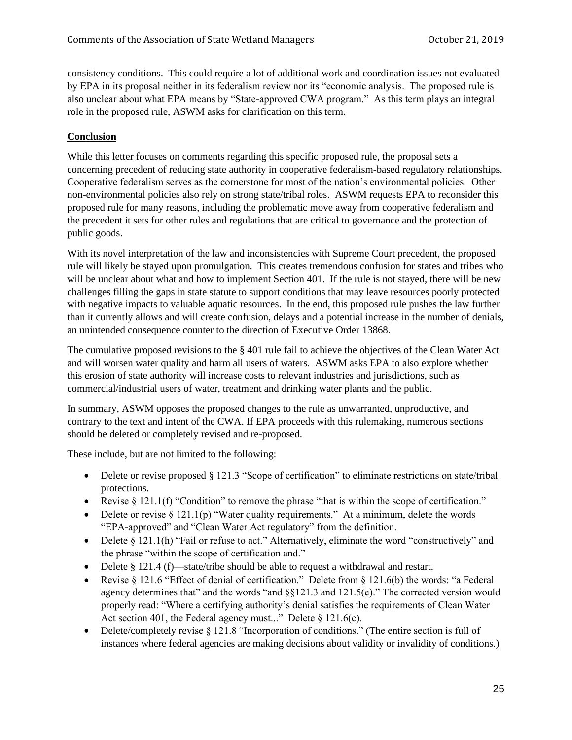consistency conditions. This could require a lot of additional work and coordination issues not evaluated by EPA in its proposal neither in its federalism review nor its "economic analysis. The proposed rule is also unclear about what EPA means by "State-approved CWA program." As this term plays an integral role in the proposed rule, ASWM asks for clarification on this term.

**Conclusion**

While this letter focuses on comments regarding this specific proposed rule, the proposal sets a concerning precedent of reducing state authority in cooperative federalism-based regulatory relationships. Cooperative federalism serves as the cornerstone for most of the nation's environmental policies. Other non-environmental policies also rely on strong state/tribal roles. ASWM requests EPA to reconsider this proposed rule for many reasons, including the problematic move away from cooperative federalism and the precedent it sets for other rules and regulations that are critical to governance and the protection of public goods.

With its novel interpretation of the law and inconsistencies with Supreme Court precedent, the proposed rule will likely be stayed upon promulgation. This creates tremendous confusion for states and tribes who will be unclear about what and how to implement Section 401. If the rule is not stayed, there will be new challenges filling the gaps in state statute to support conditions that may leave resources poorly protected with negative impacts to valuable aquatic resources. In the end, this proposed rule pushes the law further than it currently allows and will create confusion, delays and a potential increase in the number of denials, an unintended consequence counter to the direction of Executive Order 13868.

The cumulative proposed revisions to the § 401 rule fail to achieve the objectives of the Clean Water Act and will worsen water quality and harm all users of waters. ASWM asks EPA to also explore whether this erosion of state authority will increase costs to relevant industries and jurisdictions, such as commercial/industrial users of water, treatment and drinking water plants and the public.

In summary, ASWM opposes the proposed changes to the rule as unwarranted, unproductive, and contrary to the text and intent of the CWA. If EPA proceeds with this rulemaking, numerous sections should be deleted or completely revised and re-proposed.

These include, but are not limited to the following:

- Delete or revise proposed § 121.3 "Scope of certification" to eliminate restrictions on state/tribal protections.
- Revise § 121.1(f) "Condition" to remove the phrase "that is within the scope of certification."
- Delete or revise § 121.1(p) "Water quality requirements." At a minimum, delete the words "EPA-approved" and "Clean Water Act regulatory" from the definition.
- Delete § 121.1(h) "Fail or refuse to act." Alternatively, eliminate the word "constructively" and the phrase "within the scope of certification and."
- Delete § 121.4 (f)—state/tribe should be able to request a withdrawal and restart.
- Revise § 121.6 "Effect of denial of certification." Delete from § 121.6(b) the words: "a Federal agency determines that" and the words "and §§121.3 and 121.5(e)." The corrected version would properly read: "Where a certifying authority's denial satisfies the requirements of Clean Water Act section 401, the Federal agency must..." Delete § 121.6(c).
- Delete/completely revise § 121.8 "Incorporation of conditions." (The entire section is full of instances where federal agencies are making decisions about validity or invalidity of conditions.)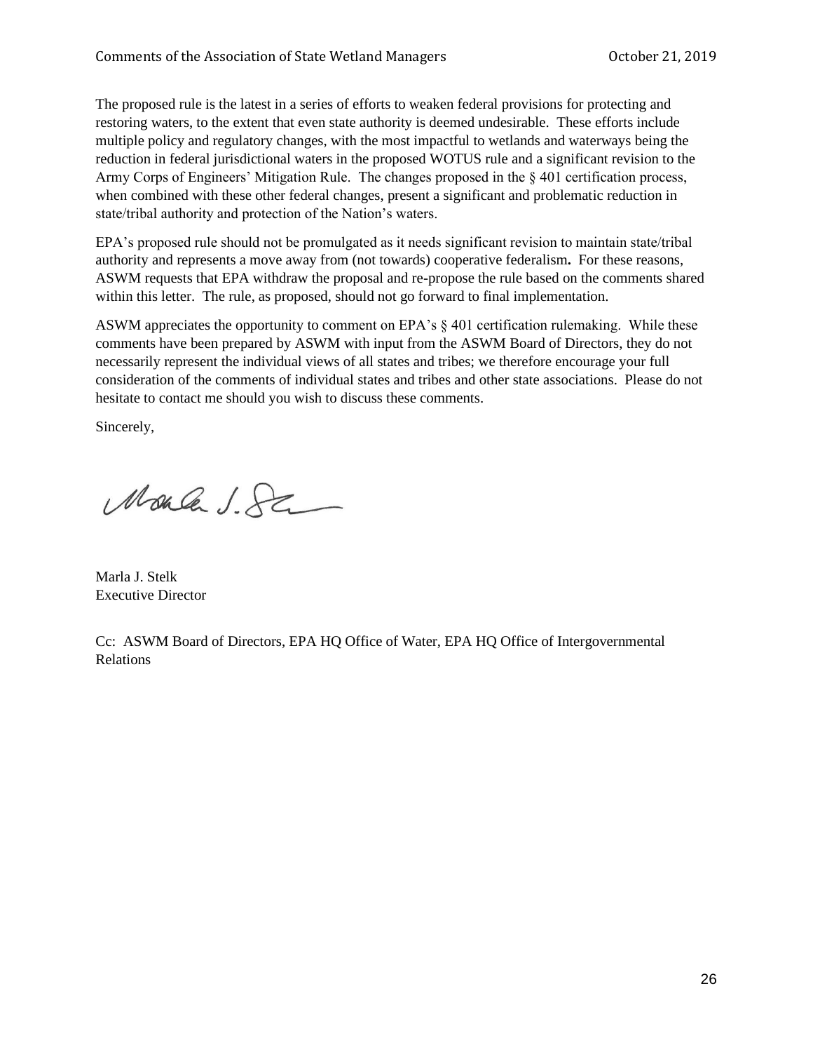The proposed rule is the latest in a series of efforts to weaken federal provisions for protecting and restoring waters, to the extent that even state authority is deemed undesirable. These efforts include multiple policy and regulatory changes, with the most impactful to wetlands and waterways being the reduction in federal jurisdictional waters in the proposed WOTUS rule and a significant revision to the Army Corps of Engineers' Mitigation Rule. The changes proposed in the § 401 certification process, when combined with these other federal changes, present a significant and problematic reduction in state/tribal authority and protection of the Nation's waters.

EPA's proposed rule should not be promulgated as it needs significant revision to maintain state/tribal authority and represents a move away from (not towards) cooperative federalism**.** For these reasons, ASWM requests that EPA withdraw the proposal and re-propose the rule based on the comments shared within this letter. The rule, as proposed, should not go forward to final implementation.

ASWM appreciates the opportunity to comment on EPA's § 401 certification rulemaking. While these comments have been prepared by ASWM with input from the ASWM Board of Directors, they do not necessarily represent the individual views of all states and tribes; we therefore encourage your full consideration of the comments of individual states and tribes and other state associations. Please do not hesitate to contact me should you wish to discuss these comments.

Sincerely,

Marla J. Stelk
Executive Director

Cc: ASWM Board of Directors, EPA HQ Office of Water, EPA HQ Office of Intergovernmental Relations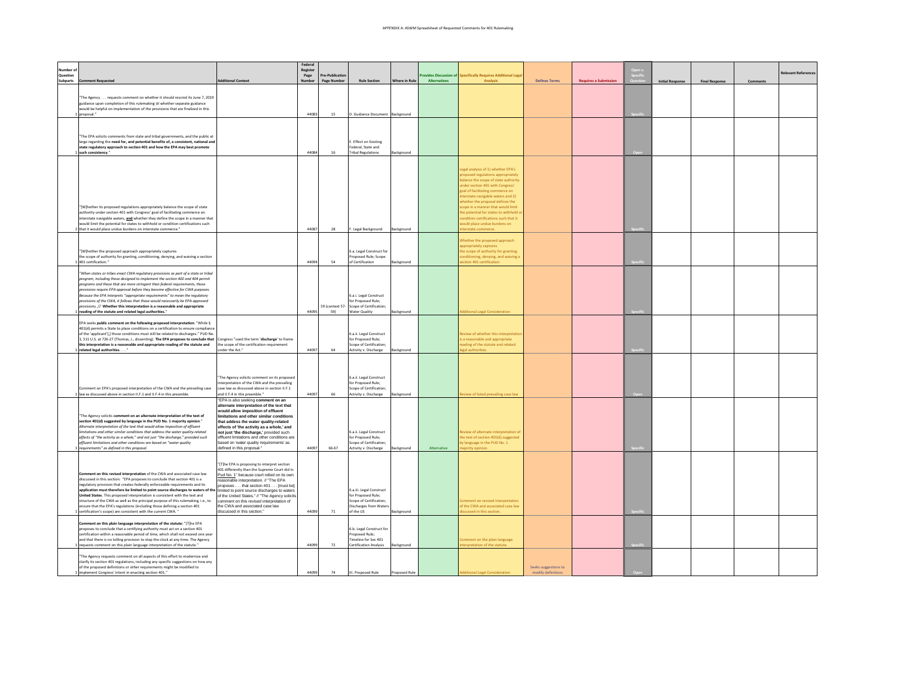APPENDIX A: ASWM Spreadsheet of Requested Comments for 401 Rulemaking

| Number of Question Subparts | Comment Requested | Additional Context | Federal Register Page Number | Pre-Publication Page Number | Rule Section | Where in Rule | Provides Discussion of Alternatives | Specifically Requires Additional Legal Analysis | Defines Terms | Requires a Submission | Open v. Specific Question | Initial Response | Final Response | Comments | Relevant References |
|---|---|---|---|---|---|---|---|---|---|---|---|---|---|---|---|
| 1 | "The Agency . . . requests comment on whether it should rescind its June 7, 2019 guidance upon completion of this rulemaking or whether separate guidance would be helpful on implementation of the provisions that are finalized in this proposal." | | 44083 | 15 | D. Guidance Document | Background | | | | | Specific | | | | |
| 1 | "The EPA solicits comments from state and tribal governments, and the public at large regarding the **need for, and potential benefits of, a consistent, national and state regulatory approach to section 401 and how the EPA may best promote such consistency.**" | | 44084 | 16 | E. Effect on Existing Federal, State and Tribal Regulations | Background | | | | | Open | | | | |
| 2 | "[W]hether its proposed regulations appropriately balance the scope of state authority under section 401 with Congress' goal of facilitating commerce on interstate navigable waters, **and** whether they define the scope in a manner that would limit the potential for states to withhold or condition certifications such that it would place undue burdens on interstate commerce." | | 44087 | 28 | F. Legal Background | Background | | Legal analysis of 1) whether EPA's proposed regulations appropriately balance the scope of state authority under section 401 with Congress' goal of facilitating commerce on interstate navigable waters and 2) whether the proposal defines the scope in a manner that would limit the potential for states to withhold or condition certifications such that it would place undue burdens on interstate commerce. | | | Specific | | | | |
| 1 | "[W]hether the proposed approach appropriately captures the scope of authority for granting, conditioning, denying, and waiving a section 401 certification." | | 44094 | 54 | 6.a. Legal Construct for Proposed Rule; Scope of Certification | Background | | Whether the proposed approach appropriately captures the scope of authority for granting, conditioning, denying, and waiving a section 401 certification | | | Specific | | | | |
| 1 | *"When states or tribes enact CWA regulatory provisions as part of a state or tribal program, including those designed to implement the section 402 and 404 permit programs and those that are more stringent than federal requirements, those provisions require EPA approval before they become effective for CWA purposes. Because the EPA interprets "appropriate requirements" to mean the regulatory provisions of the CWA, it follows that those would necessarily be EPA-approved provisions. //* **Whether this interpretation is a reasonable and appropriate reading of the statute and related legal authorities.**" | | 44095 | 59 (context 57-59) | 6.a.i. Legal Construct for Proposed Rule; Scope of Certification; Water Quality | Background | | Additional Legal Consideration | | | Specific | | | | |
| 1 | EPA seeks **public comment on the following proposed interpretation**: "While § 401(d) permits a State to place conditions on a certification to ensure compliance of the 'applicant'[,] those conditions must still be related to discharges." PUD No. 1, 511 U.S. at 726-27 (Thomas, J., dissenting). **The EPA proposes to conclude that this interpretation is a reasonable and appropriate reading of the statute and related legal authorities. . . .**" | Congress "used the term '**discharge**' to frame the scope of the certification requirement under the Act." | 44097 | 64 | 6.a.ii. Legal Construct for Proposed Rule; Scope of Certification; Activity v. Discharge | Background | | Review of whether this interpretation is a reasonable and appropriate reading of the statute and related legal authorities. | | | Specific | | | | |
| 1 | Comment on EPA's proposed interpretation of the CWA and the prevailing case law as discussed above in section II.F.1 and II.F.4 in this preamble. | "The Agency solicits comment on its proposed interpretation of the CWA and the prevailing case law as discussed above in section II.F.1 and II.F.4 in this preamble." | 44097 | 66 | 6.a.ii. Legal Construct for Proposed Rule; Scope of Certification; Activity v. Discharge | Background | | Review of listed prevailing case law | | | Open | | | | |
| 1 | "The Agency solicits **comment on an alternate interpretation of the text of section 401(d) suggested by language in the PUD No. 1 majority opinion.**" *Alternate interpretation of the text that would allow imposition of effluent limitations and other similar conditions that address the water quality-related effects of "the activity as a whole," and not just "the discharge," provided such effluent limitations and other conditions are based on "water quality requirements" as defined in this proposal.* | "EPA is also seeking **comment on an alternate interpretation of the text that would allow imposition of effluent limitations and other similar conditions that addess the water quality-related effects of 'the activity as a whole,' and not just 'the discharge,'** provided such effluent limitations and other conditions are based on 'water quality requirements' as defined in this proposal." | 44097 | 66-67 | 6.a.ii. Legal Construct for Proposed Rule; Scope of Certification; Activity v. Discharge | Background | Alternative | Review of alternate interpretation of the text of section 401(d) suggested by language in the PUD No. 1 majority opinion. | | | Specific | | | | |
| 1 | **Comment on this revised interpretation** of the CWA and associated case law discussed in this section: "EPA proposes to conclude that section 401 is a regulatory provision that creates federally enforceable requirements and its **application must therefore be limited to point source discharges to waters of the United States**. This proposed interpretation is consistent with the text and structure of the CWA as well as the principal purpose of this rulemaking, i.e., to ensure that the EPA's regulations (including those defining a section 401 certification's scope) are consistent with the current CWA. " | "[T]he EPA is proposing to interpret section 401 differently than the Supreme Court did in Pud No. 1" because court relied on its own reasonable interpretation. // "The EPA proposes . . . that section 401 . . . [must be] limited to point source discharges to waters of the United States." // "The Agency solicits comment on this revised interpretation of the CWA and associated case law discussed in this section." | 44099 | 71 | 6.a.iii. Legal Construct for Proposed Rule; Scope of Certification; Discharges from Waters of the US | Background | | Comment on revised interpretation of the CWA and associated case law discussed in this section. | | | Specific | | | | |
| 1 | **Comment on this plain language interpretation of the statute:** "[T]he EPA proposes to conclude that a certifying authority must act on a section 401 certification within a reasonable period of time, which shall not exceed one year and that there is no tolling provision to stop the clock at any time. The Agency requests comment on this plain language interpretation of the statute." | | 44099 | 72 | 6.b. Legal Construct for Proposed Rule; Timeline for Sec 401 Certification Analysis | Background | | Comment on the plain language interpretation of the statute. | | | Specific | | | | |
| 1 | "The Agency requests comment on all aspects of this effort to modernize and clarify its section 401 regulations, including any specific suggestions on how any of the proposed definitions or other requirements might be modified to implement Congress' intent in enacting section 401." | | 44099 | 74 | III. Proposed Rule | Proposed Rule | | Additional Legal Consideration | Seeks suggestions to modify definitions | | Open | | | | |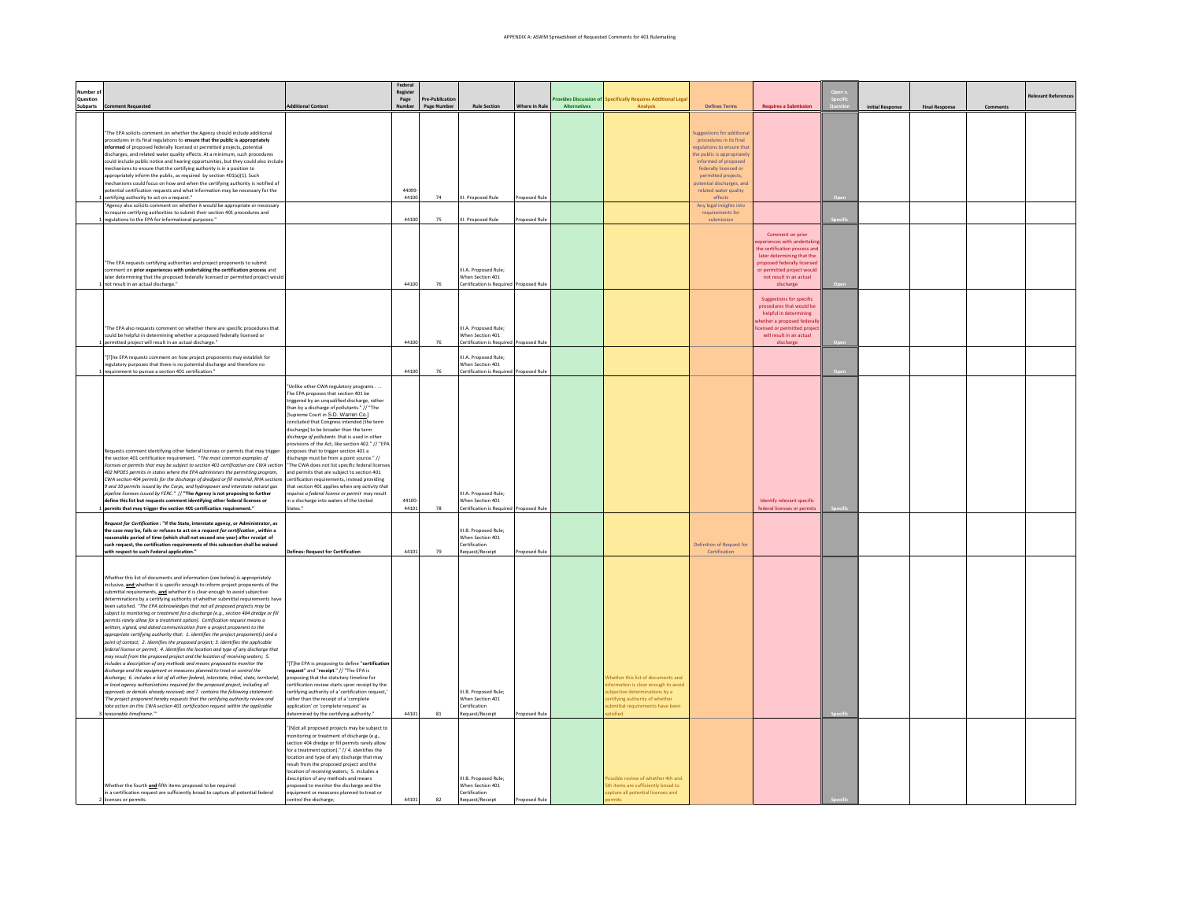APPENDIX A: ASWM Spreadsheet of Requested Comments for 401 Rulemaking

| Number of Question Subparts | Comment Requested | Additional Context | Federal Register Page Number | Pre-Publication Page Number | Rule Section | Where in Rule | Provides Discussion of Alternatives | Specifically Requires Additional Legal Analysis | Defines Terms | Requires a Submission | Open v. Specific Question | Initial Response | Final Response | Comments | Relevant References |
|---|---|---|---|---|---|---|---|---|---|---|---|---|---|---|---|
| 1 | "The EPA solicits comment on whether the Agency should include additional procedures in its final regulations to **ensure that the public is appropriately informed** of proposed federally licensed or permitted projects, potential discharges, and related water quality effects. At a minimum, such procedures could include public notice and hearing opportunities, but they could also include mechanisms to ensure that the certifying authority is in a position to appropriately inform the public, as required by section 401(a)(1). Such mechanisms could focus on how and when the certifying authority is notified of potential certification requests and what information may be necessary for the certifying authority to act on a request." | | 44099-44100 | 74 | III. Proposed Rule | Proposed Rule | | | Suggestions for additional procedures in its final regulations to ensure that the public is appropriately informed of proposed federally licensed or permitted projects, potential discharges, and related water quality effects | | Open | | | | |
| 1 | "Agency also solicits comment on whether it would be appropriate or necessary to require certifying authorities to submit their section 401 procedures and regulations to the EPA for informational purposes." | | 44100 | 75 | III. Proposed Rule | Proposed Rule | | | Any legal insights into requirements for submission | | Specific | | | | |
| 1 | "The EPA requests certifying authorities and project proponents to submit comment on **prior experiences with undertaking the certification process** and later determining that the proposed federally licensed or permitted project would not result in an actual discharge." | | 44100 | 76 | III.A. Proposed Rule; When Section 401 Certification is Required | Proposed Rule | | | | Comment on prior experiences with undertaking the certification process and later determining that the proposed federally licensed or permitted project would not result in an actual discharge | Open | | | | |
| 1 | "The EPA also requests comment on whether there are specific procedures that could be helpful in determining whether a proposed federally licensed or permitted project will result in an actual discharge." | | 44100 | 76 | III.A. Proposed Rule; When Section 401 Certification is Required | Proposed Rule | | | | Suggestions for specific procedures that would be helpful in determining whether a proposed federally licensed or permitted project will result in an actual discharge | Open | | | | |
| 1 | "[T]he EPA requests comment on how project proponents may establish for regulatory purposes that there is no potential discharge and therefore no requirement to pursue a section 401 certification." | | 44100 | 76 | III.A. Proposed Rule; When Section 401 Certification is Required | Proposed Rule | | | | | Open | | | | |
| 1 | Requests comment identifying other federal licenses or permits that may trigger the section 401 certification requirement. "*The most common examples of licenses or permits that may be subject to section 401 certification are CWA section 402 NPDES permits in states where the EPA administers the permitting program, CWA section 404 permits for the discharge of dredged or fill material, RHA sections 9 and 10 permits issued by the Corps, and hydropower and interstate natural gas pipeline licenses issued by FERC.*" // "**The Agency is not proposing to further define this list but requests comment identifying other federal licenses or permits that may trigger the section 401 certification requirement.**" | "Unlike other CWA regulatory programs . . . The EPA proposes that section 401 be triggered by an unqualified discharge, rather than by a discharge of pollutants." // "The [Supreme Court in S.D. Warren Co.] concluded that Congress intended [the term discharge] to be broader than the term *discharge of pollutants* that is used in other provisions of the Act, like section 402." // "EPA proposes that to trigger section 401 a discharge must be from a point source." // "The CWA does not list specific federal licenses and permits that are subject to section 401 certification requirements, instead providing that section 401 applies when *any activity that requires a federal license or permit* may result in a discharge into waters of the United States." | 44100-44101 | 78 | III.A. Proposed Rule; When Section 401 Certification is Required | Proposed Rule | | | | Identify relevant specific federal licenses or permits | Specific | | | | |
| | ***Request for Certification*: "If the State, interstate agency, or Administrator, as the case may be, fails or refuses to act on a *request for certification* , within a reasonable period of time (which shall not exceed one year) after *receipt* of such request, the certification requirements of this subsection shall be waived with respect to such Federal application."** | **Defines: Request for Certification** | 44101 | 79 | III.B. Proposed Rule; When Section 401 Certification Request/Receipt | Proposed Rule | | | Definition of Request for Certification | | | | | | |
| 3 | Whether this list of documents and information (see below) is appropriately inclusive, **and** whether it is specific enough to inform project proponents of the submittal requirements, **and** whether it is clear enough to avoid subjective determinations by a certifying authority of whether submittal requirements have been satisfied. "*The EPA acknowledges that not all proposed projects may be subject to monitoring or treatment for a discharge (e.g., section 404 dredge or fill permits rarely allow for a treatment option). Certification request means a written, signed, and dated communication from a project proponent to the appropriate certifying authority that: 1. identifies the project proponent(s) and a point of contact; 2. identifies the proposed project; 3. identifies the applicable federal license or permit; 4. identifies the location and type of any discharge that may result from the proposed project and the location of receiving waters; 5. includes a description of any methods and means proposed to monitor the discharge and the equipment or measures planned to treat or control the discharge; 6. includes a list of all other federal, interstate, tribal, state, territorial, or local agency authorizations required for the proposed project, including all approvals or denials already received; and 7. contains the following statement: 'The project proponent hereby requests that the certifying authority review and take action on this CWA section 401 certification request within the applicable reasonable timeframe.'*" | "[T]he EPA is proposing to define "**certification request**" and "**receipt**." // "The EPA is proposing that the statutory timeline for certification review starts upon receipt by the certifying authority of a 'certification request,' rather than the receipt of a 'complete application' or 'complete request' as determined by the certifying authority." | 44101 | 81 | III.B. Proposed Rule; When Section 401 Certification Request/Receipt | Proposed Rule | | Whether this list of documents and information is clear enough to avoid subjective determinations by a certifying authority of whether submittal requirements have been satisfied. | | | Specific | | | | |
| 2 | Whether the fourth **and** fifth items proposed to be required in a certification request are sufficiently broad to capture all potential federal licenses or permits. | "[N]ot all proposed projects may be subject to monitoring or treatment of discharge (e.g., section 404 dredge or fill permits rarely allow for a treatment option)." // 4. identifies the location and type of any discharge that may result from the proposed project and the location of receiving waters; 5. includes a description of any methods and means proposed to monitor the discharge and the equipment or measures planned to treat or control the discharge; | 44101 | 82 | III.B. Proposed Rule; When Section 401 Certification Request/Receipt | Proposed Rule | | Possible review of whether 4th and 5th items are sufficiently broad to capture all potential licenses and permits | | | Specific | | | | |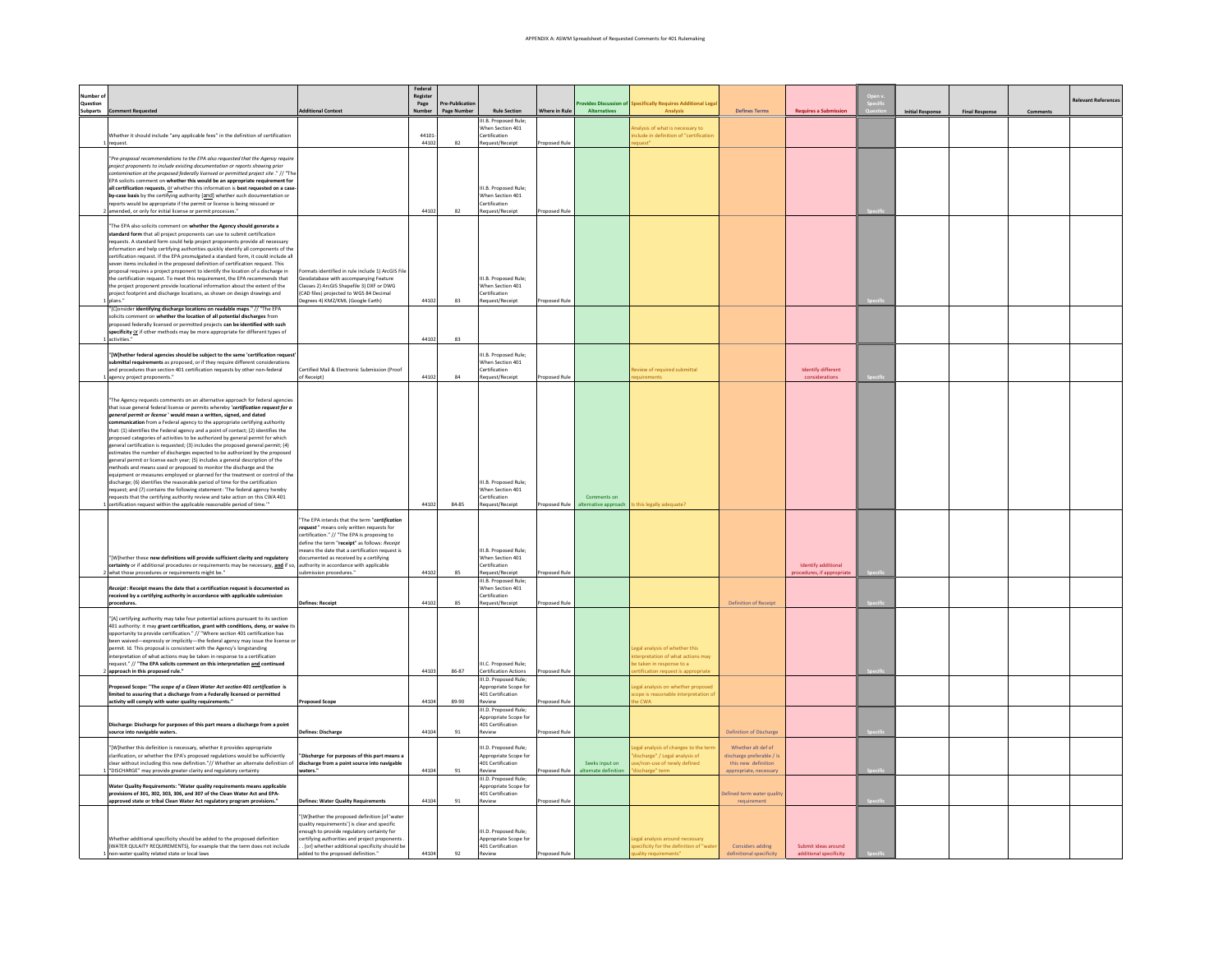APPENDIX A: ASWM Spreadsheet of Requested Comments for 401 Rulemaking

| Number of Question Subparts | Comment Requested | Additional Context | Federal Register Page Number | Pre-Publication Page Number | Rule Section | Where in Rule | Provides Discussion of Alternatives | Specifically Requires Additional Legal Analysis | Defines Terms | Requires a Submission | Open v. Specific Question | Initial Response | Final Response | Comments | Relevant References |
|---|---|---|---|---|---|---|---|---|---|---|---|---|---|---|---|
| 1 | Whether it should include "any applicable fees" in the definition of certification request. | | 44101-44102 | 82 | III.B. Proposed Rule; When Section 401 Certification Request/Receipt | Proposed Rule | | Analysis of what is necessary to include in definition of "certification request" | | | | | | | |
| 2 | "*Pre-proposal recommendations to the EPA also requested that the Agency require project proponents to include existing documentation or reports showing prior contamination at the proposed federally licensed or permitted project site*." // "The EPA solicits comment on **whether this would be an appropriate requirement for all certification requests**, or whether this information is **best requested on a case-by-case basis** by the certifying authority [and] whether such documentation or reports would be appropriate if the permit or license is being reissued or amended, or only for initial license or permit processes." | | 44102 | 82 | III.B. Proposed Rule; When Section 401 Certification Request/Receipt | Proposed Rule | | | | | Specific | | | | |
| 1 | "The EPA also solicits comment on **whether the Agency should generate a standard form** that all project proponents can use to submit certification requests. A standard form could help project proponents provide all necessary information and help certifying authorities quickly identify all components of the certification request. If the EPA promulgated a standard form, it could include all seven items included in the proposed definition of certification request. This proposal requires a project proponent to identify the location of a discharge in the certification request. To meet this requirement, the EPA recommends that the project proponent provide locational information about the extent of the project footprint and discharge locations, as shown on design drawings and plans." | Formats identified in rule include 1) ArcGIS File Geodatabase with accompanying Feature Classes 2) ArcGIS Shapefile 3) DXF or DWG (CAD files) projected to WGS 84 Decimal Degrees 4) KMZ/KML (Google Earth) | 44102 | 83 | III.B. Proposed Rule; When Section 401 Certification Request/Receipt | Proposed Rule | | | | | Specific | | | | |
| 1 | "[C]onsider **identifying discharge locations on readable maps**." // "The EPA solicits comment on **whether the location of all potential discharges** from proposed federally licensed or permitted projects **can be identified with such specificity** or if other methods may be more appropriate for different types of activities." | | 44102 | 83 | | | | | | | | | | | |
| 1 | "**[W]hether federal agencies should be subject to the same 'certification request' submittal requirements** as proposed, or if they require different considerations and procedures than section 401 certification requests by other non-federal agency project proponents." | Certified Mail & Electronic Submission (Proof of Receipt) | 44102 | 84 | III.B. Proposed Rule; When Section 401 Certification Request/Receipt | Proposed Rule | | Review of required submittal requirements | | Identify different considerations | Specific | | | | |
| 1 | "The Agency requests comments on an alternative approach for federal agencies that issue general federal license or permits whereby '***certification request for a general permit or license***' would mean a written, signed, and dated **communication** from a Federal agency to the appropriate certifying authority that: (1) identifies the Federal agency and a point of contact; (2) identifies the proposed categories of activities to be authorized by general permit for which general certification is requested; (3) includes the proposed general permit; (4) estimates the number of discharges expected to be authorized by the proposed general permit or license each year; (5) includes a general description of the methods and means used or proposed to monitor the discharge and the equipment or measures employed or planned for the treatment or control of the discharge; (6) identifies the reasonable period of time for the certification request; and (7) contains the following statement: 'The federal agency hereby requests that the certifying authority review and take action on this CWA 401 certification request within the applicable reasonable period of time.'" | | 44102 | 84-85 | III.B. Proposed Rule; When Section 401 Certification Request/Receipt | Proposed Rule | Comments on alternative approach | Is this legally adequate? | | | | | | | |
| 2 | "[W]hether these **new definitions will provide sufficient clarity and regulatory certainty** or if additional procedures or requirements may be necessary, **and** if so, what those procedures or requirements might be." | "The EPA intends that the term "***certification request***" means only written requests for certification." // "The EPA is proposing to define the term "**receipt**" as follows: *Receipt* means the date that a certification request is documented as received by a certifying authority in accordance with applicable submission procedures." | 44102 | 85 | III.B. Proposed Rule; When Section 401 Certification Request/Receipt | Proposed Rule | | | | Identify additional procedures, if appropriate | Specific | | | | |
| | ***Receipt*** **: Receipt means the date that a certification request is documented as received by a certifying authority in accordance with applicable submission procedures.** | **Defines: Receipt** | 44102 | 85 | III.B. Proposed Rule; When Section 401 Certification Request/Receipt | Proposed Rule | | | Definition of Receipt | | Specific | | | | |
| 2 | "[A] certifying authority may take four potential actions pursuant to its section 401 authority: it may **grant certification, grant with conditions, deny, or waive** its opportunity to provide certification." // "Where section 401 certification has been waived—expressly or implicitly—the federal agency may issue the license or permit. Id. This proposal is consistent with the Agency's longstanding interpretation of what actions may be taken in response to a certification request." // "**The EPA solicits comment on this interpretation and continued approach in this proposed rule.**" | | 44103 | 86-87 | III.C. Proposed Rule; Certification Actions | Proposed Rule | | Legal analysis of whether this interpretation of what actions may be taken in response to a certification request is appropriate | | | Specific | | | | |
| | **Proposed Scope: "The** ***scope of a Clean Water Act section 401 certification*** **is limited to assuring that a discharge from a Federally licensed or permitted activity will comply with water quality requirements."** | **Proposed Scope** | 44104 | 89-90 | III.D. Proposed Rule; Appropriate Scope for 401 Certification Review | Proposed Rule | | Legal analysis on whether proposed scope is reasonable interpretation of the CWA | | | | | | | |
| | **Discharge: Discharge for purposes of this part means a discharge from a point source into navigable waters.** | **Defines: Discharge** | 44104 | 91 | III.D. Proposed Rule; Appropriate Scope for 401 Certification Review | Proposed Rule | | | Definition of Discharge | | Specific | | | | |
| 1 | "[W]hether this definition is necessary, whether it provides appropriate clarification, or whether the EPA's proposed regulations would be sufficiently clear without including this new definition."// Whether an alternate definition of "DISCHARGE" may provide greater clarity and regulatory certainty | "***Discharge*** **for purposes of this part means a discharge from a point source into navigable waters.**" | 44104 | 91 | III.D. Proposed Rule; Appropriate Scope for 401 Certification Review | Proposed Rule | Seeks input on alternate definition | Legal analysis of changes to the term "discharge" / Legal analysis of use/non-use of newly defined "discharge" term | Whether alt def of discharge preferable / is this new definition appropriate, necessary | | Specific | | | | |
| | **Water Quality Requirements: "Water quality requirements means applicable provisions of 301, 302, 303, 306, and 307 of the Clean Water Act and EPA-approved state or tribal Clean Water Act regulatory program provisions."** | **Defines: Water Quality Requirements** | 44104 | 91 | III.D. Proposed Rule; Appropriate Scope for 401 Certification Review | Proposed Rule | | | Defined term water quality requirement | | Specific | | | | |
| 1 | Whether additional specificity should be added to the proposed definition (WATER QULAITY REQUIREMENTS), for example that the term does not include non-water quality related state or local laws | "[W]hether the proposed definition [of 'water quality requirements'] is clear and specific enough to provide regulatory certainty for certifying authorities and project proponents . . . [or] whether additional specificity should be added to the proposed definition." | 44104 | 92 | III.D. Proposed Rule; Appropriate Scope for 401 Certification Review | Proposed Rule | | Legal analysis around necessary specificity for the definition of "water quality requirements" | Considers adding definitional specificity | Submit ideas around additional specificity | Specific | | | | |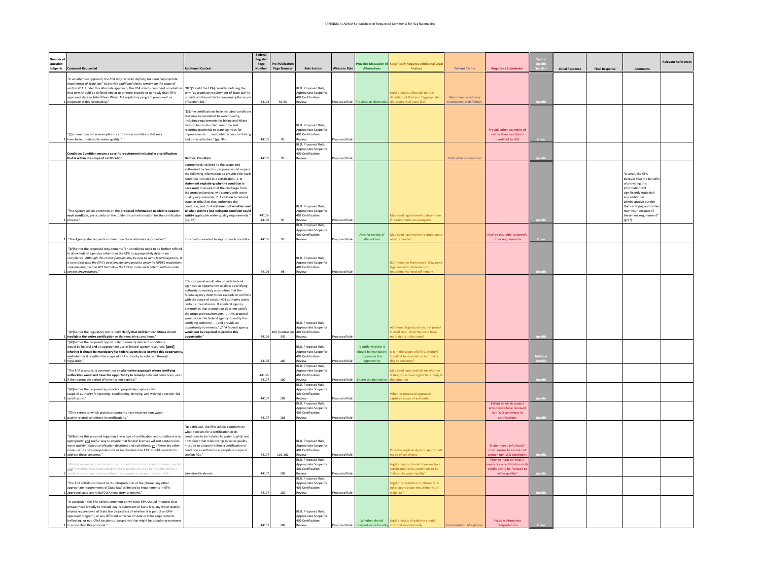APPENDIX A: ASWM Spreadsheet of Requested Comments for 401 Rulemaking

| Number of Question Subparts | Comment Requested | Additional Context | Federal Register Page Number | Pre-Publication Page Number | Rule Section | Where in Rule | Provides Discussion of Alternatives | Specifically Requires Additional Legal Analysis | Defines Terms | Requires a Submission | Open v. Specific Question | Initial Response | Final Response | Comments | Relevant References |
|---|---|---|---|---|---|---|---|---|---|---|---|---|---|---|---|
| 1 | "In an alternate approach, the EPA may consider defining the term "appropriate requirement of State law" to provide additional clarity concerning the scope of section 401. Under this alternate approach, the EPA solicits comment on whether that term should be defined similar to or more broadly or narrowly than 'EPA-approved state or tribal Clean Water Act regulatory program provisions' as proposed in this rulemaking." | OR "[Should the EPA] consider defining the term 'appropriate requirement of State law' to provide additional clarity concerning the scope of section 401." | 44104 | 92-93 | III.D. Proposed Rule; Appropriate Scope for 401 Certification Review | Proposed Rule | Provides an alternative | Legal analysis of broad/ narrow definition of the term "appropriate requirement of state law" | Determine broadness/ narrowness of definition | | Specific | | | | |
| 1 | "[C]omment on other examples of certification conditions that may have been unrelated to water quality." | "[S]ome certifications have included conditions that may be unrelated to water quality, including requirements for biking and hiking trails to be constructed, one-time and recurring payments to state agencies for improvements . . . and public access for fishing and other activities." (pg. 94) | 44105 | 95 | III.D. Proposed Rule; Appropriate Scope for 401 Certification Review | Proposed Rule | | | | Provide other examples of certification conditions unrelated to WQ | Open | | | | |
| | **Condition: Condition means a specific requirement included in a certification that is within the scope of certification.** | **Defines: Condition** | 44105 | 95 | III.D. Proposed Rule; Appropriate Scope for 401 Certification Review | Proposed Rule | | | Defined term Condition | | Specific | | | | |
| 1 | "The Agency solicits comment on the **proposed information needed to support each condition**, particularly on the utility of such information for the certification process." | appropriately tailored to the scope and authorized by law, this proposal would require the following information be provided for each condition included in a certification: 1. **A statement explaining why the condition is necessary** to assure that the discharge from the proposed project will comply with water quality requirements; 2. A **citation** to federal, state, or tribal law that authorizes the condition; and 3. A **statement of whether and to what extent a less stringent condition could satisfy** applicable water quality requirements." (pg. 96) | 44105-44106 | 97 | III.D. Proposed Rule; Appropriate Scope for 401 Certification Review | Proposed Rule | | May need legal review to determine if requirements are adequate | | | Specific | | | "Overall, the EPA believes that the benefits of providing this information will significantly outweigh any additional administrative burden that certifying authorities may incur because of these new requirement" (p.97) | |
| 1 | "The Agency also requests comment on these alternate approaches." | Information needed to support each condition | 44106 | 97 | III.D. Proposed Rule; Appropriate Scope for 401 Certification Review | Proposed Rule | Asks for review of alternatives | May need legal review to understand what is needed | | May be desirable to identify other requirements | Open | | | | |
| 1 | "[W]hether the proposed requirements for conditions need to be further refined to allow federal agencies other than the EPA to appropriately determine compliance. *Although this review function may be new to some federal agencies, it is consistent with the EPA's own longstanding practice under its NPDES regulations implementing section 401 that allow the EPA to make such determinations under certain circumstances.*" | | 44106 | 98 | III.D. Proposed Rule; Appropriate Scope for 401 Certification Review | Proposed Rule | | (Continuation from above) May need legal review to determine if requirements need refinement | | | Specific | | | | |
| 1 | "[W]hether the regulatory text should **clarify that deficient conditions do not invalidate the entire certification** or the remaining conditions." | "This proposal would also provide federal agencies an opportunity to allow a certifying authority to remedy a condition that the federal agency determines exceeds or conflicts with the scope of section 401 authority under certain circumstances. If a federal agency determines that a condition does not satisfy the proposed requirements . . . this proposal would allow the federal agency to notify the certifying authority . . . and provide an opportunity to remedy." // "A federal agency **would not be required to provide this opportunity.**" | 44106 | 100 (context on 99) | III.D. Proposed Rule; Appropriate Scope for 401 Certification Review | Proposed Rule | | Additional legal question, not posed in draft rule: Does the state have more rights in this area? | | | Specific | | | | |
| 3 | "[W]hether the proposed opportunity to remedy deficient conditions would be helpful **and** an appropriate use of federal agency resources, **[and] whether it should be mandatory for federal agencies to provide this opportunity,** **and** whether it is within the scope of EPA authority to establish through regulation." | | 44106 | 100 | III.D. Proposed Rule; Appropriate Scope for 401 Certification Review | Proposed Rule | Identify whether it should be mandatory to provide this opportunity | Is it in the scope of EPA authority? Should it be mandatory to provide this opportunity? | | | Multiple Specific | | | | |
| 1 | "The EPA also solicits comment on an **alternative approach where certifying authorities would not have the opportunity to remedy** deficient conditions, even if the reasonable period of time has not expired." | | 44106-44107 | 100 | III.D. Proposed Rule; Appropriate Scope for 401 Certification Review | Proposed Rule | Shares an alternative | May need legal analysis on whether states/tribes have rights to remedy in this situation | | | Specific | | | | |
| 1 | "[W]hether the proposed approach appropriately captures the scope of authority for granting, conditioning, denying, and waiving a section 401 certification." | | 44107 | 101 | III.D. Proposed Rule; Appropriate Scope for 401 Certification Review | Proposed Rule | | Whether proposed approach captures scope of authority | | | Specific | | | | |
| 1 | "[T]he extent to which project proponents have received non-water quality related conditions in certifications." | | 44107 | 101 | III.D. Proposed Rule; Appropriate Scope for 401 Certification Review | Proposed Rule | | | | Extent to which project proponents have received non-WQ conditions in certifications | Specific | | | | |
| 3 | "[W]hether this proposal regarding the scope of certification and conditions is an *appropriate* **and** *useful* way to ensure that federal licenses will not contain non-water quality related certification decisions and conditions, **or** if there are other more useful and appropriate tools or mechanisms the EPA should consider to address these concerns." | "In particular, the EPA solicits comment on what it means for a certification or its conditions to be 'related to water quality' and how direct that relationship to water quality must be to properly define a certification or condition as within the appropriate scope of section 401." | 44107 | 101-102 | III.D. Proposed Rule; Appropriate Scope for 401 Certification Review | Proposed Rule | | Potential legal analysis of appropriate scope of conditions | | Share more useful tools/ mechanisms to ensure not contain non-WQ conditions | Specific | | | | |
| 2 | "What it means for a certification or its conditions to be 'related to water quality' and how direct that relationship to water quality must be to properly define a certification or condition as within the appropriate scope of section 401." | (see directly above) | 44107 | 102 | III.D. Proposed Rule; Appropriate Scope for 401 Certification Review | Proposed Rule | | Legal analysis of what it means for a certification or its conditions to be "related to water quality" | | Provide input on what it means for a certification or its conditions to be "related to water quality" | Specific | | | | |
| 1 | "The EPA solicits comment on its interpretation of the phrase 'any other appropriate requirements of State law' as limited to requirements in EPA-approved state and tribal CWA regulatory programs." | | 44107 | 102 | III.D. Proposed Rule; Appropriate Scope for 401 Certification Review | Proposed Rule | | Legal interpretation of phrase "any other appropriate requirements of state law" | | | Specific | | | | |
| 1 | "In particular, the EPA solicits comment on whether EPA should interpret that phrase more broadly to include *any* requirement of State law, any *water quality-related requirement* of State law (regardless of whether it is part of an EPA-approved program), or any different universe of state or tribal requirements (reflecting, or not, CWA sections or programs) that might be broader or narrower in scope than this proposal." | | 44107 | 102 | III.D. Proposed Rule; Appropriate Scope for 401 Certification Review | Proposed Rule | Whether should interpret more broadly | Legal analysis of whether should interpret more broadly | Interpretation of a phrase | Possible alternative interpretations | Open | | | | |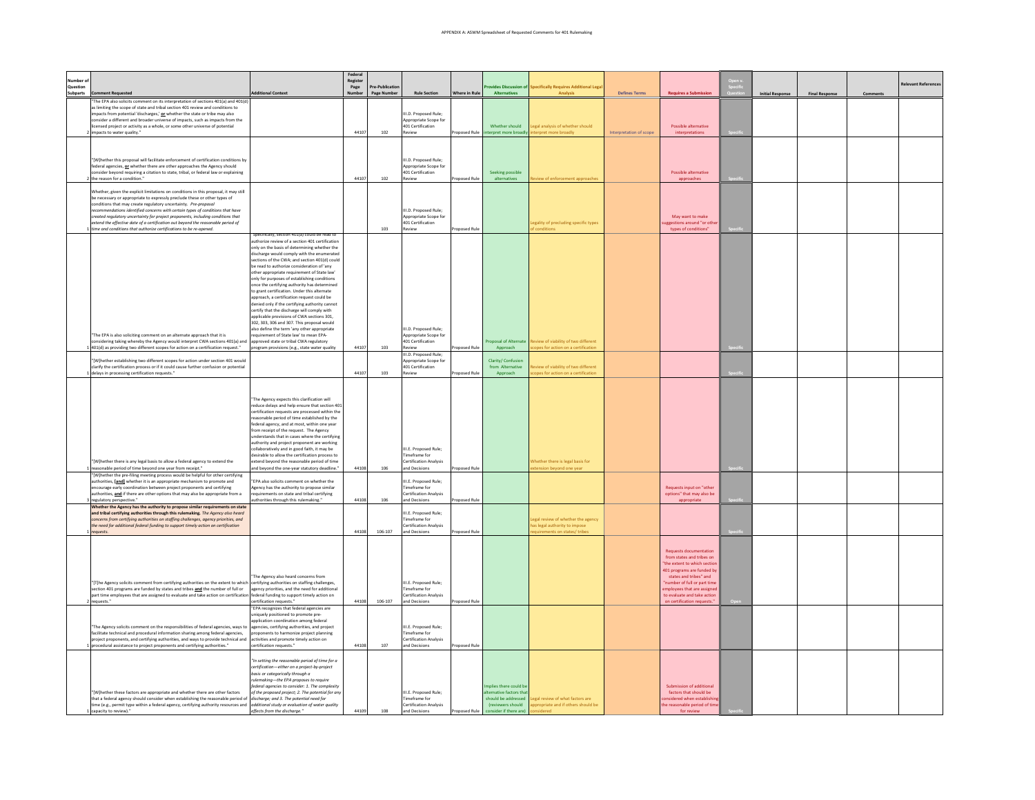APPENDIX A: ASWM Spreadsheet of Requested Comments for 401 Rulemaking

| Number of Question Subparts | Comment Requested | Additional Context | Federal Register Page Number | Pre-Publication Page Number | Rule Section | Where in Rule | Provides Discussion of Alternatives | Specifically Requires Additional Legal Analysis | Defines Terms | Requires a Submission | Open v. Specific Question | Initial Response | Final Response | Comments | Relevant References |
|---|---|---|---|---|---|---|---|---|---|---|---|---|---|---|---|
| 2 | "The EPA also solicits comment on its interpretation of sections 401(a) and 401(d) as limiting the scope of state and tribal section 401 review and conditions to impacts from potential 'discharges,' **or** whether the state or tribe may also consider a different and broader universe of impacts, such as impacts from the licensed project or activity as a whole, or some other universe of potential impacts to water quality." | | 44107 | 102 | III.D. Proposed Rule; Appropriate Scope for 401 Certification Review | Proposed Rule | Whether should interpret more broadly | Legal analysis of whether should interpret more broadly | Interpretation of scope | Possible alternative interpretations | Specific | | | | |
| 2 | "[W]hether this proposal will facilitate enforcement of certification conditions by federal agencies, **or** whether there are other approaches the Agency should consider beyond requiring a citation to state, tribal, or federal law or explaining the reason for a condition." | | 44107 | 102 | III.D. Proposed Rule; Appropriate Scope for 401 Certification Review | Proposed Rule | Seeking possible alternatives | Review of enforcement approaches | | Possible alternative approaches | Specific | | | | |
| 1 | Whether, given the explicit limitations on conditions in this proposal, it may still be necessary or appropriate to expressly preclude these or other types of conditions that may create regulatory uncertainty. *Pre-proposal recommendations identified concerns with certain types of conditions that have created regulatory uncertainty for project proponents, including conditions that extend the effective date of a certification out beyond the reasonable period of time and conditions that authorize certifications to be re-opened.* | | | 103 | III.D. Proposed Rule; Appropriate Scope for 401 Certification Review | Proposed Rule | | Legality of precluding specific types of conditions | | May want to make suggestions around "or other types of conditions" | Specific | | | | |
| 1 | "The EPA is also soliciting comment on an alternate approach that it is considering taking whereby the Agency would interpret CWA sections 401(a) and 401(d) as providing two different scopes for action on a certification request." | "Specifically, section 401(a) could be read to authorize review of a section 401 certification only on the basis of determining whether the discharge would comply with the enumerated sections of the CWA; and section 401(d) could be read to authorize consideration of 'any other appropriate requirement of State law' only for purposes of establishing conditions once the certifying authority has determined to grant certification. Under this alternate approach, a certification request could be denied only if the certifying authority cannot certify that the discharge will comply with applicable provisions of CWA sections 301, 302, 303, 306 and 307. This proposal would also define the term 'any other appropriate requirement of State law' to mean EPA-approved state or tribal CWA regulatory program provisions (e.g., state water quality | 44107 | 103 | III.D. Proposed Rule; Appropriate Scope for 401 Certification Review | Proposed Rule | Proposal of Alternate Approach | Review of viability of two different scopes for action on a certification | | | Specific | | | | |
| 1 | "[W]hether establishing two different scopes for action under section 401 would clarify the certification process or if it could cause further confusion or potential delays in processing certification requests." | | 44107 | 103 | III.D. Proposed Rule; Appropriate Scope for 401 Certification Review | Proposed Rule | Clarity/ Confusion from Alternative Approach | Review of viability of two different scopes for action on a certification | | | Specific | | | | |
| 1 | "[W]hether there is any legal basis to allow a federal agency to extend the reasonable period of time beyond one year from receipt." | "The Agency expects this clarification will reduce delays and help ensure that section 401 certification requests are processed within the reasonable period of time established by the federal agency, and at most, within one year from receipt of the request. The Agency understands that in cases where the certifying authority and project proponent are working collaboratively and in good faith, it may be desirable to allow the certification process to extend beyond the reasonable period of time and beyond the one-year statutory deadline." | 44108 | 106 | III.E. Proposed Rule; Timeframe for Certification Analysis and Decisions | Proposed Rule | | Whether there is legal basis for extension beyond one year | | | Specific | | | | |
| 3 | "[W]hether the pre-filing meeting process would be helpful for other certifying authorities, **[and]** whether it is an appropriate mechanism to promote and encourage early coordination between project proponents and certifying authorities, **and** if there are other options that may also be appropriate from a regulatory perspective." | "EPA also solicits comment on whether the Agency has the authority to propose similar requirements on state and tribal certifying authorities through this rulemaking." | 44108 | 106 | III.E. Proposed Rule; Timeframe for Certification Analysis and Decisions | Proposed Rule | | | | Requests input on "other options" that may also be appropriate | Specific | | | | |
| 1 | **Whether the Agency has the authority to propose similar requirements on state and tribal certifying authorities through this rulemaking.** ***The Agency also heard concerns from certifying authorities on staffing challenges, agency priorities, and the need for additional federal funding to support timely action on certification requests.*** | | 44108 | 106-107 | III.E. Proposed Rule; Timeframe for Certification Analysis and Decisions | Proposed Rule | | Legal review of whether the agency has legal authority to impose requirements on states/ tribes | | | Specific | | | | |
| 2 | "[T]he Agency solicits comment from certifying authorities on the extent to which section 401 programs are funded by states and tribes **and** the number of full or part time employees that are assigned to evaluate and take action on certification requests." | "The Agency also heard concerns from certifying authorities on staffing challenges, agency priorities, and the need for additional federal funding to support timely action on certification requests." | 44108 | 106-107 | III.E. Proposed Rule; Timeframe for Certification Analysis and Decisions | Proposed Rule | | | | Requests documentation from states and tribes on "the extent to which section 401 programs are funded by states and tribes" and "number of full or part time employees that are assigned to evaluate and take action on certification requests." | Open | | | | |
| 1 | "The Agency solicits comment on the responsibilities of federal agencies, ways to facilitate technical and procedural information sharing among federal agencies, project proponents, and certifying authorities, and ways to provide technical and procedural assistance to project proponents and certifying authorities." | "EPA recognizes that federal agencies are uniquely positioned to promote pre-application coordination among federal agencies, certifying authorities, and project proponents to harmonize project planning activities and promote timely action on certification requests." | 44108 | 107 | III.E. Proposed Rule; Timeframe for Certification Analysis and Decisions | Proposed Rule | | | | | | | | | |
| 1 | "[W]hether these factors are appropriate and whether there are other factors that a federal agency should consider when establishing the reasonable period of time (e.g., permit type within a federal agency, certifying authority resources and capacity to review)." | *"In setting the reasonable period of time for a certification—either on a project-by-project basis or categorically through a rulemaking—the EPA proposes to require federal agencies to consider: 1. The complexity of the proposed project; 2. The potential for any discharge; and 3. The potential need for additional study or evaluation of water quality effects from the discharge."* | 44109 | 108 | III.E. Proposed Rule; Timeframe for Certification Analysis and Decisions | Proposed Rule | Implies there could be alternative factors that should be addressed (reviewers should consider if there are) | Legal review of what factors are appropriate and if others should be considered | | Submission of additional factors that should be considered when establishing the reasonable period of time for review | Specific | | | | |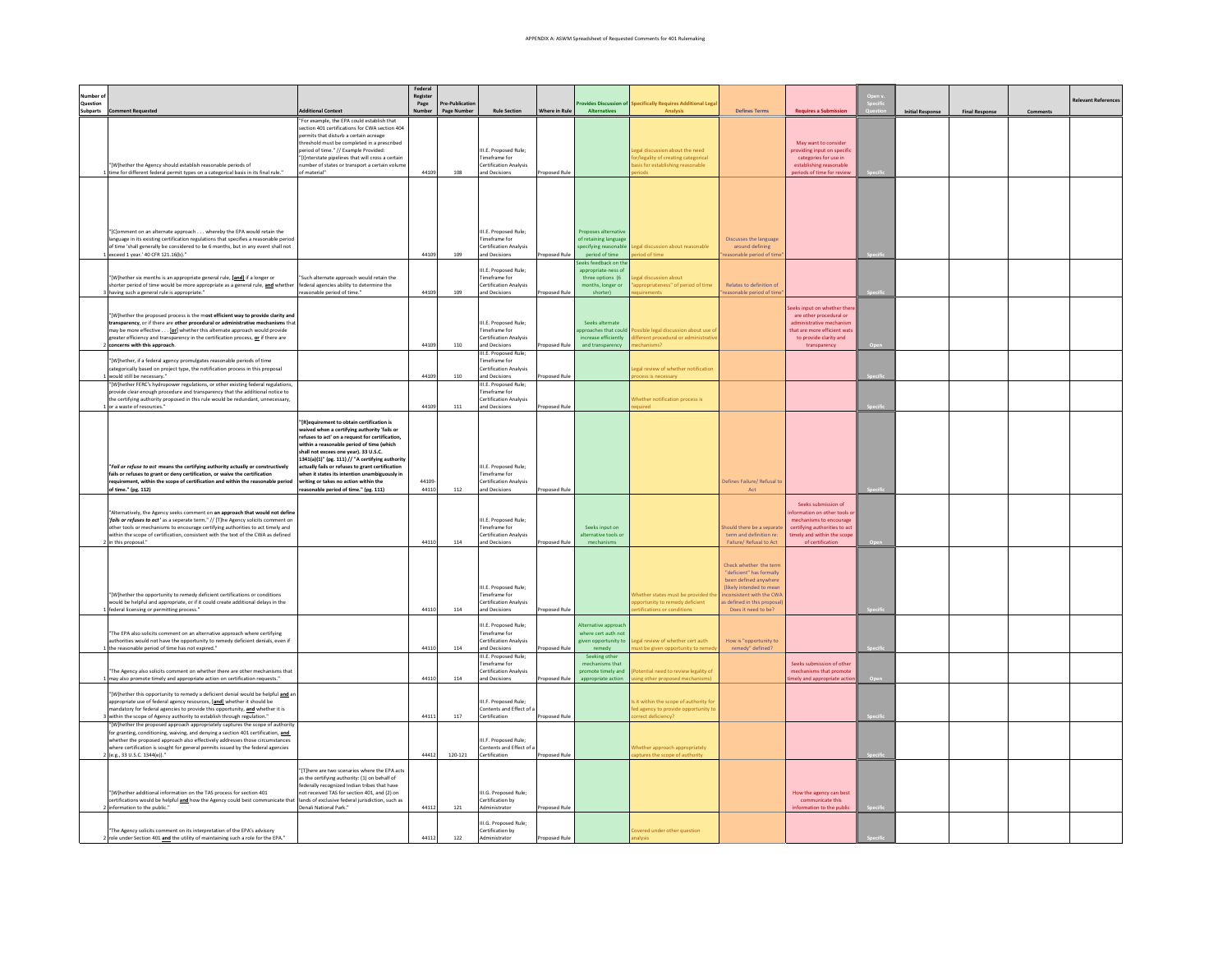APPENDIX A: ASWM Spreadsheet of Requested Comments for 401 Rulemaking

| Number of Question Subparts | Comment Requested | Additional Context | Federal Register Page Number | Pre-Publication Page Number | Rule Section | Where in Rule | Provides Discussion of Alternatives | Specifically Requires Additional Legal Analysis | Defines Terms | Requires a Submission | Open v. Specific Question | Initial Response | Final Response | Comments | Relevant References |
|---|---|---|---|---|---|---|---|---|---|---|---|---|---|---|---|
| 1 | "[W]hether the Agency should establish reasonable periods of time for different federal permit types on a categorical basis in its final rule." | "For example, the EPA could establish that section 401 certifications for CWA section 404 permits that disturb a certain acreage threshold must be completed in a prescribed period of time." // Example Provided: "[I]nterstate pipelines that will cross a certain number of states or transport a certain volume of material" | 44109 | 108 | III.E. Proposed Rule; Timeframe for Certification Analysis and Decisions | Proposed Rule | | Legal discussion about the need for/legality of creating categorical basis for establishing reasonable periods | | May want to consider providing input on specific categories for use in establishing reasonable periods of time for review | Specific | | | | |
| 1 | "[C]omment on an alternate approach . . . whereby the EPA would retain the language in its existing certification regulations that specifies a reasonable period of time 'shall generally be considered to be 6 months, but in any event shall not exceed 1 year.' 40 CFR 121.16(b)." | | 44109 | 109 | III.E. Proposed Rule; Timeframe for Certification Analysis and Decisions | Proposed Rule | Proposes alternative of retaining language specifying reasonable period of time | Legal discussion about reasonable period of time | Discusses the language around defining "reasonable period of time" | | Specific | | | | |
| 3 | "[W]hether six months is an appropriate general rule, **[and]** if a longer or shorter period of time would be more appropriate as a general rule, **and** whether having such a general rule is appropriate." | "Such alternate approach would retain the federal agencies ability to determine the reasonable period of time." | 44109 | 109 | III.E. Proposed Rule; Timeframe for Certification Analysis and Decisions | Proposed Rule | Seeks feedback on the appropriate-ness of three options (6 months, longer or shorter) | Legal discussion about "appropriateness" of period of time requirements | Relates to definition of "reasonable period of time" | | Specific | | | | |
| 2 | "[W]hether the proposed process is the **most efficient way to provide clarity and transparency**, or if there are **other procedural or administrative mechanisms** that may be more effective . . . **[or]** whether this alternate approach would provide greater efficiency and transparency in the certification process, **or** if there are **concerns with this approach**. | | 44109 | 110 | III.E. Proposed Rule; Timeframe for Certification Analysis and Decisions | Proposed Rule | Seeks alternate approaches that could increase efficiently and transparency | Possible legal discussion about use of different procedural or administrative mechanisms? | | Seeks input on whether there are other procedural or administrative mechanism that are more efficient wats to provide clarity and transparency | Open | | | | |
| 1 | "[W]hether, if a federal agency promulgates reasonable periods of time categorically based on project type, the notification process in this proposal would still be necessary." | | 44109 | 110 | III.E. Proposed Rule; Timeframe for Certification Analysis and Decisions | Proposed Rule | | Legal review of whether notification process is necessary | | | Specific | | | | |
| 1 | "[W]hether FERC's hydropower regulations, or other existing federal regulations, provide clear enough procedure and transparency that the additional notice to the certifying authority proposed in this rule would be redundant, unnecessary, or a waste of resources." | | 44109 | 111 | III.E. Proposed Rule; Timeframe for Certification Analysis and Decisions | Proposed Rule | | Whether notification process is required | | | Specific | | | | |
| 1 | "***Fail or refuse to act*** **means the certifying authority actually or constructively fails or refuses to grant or deny certification, or waive the certification requirement, within the scope of certification and within the reasonable period of time." (pg. 112)** | **"[R]equirement to obtain certification is waived when a certifying authority 'fails or refuses to act' on a request for certification, within a reasonable period of time (which shall not excess one year). 33 U.S.C. 1341(a)(1)" (pg. 111) // "A certifying authority actually fails or refuses to grant certification when it states its intention unambiguously in writing or takes no action within the reasonable period of time." (pg. 111)** | 44109-44110 | 112 | III.E. Proposed Rule; Timeframe for Certification Analysis and Decisions | Proposed Rule | | | Defines Failure/ Refusal to Act | | Specific | | | | |
| 2 | "Alternatively, the Agency seeks comment on **an approach that would not define *'fails or refuses to act'*** as a seperate term." // [T]he Agency solicits comment on other tools or mechanisms to encourage certifying authorities to act timely and within the scope of certification, consistent with the text of the CWA as defined in this proposal." | | 44110 | 114 | III.E. Proposed Rule; Timeframe for Certification Analysis and Decisions | Proposed Rule | Seeks input on alternative tools or mechanisms | | Should there be a separate term and definition re: Failure/ Refusal to Act | Seeks submission of information on other tools or mechanisms to encourage certifying authorities to act timely and within the scope of certification | Open | | | | |
| 1 | "[W]hether the opportunity to remedy deficient certifications or conditions would be helpful and appropriate, or if it could create additional delays in the federal licensing or permitting process." | | 44110 | 114 | III.E. Proposed Rule; Timeframe for Certification Analysis and Decisions | Proposed Rule | | Whether states must be provided the opportunity to remedy deficient certifications or conditions | Check whether the term "deficient" has formally been defined anywhere (likely intended to mean inconsistent with the CWA as defined in this proposal) Does it need to be? | | Specific | | | | |
| 1 | "The EPA also solicits comment on an alternative approach where certifying authorities would not have the opportunity to remedy deficient denials, even if the reasonable period of time has not expired." | | 44110 | 114 | III.E. Proposed Rule; Timeframe for Certification Analysis and Decisions | Proposed Rule | Alternative approach where cert auth not given opportunity to remedy | Legal review of whether cert auth must be given opportunity to remedy | How is "opportunity to remedy" defined? | | Specific | | | | |
| 1 | "The Agency also solicits comment on whether there are other mechanisms that may also promote timely and appropriate action on certification requests." | | 44110 | 114 | III.E. Proposed Rule; Timeframe for Certification Analysis and Decisions | Proposed Rule | Seeking other mechanisms that promote timely and appropriate action | (Potential need to review legality of using other proposed mechanisms) | | Seeks submission of other mechanisms that promote timely and appropriate action | Open | | | | |
| 3 | "[W]hether this opportunity to remedy a deficient denial would be helpful **and** an appropriate use of federal agency resources, **[and]** whether it should be mandatory for federal agencies to provide this opportunity, **and** whether it is within the scope of Agency authority to establish through regulation." | | 44111 | 117 | III.F. Proposed Rule; Contents and Effect of a Certification | Proposed Rule | | Is it within the scope of authority for fed agency to provide opportunity to correct deficiency? | | | Specific | | | | |
| 2 | "[W]hether the proposed approach appropriately captures the scope of authority for granting, conditioning, waiving, and denying a section 401 certification, **and** whether the proposed approach also effectively addresses those circumstances where certification is sought for general permits issued by the federal agencies (e.g., 33 U.S.C. 1344(e))." | | 44412 | 120-121 | III.F. Proposed Rule; Contents and Effect of a Certification | Proposed Rule | | Whether approach appropriately captures the scope of authority | | | Specific | | | | |
| 2 | "[W]hether additional information on the TAS process for section 401 certifications would be helpful **and** how the Agency could best communicate that information to the public." | "[T]here are two scenarios where the EPA acts as the certifying authority: (1) on behalf of federally recognized Indian tribes that have not received TAS for section 401, and (2) on lands of exclusive federal jurisdiction, such as Denali National Park." | 44112 | 121 | III.G. Proposed Rule; Certification by Administrator | Proposed Rule | | | | How the agency can best communicate this information to the public | Specific | | | | |
| 2 | "The Agency solicits comment on its interpretation of the EPA's advisory role under Section 401 **and** the utility of maintaining such a role for the EPA." | | 44112 | 122 | III.G. Proposed Rule; Certification by Administrator | Proposed Rule | | Covered under other question analysis | | | Specific | | | | |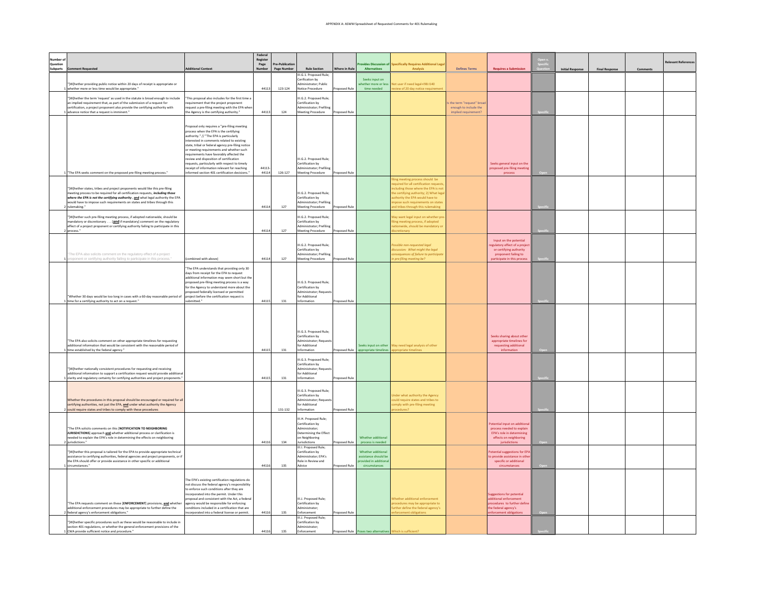APPENDIX A: ASWM Spreadsheet of Requested Comments for 401 Rulemaking

| Number of Question Subparts | Comment Requested | Additional Context | Federal Register Page Number | Pre-Publication Page Number | Rule Section | Where in Rule | Provides Discussion of Alternatives | Specifically Requires Additional Legal Analysis | Defines Terms | Requires a Submission | Open v. Specific Question | Initial Response | Final Response | Comments | Relevant References |
|---|---|---|---|---|---|---|---|---|---|---|---|---|---|---|---|
| 1 | "[W]hether providing public notice within 20 days of receipt is appropriate or whether more or less time would be appropriate." | | 44113 | 123-124 | III.G.1. Proposed Rule; Cerification by Administrator; Public Notice Procedure | Proposed Rule | Seeks input on whether more or less time needed | Not user if need legal r098:I140 review of 20 day notice requirement | | | | | | | |
| 1 | "[W]hether the term 'request' as used in the statute is broad enough to include an implied requirement that, as part of the submission of a request for certification, a project proponent also provide the certifying authority with advance notice that a request is imminent." | "This proposal also includes for the first time a requirement that the project proponent request a pre-filing meeting with the EPA when the Agency is the certifying authority." | 44113 | 124 | III.G.2. Proposed Rule; Certification by Administrator; Prefiling Meeting Procedure | Proposed Rule | | | Is the term "request" broad enough to include the implied requirement? | | Specific | | | | |
| 1 | "The EPA seeks comment on the proposed pre-filing meeting process." | Proposal only requires a "pre-filing meeting process when the EPA is the certifying authority." // "The EPA is particularly interested in comments related to existing state, tribal or federal agency pre-filing notice or meeting requirements and whether such requirements have favorably affected the review and disposition of certification requests, particularly with respect to timely receipt of information relevant for reaching informed section 401 certification decisions." | 44113-44114 | 126-127 | III.G.2. Proposed Rule; Certification by Administrator; Prefiling Meeting Procedure | Proposed Rule | | | | Seeks general input on the proposed pre-filing meeting process | Open | | | | |
| 2 | "[W]hether states, tribes and project proponents would like this pre-filing meeting process to be required for all certification requests, ***including those where the EPA is not the certifying authority***, **and** what legal authority the EPA would have to impose such requirements on states and tribes through this rulemaking." | | 44114 | 127 | III.G.2. Proposed Rule; Certification by Administrator; Prefiling Meeting Procedure | Proposed Rule | | filing meeting process should be required for all certification requests, including those where the EPA is not the certifying authority; 2) What legal authority the EPA would have to impose such requirements on states and tribes through this rulemaking | | | Specific | | | | |
| 2 | "[W]hether such pre-filing meeting process, if adopted nationwide, should be mandatory or discretionary . . . [**and** if mandatory] comment on the regulatory effect of a project proponent or certifying authority failing to participate in this process." | | 44114 | 127 | III.G.2. Proposed Rule; Certification by Administrator; Prefiling Meeting Procedure | Proposed Rule | | May want legal input on whether pre-filing meeting process, if adopted nationwide, should be mandatory or discretionary | | | Specific | | | | |
| 1 | "The EPA also solicits comment on the regulatory effect of a project proponent or certifying authority failing to participate in this process." | (combined with above) | 44114 | 127 | III.G.2. Proposed Rule; Certification by Administrator; Prefiling Meeting Procedure | Proposed Rule | | *Possible non-requested legal discussion: What might the legal consequences of failure to participate in pre-filing meeting be?* | | Input on the potential regulatory effect of a project or certifying authority proponent failing to participate in this process | Specific | | | | |
| 1 | "Whether 30 days would be too long in cases with a 60-day reasonable period of time for a certifying authority to act on a request." | "The EPA understands that providing only 30 days from receipt for the EPA to request additional information may seem short but the proposed pre-filing meeting process is a way for the Agency to understand more about the proposed federally licensed or permitted project before the certification request is submitted." | 44115 | 131 | III.G.3. Proposed Rule; Certification by Administrator; Requests for Additional Information | Proposed Rule | | | | | Specific | | | | |
| 1 | "The EPA also solicits comment on other appropriate timelines for requesting additional information that would be consistent with the reasonable period of time established by the federal agency." | | 44115 | 131 | III.G.3. Proposed Rule; Certification by Administrator; Requests for Additional Information | Proposed Rule | Seeks input on other appropriate timelines | May need legal analysis of other appropriate timelines | | Seeks sharing about other appropriate timelines for requesting additional information | Open | | | | |
| 1 | "[W]hether nationally consistent procedures for requesting and receiving additional information to support a certification request would provide additional clarity and regulatory certainty for certifying authorities and project proponents." | | 44115 | 131 | III.G.3. Proposed Rule; Certification by Administrator; Requests for Additional Information | Proposed Rule | | | | | Specific | | | | |
| 2 | Whether the procedures in this proposal should be encouraged or required for all certifying authorities, not just the EPA, **and** under what authority the Agency could require states and tribes to comply with these procedures | | | 131-132 | III.G.3. Proposed Rule; Certification by Administrator; Requests for Additional Information | Proposed Rule | | Under what authority the Agency could require states and tribes to comply with pre-filing meeting procedures? | | | Specific | | | | |
| 2 | "The EPA solicits comments on this [**NOTIFICATION TO NEIGHBORING JURISDICTIONS**] approach **and** whether additional process or clarification is needed to explain the EPA's role in determining the effects on neighboring jurisdictions." | | 44116 | 134 | III.H. Proposed Rule; Certification by Administrator; Determining the Effect on Neighboring Jurisdictions | Proposed Rule | Whether additional process is needed | | | Potential input on additional process needed to explain EPA's role in determining effects on neighboring jurisdictions | Open | | | | |
| 1 | "[W]hether this proposal is tailored for the EPA to provide appropriate technical assistance to certifying authorities, federal agencies and project proponents, or if the EPA should offer or provide assistance in other specific or additional circumstances." | | 44116 | 135 | III.I. Proposed Rule; Certification by Administrator; EPA's Role in Review and Advice | Proposed Rule | Whether additional assistance should be provided in additional circumstances | | | Potential suggestions for EPA to provide assistance in other specific or additional circumstances | Open | | | | |
| 2 | "The EPA requests comment on these [**ENFORCEMENT**] provisions, **and** whether additional enforcement procedures may be appropriate to further define the federal agency's enforcement obligations." | The EPA's existing certification regulations do not discuss the federal agency's responsibility to enforce such conditions after they are incorporated into the permit. Under this proposal and consistent with the Act, a federal agency would be responsible for enforcing conditions included in a certification that are incorporated into a federal license or permit. | 44116 | 135 | III.J. Proposed Rule; Certification by Administrator; Enforcement | Proposed Rule | | Whether additional enforcement procedures may be appropriate to further define the federal agency's enforcement obligations | | Suggestions for potential additional enforcement procedures to further define the federal agency's enforcement obligations | Open | | | | |
| 1 | "[W]hether specific procedures such as these would be reasonable to include in section 401 regulations, or whether the general enforcement provisions of the CWA provide sufficient notice and procedure." | | 44116 | 135 | III.J. Proposed Rule; Certification by Administrator; Enforcement | Proposed Rule | Poses two alternatives | Which is sufficient? | | | Specific | | | | |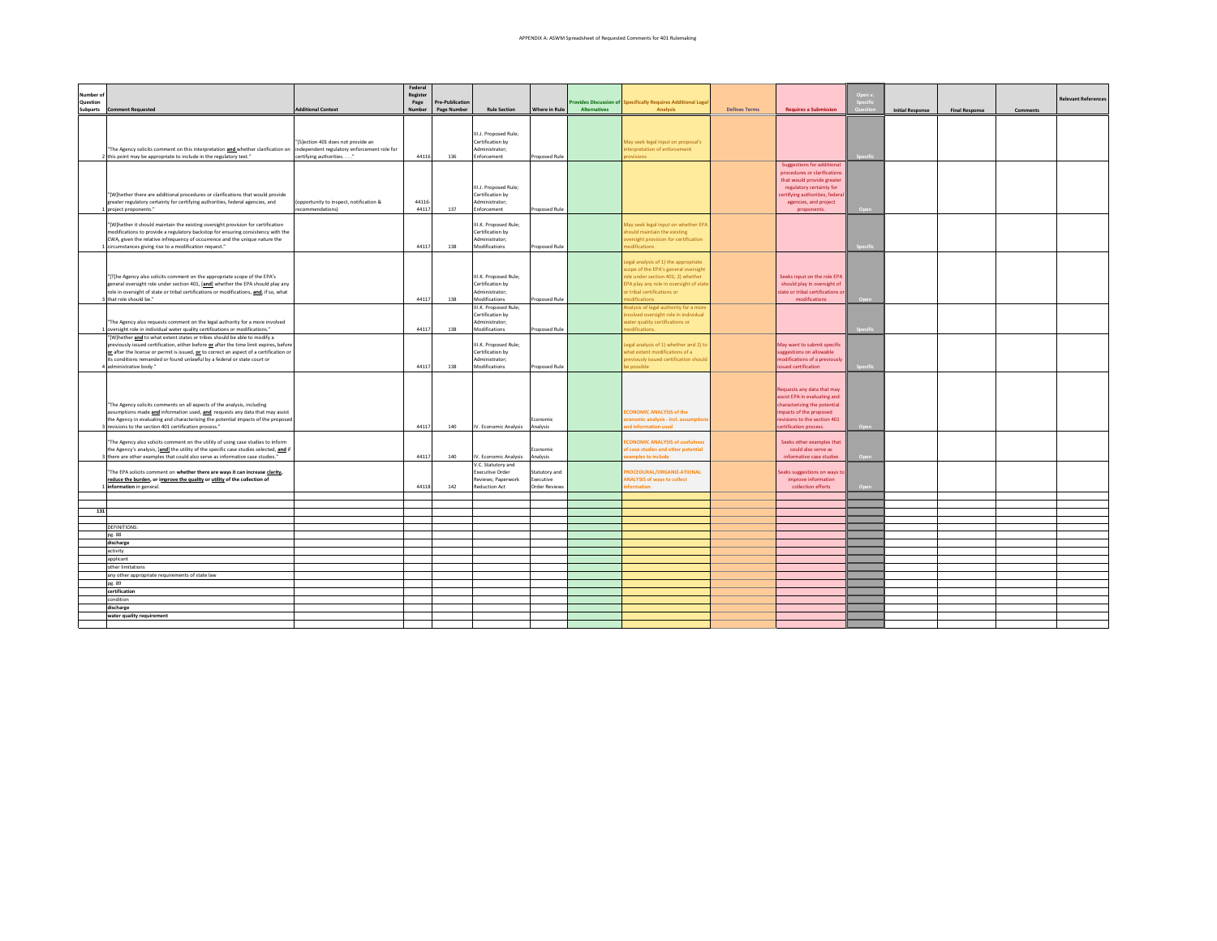APPENDIX A: ASWM Spreadsheet of Requested Comments for 401 Rulemaking

| Number of Question Subparts | Comment Requested | Additional Context | Federal Register Page Number | Pre-Publication Page Number | Rule Section | Where in Rule | Provides Discussion of Alternatives | Specifically Requires Additional Legal Analysis | Defines Terms | Requires a Submission | Open v. Specific Question | Initial Response | Final Response | Comments | Relevant References |
|---|---|---|---|---|---|---|---|---|---|---|---|---|---|---|---|
| 2 | "The Agency solicits comment on this interpretation **and** whether clarification on this point may be appropriate to include in the regulatory text." | "[S]ection 401 does not provide an independent regulatory enforcement role for certifying authorities. . . ." | 44116 | 136 | III.J. Proposed Rule; Certification by Administrator; Enforcement | Proposed Rule | | May seek legal input on proposal's interpretation of enforcement provisions | | | Specific | | | | |
| 1 | "[W]hether there are additional procedures or clarifications that would provide greater regulatory certainty for certifying authorities, federal agencies, and project proponents." | (opportunity to inspect, notification & recommendations) | 44116-44117 | 137 | III.J. Proposed Rule; Certification by Administrator; Enforcement | Proposed Rule | | | | Suggestions for additional procedures or clarifications that would provide greater regulatory certainty for certifying authorities, federal agencies, and project proponents. | Open | | | | |
| 1 | "[W]hether it should maintain the existing oversight provision for certification modifications to provide a regulatory backstop for ensuring consistency with the CWA, given the relative infrequency of occurrence and the unique nature the circumstances giving rise to a modification request." | | 44117 | 138 | III.K. Proposed Rule; Certification by Administrator; Modifications | Proposed Rule | | May seek legal input on whether EPA should maintain the existing oversight provision for certification modifications | | | Specific | | | | |
| 3 | "[T]he Agency also solicits comment on the appropriate scope of the EPA's general oversight role under section 401, [**and**] whether the EPA should play any role in oversight of state or tribal certifications or modifications, **and**, if so, what that role should be." | | 44117 | 138 | III.K. Proposed Rule; Certification by Administrator; Modifications | Proposed Rule | | Legal analysis of 1) the appropriate scope of the EPA's general oversight role under section 401; 2) whether EPA play any role in oversight of state or tribal certifications or modifications | | Seeks input on the role EPA should play in oversight of state or tribal certifications or modifications | Open | | | | |
| 1 | "The Agency also requests comment on the legal authority for a more involved oversight role in individual water quality certifications or modifications." | | 44117 | 138 | III.K. Proposed Rule; Certification by Administrator; Modifications | Proposed Rule | | Analysis of legal authority for a more involved oversight role in individual water quality certifications or modifications. | | | Specific | | | | |
| 4 | "[W]hether **and** to what extent states or tribes should be able to modify a previously issued certification, either before **or** after the time limit expires, before **or** after the license or permit is issued, **or** to correct an aspect of a certification or its conditions remanded or found unlawful by a federal or state court or administrative body." | | 44117 | 138 | III.K. Proposed Rule; Certification by Administrator; Modifications | Proposed Rule | | Legal analysis of 1) whether and 2) to what extent modifications of a previously issued certification should be possible | | May want to submit specific suggestions on allowable modifications of a previously issued certification | Specific | | | | |
| 3 | "The Agency solicits comments on all aspects of the analysis, including assumptions made **and** information used, **and** requests any data that may assist the Agency in evaluating and characterizing the potential impacts of the proposed revisions to the section 401 certification process." | | 44117 | 140 | IV. Economic Analysis | Economic Analysis | | ECONOMIC ANALYSIS of the economic analysis - incl. assumptions and information used | | Requests any data that may assist EPA in evaluating and characterizing the potential impacts of the proposed revisions to the section 401 certification process. | Open | | | | |
| 3 | "The Agency also solicits comment on the utility of using case studies to inform the Agency's analysis, [**and**] the utility of the specific case studies selected, **and** if there are other examples that could also serve as informative case studies." | | 44117 | 140 | IV. Economic Analysis | Economic Analysis | | ECONOMIC ANALYSIS of usefulness of case studies and other potential examples to include | | Seeks other examples that could also serve as informative case studies | Open | | | | |
| 1 | "The EPA solicits comment on **whether there are ways it can increase clarity, reduce the burden,** or **improve the quality** or **utility of the collection of information** in general. | | 44118 | 142 | V.C. Statutory and Executive Order Reviews; Paperwork Reduction Act | Statutory and Executive Order Reviews | | PROCEDURAL/ORGANIZATIONAL ANALYSIS of ways to collect information | | Seeks suggestions on ways to improve information collection efforts | Open | | | | |
| | | | | | | | | | | | | | | | |
| | | | | | | | | | | | | | | | |
| 131 | | | | | | | | | | | | | | | |
| | | | | | | | | | | | | | | | |
| | DEFINITIONS: | | | | | | | | | | | | | | |
| | pg. 88 | | | | | | | | | | | | | | |
| | **discharge** | | | | | | | | | | | | | | |
| | activity | | | | | | | | | | | | | | |
| | applicant | | | | | | | | | | | | | | |
| | other limitations | | | | | | | | | | | | | | |
| | any other appropriate requirements of state law | | | | | | | | | | | | | | |
| | pg. 89 | | | | | | | | | | | | | | |
| | **certification** | | | | | | | | | | | | | | |
| | condition | | | | | | | | | | | | | | |
| | **discharge** | | | | | | | | | | | | | | |
| | **water quality requirement** | | | | | | | | | | | | | | |
| | | | | | | | | | | | | | | | |